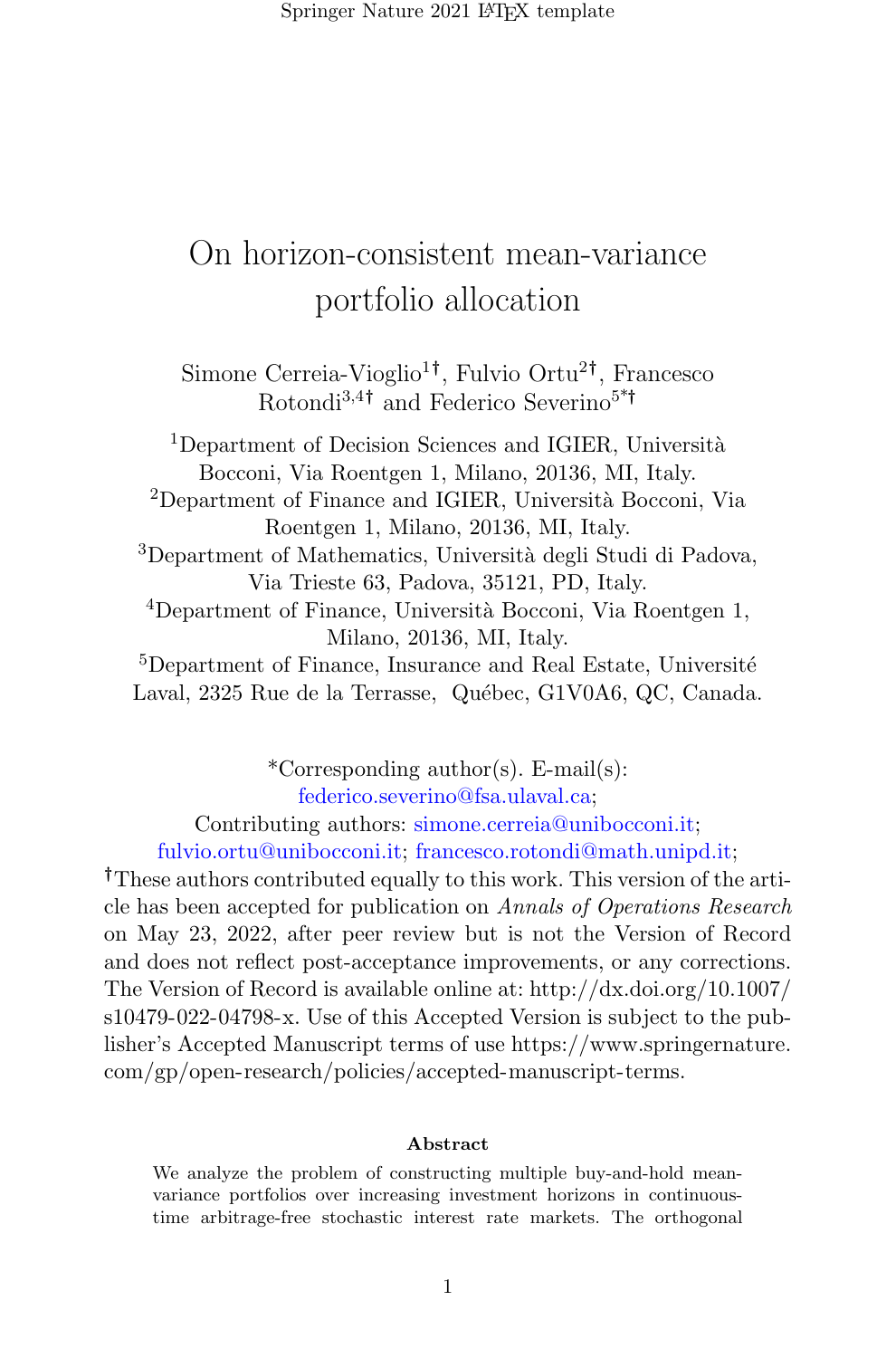# On horizon-consistent mean-variance portfolio allocation

Simone Cerreia-Vioglio[1†], Fulvio Ortu[2†], Francesco Rotondi[3,4†] and Federico Severino[5*†]

[1]Department of Decision Sciences and IGIER, Università Bocconi, Via Roentgen 1, Milano, 20136, MI, Italy.

[2]Department of Finance and IGIER, Università Bocconi, Via Roentgen 1, Milano, 20136, MI, Italy.

[3]Department of Mathematics, Università degli Studi di Padova, Via Trieste 63, Padova, 35121, PD, Italy.

[4]Department of Finance, Università Bocconi, Via Roentgen 1, Milano, 20136, MI, Italy.

[5]Department of Finance, Insurance and Real Estate, Université Laval, 2325 Rue de la Terrasse, Québec, G1V0A6, QC, Canada.

*Corresponding author(s). E-mail(s): federico.severino@fsa.ulaval.ca;
Contributing authors: simone.cerreia@unibocconi.it; fulvio.ortu@unibocconi.it; francesco.rotondi@math.unipd.it;

†These authors contributed equally to this work. This version of the article has been accepted for publication on *Annals of Operations Research* on May 23, 2022, after peer review but is not the Version of Record and does not reflect post-acceptance improvements, or any corrections. The Version of Record is available online at: http://dx.doi.org/10.1007/s10479-022-04798-x. Use of this Accepted Version is subject to the publisher's Accepted Manuscript terms of use https://www.springernature.com/gp/open-research/policies/accepted-manuscript-terms.

**Abstract**

We analyze the problem of constructing multiple buy-and-hold mean-variance portfolios over increasing investment horizons in continuous-time arbitrage-free stochastic interest rate markets. The orthogonal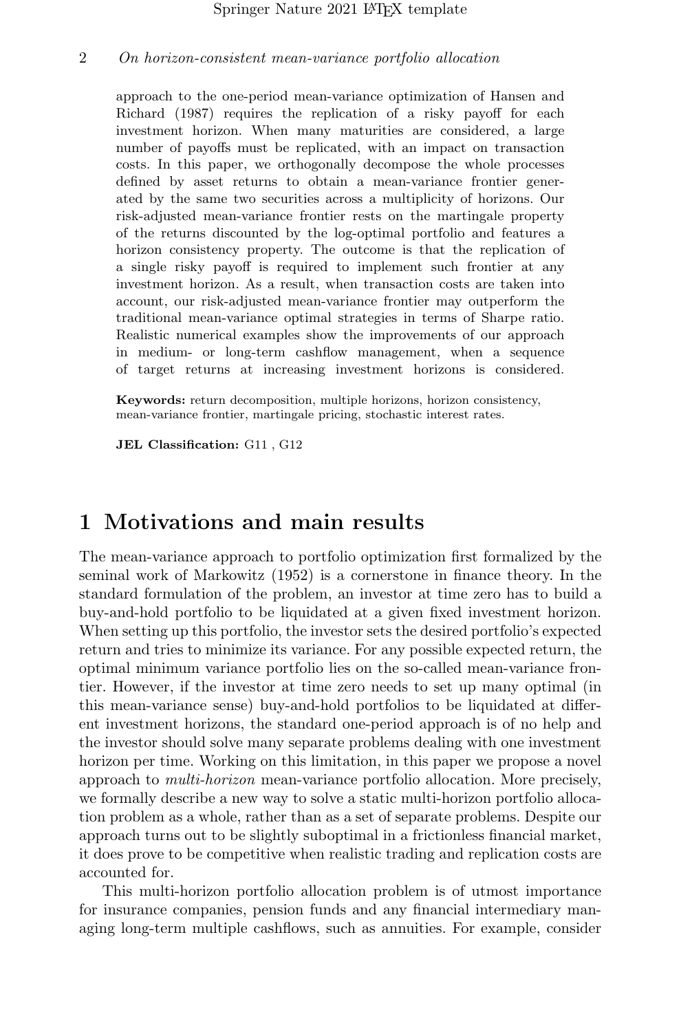approach to the one-period mean-variance optimization of Hansen and Richard (1987) requires the replication of a risky payoff for each investment horizon. When many maturities are considered, a large number of payoffs must be replicated, with an impact on transaction costs. In this paper, we orthogonally decompose the whole processes defined by asset returns to obtain a mean-variance frontier generated by the same two securities across a multiplicity of horizons. Our risk-adjusted mean-variance frontier rests on the martingale property of the returns discounted by the log-optimal portfolio and features a horizon consistency property. The outcome is that the replication of a single risky payoff is required to implement such frontier at any investment horizon. As a result, when transaction costs are taken into account, our risk-adjusted mean-variance frontier may outperform the traditional mean-variance optimal strategies in terms of Sharpe ratio. Realistic numerical examples show the improvements of our approach in medium- or long-term cashflow management, when a sequence of target returns at increasing investment horizons is considered.

**Keywords:** return decomposition, multiple horizons, horizon consistency, mean-variance frontier, martingale pricing, stochastic interest rates.

**JEL Classification:** G11 , G12

# 1 Motivations and main results

The mean-variance approach to portfolio optimization first formalized by the seminal work of Markowitz (1952) is a cornerstone in finance theory. In the standard formulation of the problem, an investor at time zero has to build a buy-and-hold portfolio to be liquidated at a given fixed investment horizon. When setting up this portfolio, the investor sets the desired portfolio's expected return and tries to minimize its variance. For any possible expected return, the optimal minimum variance portfolio lies on the so-called mean-variance frontier. However, if the investor at time zero needs to set up many optimal (in this mean-variance sense) buy-and-hold portfolios to be liquidated at different investment horizons, the standard one-period approach is of no help and the investor should solve many separate problems dealing with one investment horizon per time. Working on this limitation, in this paper we propose a novel approach to *multi-horizon* mean-variance portfolio allocation. More precisely, we formally describe a new way to solve a static multi-horizon portfolio allocation problem as a whole, rather than as a set of separate problems. Despite our approach turns out to be slightly suboptimal in a frictionless financial market, it does prove to be competitive when realistic trading and replication costs are accounted for.

This multi-horizon portfolio allocation problem is of utmost importance for insurance companies, pension funds and any financial intermediary managing long-term multiple cashflows, such as annuities. For example, consider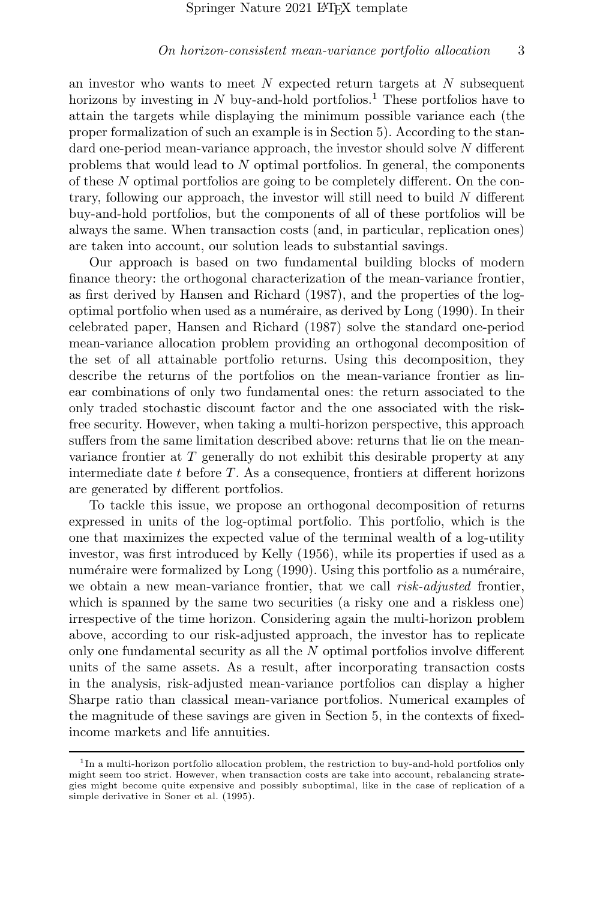an investor who wants to meet $N$ expected return targets at $N$ subsequent horizons by investing in $N$ buy-and-hold portfolios.[1] These portfolios have to attain the targets while displaying the minimum possible variance each (the proper formalization of such an example is in Section 5). According to the standard one-period mean-variance approach, the investor should solve $N$ different problems that would lead to $N$ optimal portfolios. In general, the components of these $N$ optimal portfolios are going to be completely different. On the contrary, following our approach, the investor will still need to build $N$ different buy-and-hold portfolios, but the components of all of these portfolios will be always the same. When transaction costs (and, in particular, replication ones) are taken into account, our solution leads to substantial savings.

Our approach is based on two fundamental building blocks of modern finance theory: the orthogonal characterization of the mean-variance frontier, as first derived by Hansen and Richard (1987), and the properties of the log-optimal portfolio when used as a numéraire, as derived by Long (1990). In their celebrated paper, Hansen and Richard (1987) solve the standard one-period mean-variance allocation problem providing an orthogonal decomposition of the set of all attainable portfolio returns. Using this decomposition, they describe the returns of the portfolios on the mean-variance frontier as linear combinations of only two fundamental ones: the return associated to the only traded stochastic discount factor and the one associated with the risk-free security. However, when taking a multi-horizon perspective, this approach suffers from the same limitation described above: returns that lie on the mean-variance frontier at $T$ generally do not exhibit this desirable property at any intermediate date $t$ before $T$. As a consequence, frontiers at different horizons are generated by different portfolios.

To tackle this issue, we propose an orthogonal decomposition of returns expressed in units of the log-optimal portfolio. This portfolio, which is the one that maximizes the expected value of the terminal wealth of a log-utility investor, was first introduced by Kelly (1956), while its properties if used as a numéraire were formalized by Long (1990). Using this portfolio as a numéraire, we obtain a new mean-variance frontier, that we call *risk-adjusted* frontier, which is spanned by the same two securities (a risky one and a riskless one) irrespective of the time horizon. Considering again the multi-horizon problem above, according to our risk-adjusted approach, the investor has to replicate only one fundamental security as all the $N$ optimal portfolios involve different units of the same assets. As a result, after incorporating transaction costs in the analysis, risk-adjusted mean-variance portfolios can display a higher Sharpe ratio than classical mean-variance portfolios. Numerical examples of the magnitude of these savings are given in Section 5, in the contexts of fixed-income markets and life annuities.

[1] In a multi-horizon portfolio allocation problem, the restriction to buy-and-hold portfolios only might seem too strict. However, when transaction costs are take into account, rebalancing strategies might become quite expensive and possibly suboptimal, like in the case of replication of a simple derivative in Soner et al. (1995).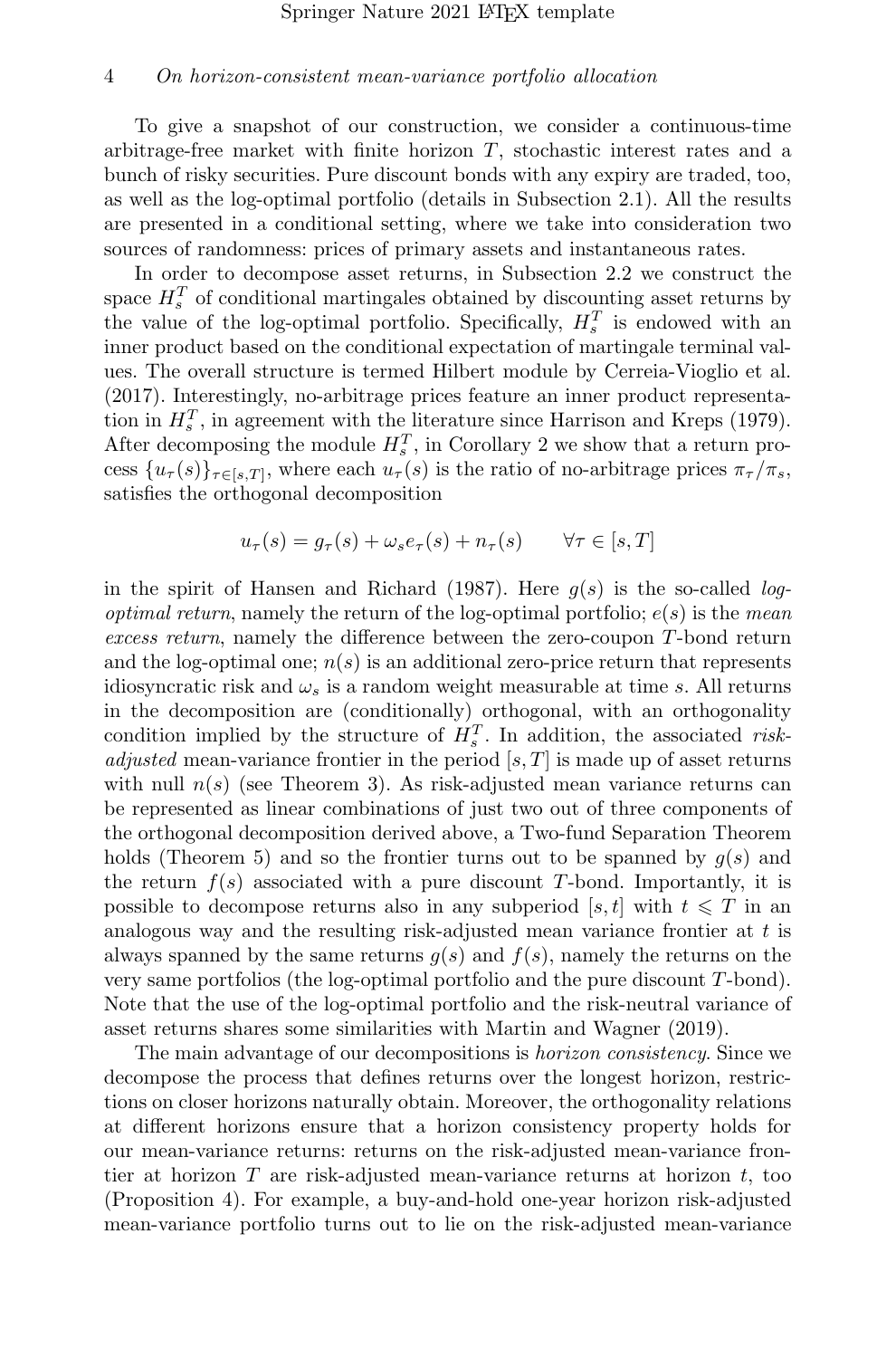To give a snapshot of our construction, we consider a continuous-time arbitrage-free market with finite horizon $T$, stochastic interest rates and a bunch of risky securities. Pure discount bonds with any expiry are traded, too, as well as the log-optimal portfolio (details in Subsection 2.1). All the results are presented in a conditional setting, where we take into consideration two sources of randomness: prices of primary assets and instantaneous rates.

In order to decompose asset returns, in Subsection 2.2 we construct the space $H_s^T$ of conditional martingales obtained by discounting asset returns by the value of the log-optimal portfolio. Specifically, $H_s^T$ is endowed with an inner product based on the conditional expectation of martingale terminal values. The overall structure is termed Hilbert module by Cerreia-Vioglio et al. (2017). Interestingly, no-arbitrage prices feature an inner product representation in $H_s^T$, in agreement with the literature since Harrison and Kreps (1979). After decomposing the module $H_s^T$, in Corollary 2 we show that a return process $\{u_\tau(s)\}_{\tau\in[s,T]}$, where each $u_\tau(s)$ is the ratio of no-arbitrage prices $\pi_\tau/\pi_s$, satisfies the orthogonal decomposition

$$u_\tau(s) = g_\tau(s) + \omega_s e_\tau(s) + n_\tau(s) \qquad \forall \tau \in [s, T]$$

in the spirit of Hansen and Richard (1987). Here $g(s)$ is the so-called *log-optimal return*, namely the return of the log-optimal portfolio; $e(s)$ is the *mean excess return*, namely the difference between the zero-coupon $T$-bond return and the log-optimal one; $n(s)$ is an additional zero-price return that represents idiosyncratic risk and $\omega_s$ is a random weight measurable at time $s$. All returns in the decomposition are (conditionally) orthogonal, with an orthogonality condition implied by the structure of $H_s^T$. In addition, the associated *risk-adjusted* mean-variance frontier in the period $[s, T]$ is made up of asset returns with null $n(s)$ (see Theorem 3). As risk-adjusted mean variance returns can be represented as linear combinations of just two out of three components of the orthogonal decomposition derived above, a Two-fund Separation Theorem holds (Theorem 5) and so the frontier turns out to be spanned by $g(s)$ and the return $f(s)$ associated with a pure discount $T$-bond. Importantly, it is possible to decompose returns also in any subperiod $[s, t]$ with $t \leqslant T$ in an analogous way and the resulting risk-adjusted mean variance frontier at $t$ is always spanned by the same returns $g(s)$ and $f(s)$, namely the returns on the very same portfolios (the log-optimal portfolio and the pure discount $T$-bond). Note that the use of the log-optimal portfolio and the risk-neutral variance of asset returns shares some similarities with Martin and Wagner (2019).

The main advantage of our decompositions is *horizon consistency*. Since we decompose the process that defines returns over the longest horizon, restrictions on closer horizons naturally obtain. Moreover, the orthogonality relations at different horizons ensure that a horizon consistency property holds for our mean-variance returns: returns on the risk-adjusted mean-variance frontier at horizon $T$ are risk-adjusted mean-variance returns at horizon $t$, too (Proposition 4). For example, a buy-and-hold one-year horizon risk-adjusted mean-variance portfolio turns out to lie on the risk-adjusted mean-variance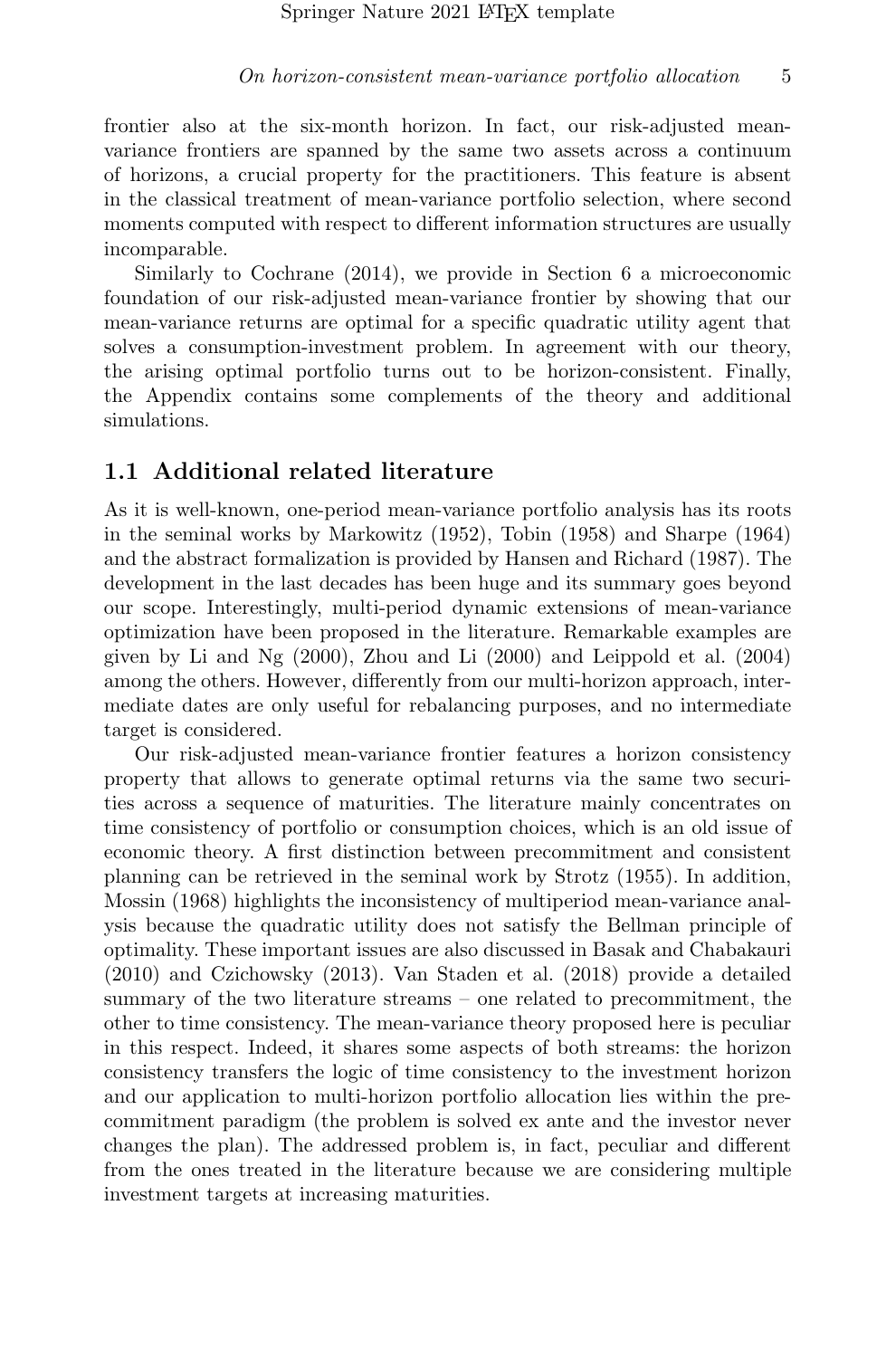frontier also at the six-month horizon. In fact, our risk-adjusted mean-variance frontiers are spanned by the same two assets across a continuum of horizons, a crucial property for the practitioners. This feature is absent in the classical treatment of mean-variance portfolio selection, where second moments computed with respect to different information structures are usually incomparable.

Similarly to Cochrane (2014), we provide in Section 6 a microeconomic foundation of our risk-adjusted mean-variance frontier by showing that our mean-variance returns are optimal for a specific quadratic utility agent that solves a consumption-investment problem. In agreement with our theory, the arising optimal portfolio turns out to be horizon-consistent. Finally, the Appendix contains some complements of the theory and additional simulations.

## 1.1 Additional related literature

As it is well-known, one-period mean-variance portfolio analysis has its roots in the seminal works by Markowitz (1952), Tobin (1958) and Sharpe (1964) and the abstract formalization is provided by Hansen and Richard (1987). The development in the last decades has been huge and its summary goes beyond our scope. Interestingly, multi-period dynamic extensions of mean-variance optimization have been proposed in the literature. Remarkable examples are given by Li and Ng (2000), Zhou and Li (2000) and Leippold et al. (2004) among the others. However, differently from our multi-horizon approach, intermediate dates are only useful for rebalancing purposes, and no intermediate target is considered.

Our risk-adjusted mean-variance frontier features a horizon consistency property that allows to generate optimal returns via the same two securities across a sequence of maturities. The literature mainly concentrates on time consistency of portfolio or consumption choices, which is an old issue of economic theory. A first distinction between precommitment and consistent planning can be retrieved in the seminal work by Strotz (1955). In addition, Mossin (1968) highlights the inconsistency of multiperiod mean-variance analysis because the quadratic utility does not satisfy the Bellman principle of optimality. These important issues are also discussed in Basak and Chabakauri (2010) and Czichowsky (2013). Van Staden et al. (2018) provide a detailed summary of the two literature streams – one related to precommitment, the other to time consistency. The mean-variance theory proposed here is peculiar in this respect. Indeed, it shares some aspects of both streams: the horizon consistency transfers the logic of time consistency to the investment horizon and our application to multi-horizon portfolio allocation lies within the precommitment paradigm (the problem is solved ex ante and the investor never changes the plan). The addressed problem is, in fact, peculiar and different from the ones treated in the literature because we are considering multiple investment targets at increasing maturities.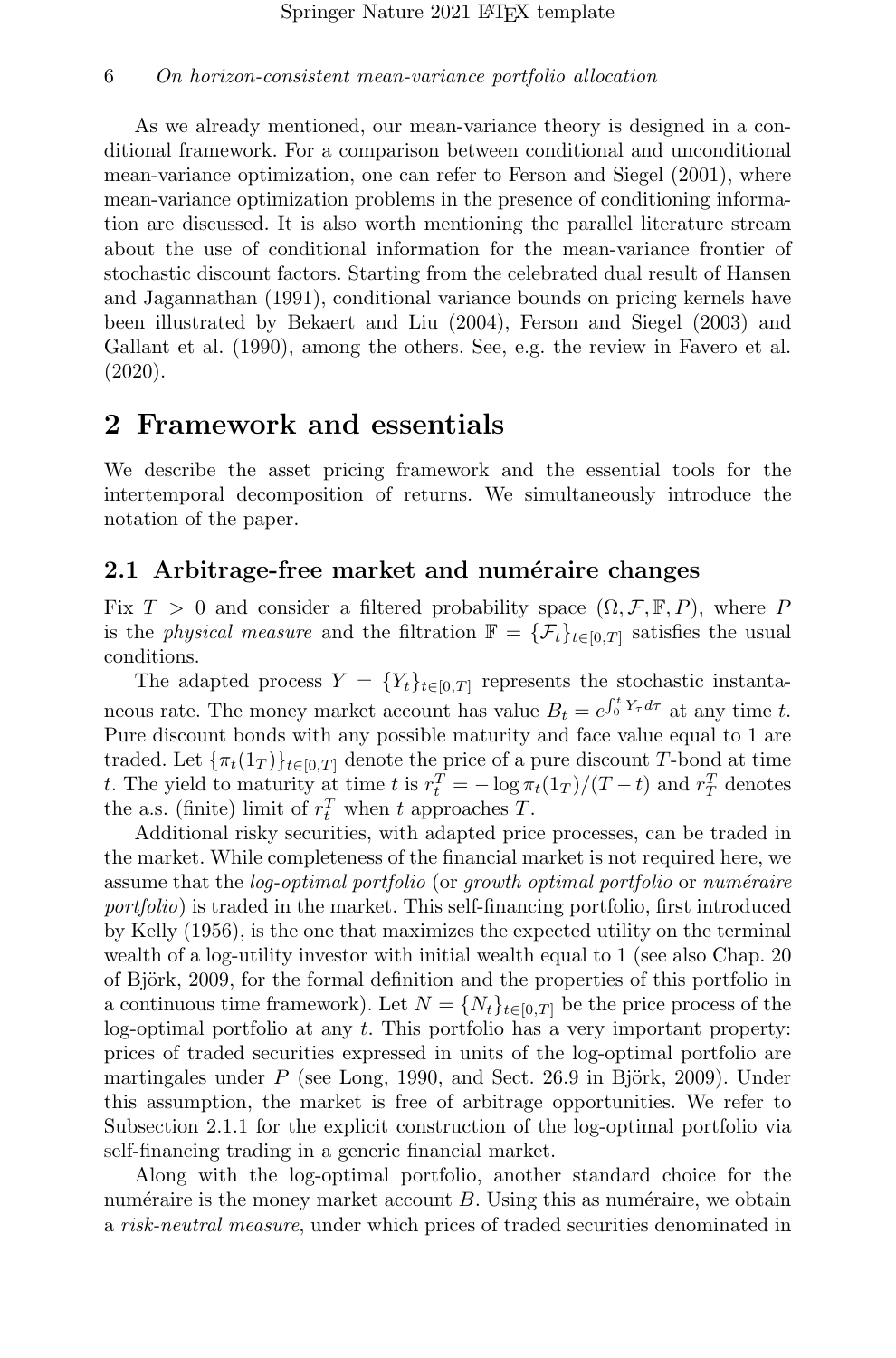As we already mentioned, our mean-variance theory is designed in a conditional framework. For a comparison between conditional and unconditional mean-variance optimization, one can refer to Ferson and Siegel (2001), where mean-variance optimization problems in the presence of conditioning information are discussed. It is also worth mentioning the parallel literature stream about the use of conditional information for the mean-variance frontier of stochastic discount factors. Starting from the celebrated dual result of Hansen and Jagannathan (1991), conditional variance bounds on pricing kernels have been illustrated by Bekaert and Liu (2004), Ferson and Siegel (2003) and Gallant et al. (1990), among the others. See, e.g. the review in Favero et al. (2020).

# 2 Framework and essentials

We describe the asset pricing framework and the essential tools for the intertemporal decomposition of returns. We simultaneously introduce the notation of the paper.

## 2.1 Arbitrage-free market and numéraire changes

Fix $T > 0$ and consider a filtered probability space $(\Omega, \mathcal{F}, \mathbb{F}, P)$, where $P$ is the *physical measure* and the filtration $\mathbb{F} = \{\mathcal{F}_t\}_{t\in[0,T]}$ satisfies the usual conditions.

The adapted process $Y = \{Y_t\}_{t\in[0,T]}$ represents the stochastic instantaneous rate. The money market account has value $B_t = e^{\int_0^t Y_\tau d\tau}$ at any time $t$. Pure discount bonds with any possible maturity and face value equal to 1 are traded. Let $\{\pi_t(1_T)\}_{t\in[0,T]}$ denote the price of a pure discount $T$-bond at time $t$. The yield to maturity at time $t$ is $r_t^T = -\log \pi_t(1_T)/(T-t)$ and $r_T^T$ denotes the a.s. (finite) limit of $r_t^T$ when $t$ approaches $T$.

Additional risky securities, with adapted price processes, can be traded in the market. While completeness of the financial market is not required here, we assume that the *log-optimal portfolio* (or *growth optimal portfolio* or *numéraire portfolio*) is traded in the market. This self-financing portfolio, first introduced by Kelly (1956), is the one that maximizes the expected utility on the terminal wealth of a log-utility investor with initial wealth equal to 1 (see also Chap. 20 of Björk, 2009, for the formal definition and the properties of this portfolio in a continuous time framework). Let $N = \{N_t\}_{t\in[0,T]}$ be the price process of the log-optimal portfolio at any $t$. This portfolio has a very important property: prices of traded securities expressed in units of the log-optimal portfolio are martingales under $P$ (see Long, 1990, and Sect. 26.9 in Björk, 2009). Under this assumption, the market is free of arbitrage opportunities. We refer to Subsection 2.1.1 for the explicit construction of the log-optimal portfolio via self-financing trading in a generic financial market.

Along with the log-optimal portfolio, another standard choice for the numéraire is the money market account $B$. Using this as numéraire, we obtain a *risk-neutral measure*, under which prices of traded securities denominated in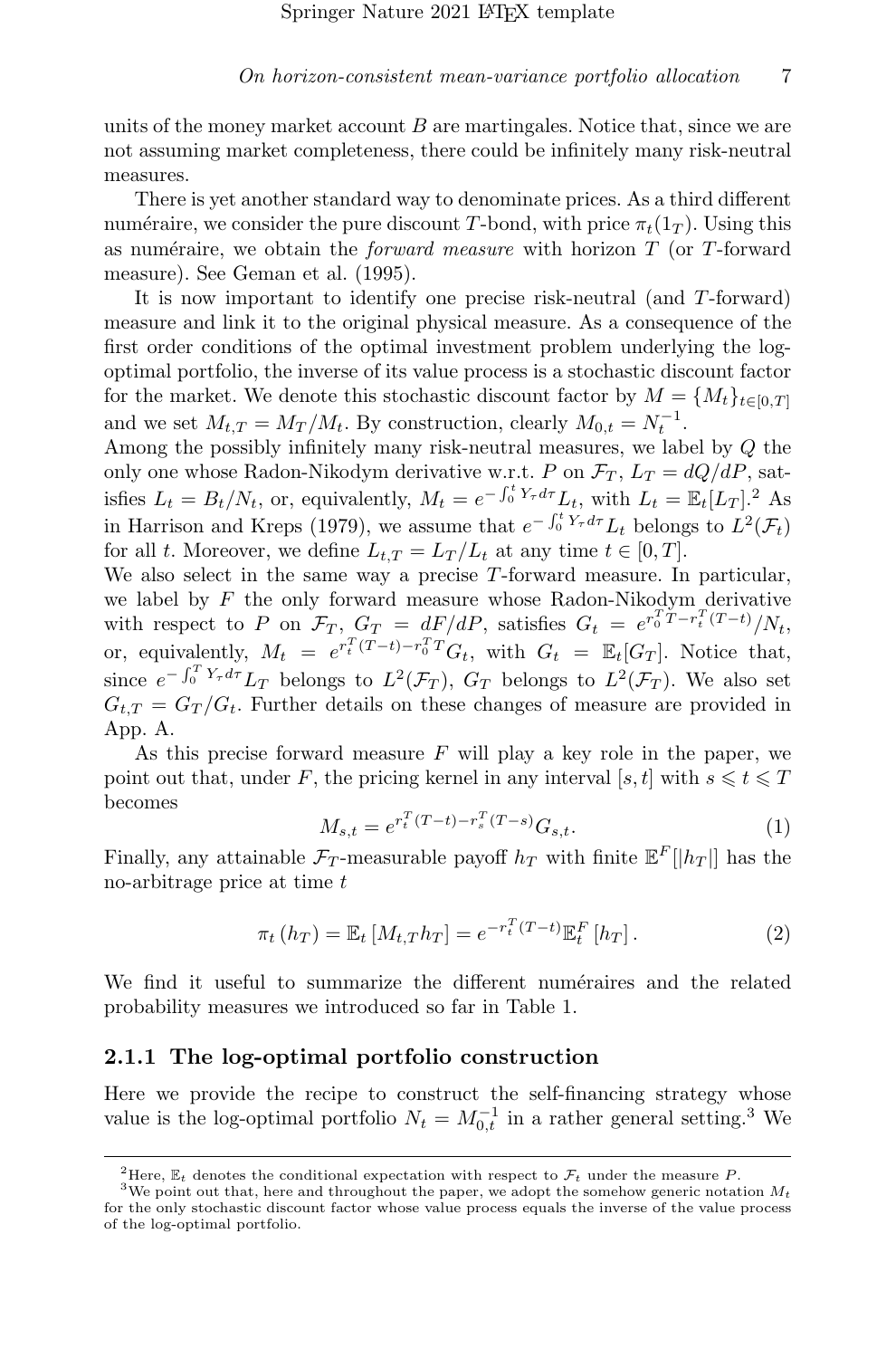units of the money market account $B$ are martingales. Notice that, since we are not assuming market completeness, there could be infinitely many risk-neutral measures.

There is yet another standard way to denominate prices. As a third different numéraire, we consider the pure discount $T$-bond, with price $\pi_t(1_T)$. Using this as numéraire, we obtain the *forward measure* with horizon $T$ (or $T$-forward measure). See Geman et al. (1995).

It is now important to identify one precise risk-neutral (and $T$-forward) measure and link it to the original physical measure. As a consequence of the first order conditions of the optimal investment problem underlying the log-optimal portfolio, the inverse of its value process is a stochastic discount factor for the market. We denote this stochastic discount factor by $M = \{M_t\}_{t\in[0,T]}$ and we set $M_{t,T} = M_T/M_t$. By construction, clearly $M_{0,t} = N_t^{-1}$.
Among the possibly infinitely many risk-neutral measures, we label by $Q$ the only one whose Radon-Nikodym derivative w.r.t. $P$ on $\mathcal{F}_T$, $L_T = dQ/dP$, satisfies $L_t = B_t/N_t$, or, equivalently, $M_t = e^{-\int_0^t Y_\tau d\tau} L_t$, with $L_t = \mathbb{E}_t[L_T]$.[2] As in Harrison and Kreps (1979), we assume that $e^{-\int_0^t Y_\tau d\tau} L_t$ belongs to $L^2(\mathcal{F}_t)$ for all $t$. Moreover, we define $L_{t,T} = L_T/L_t$ at any time $t \in [0,T]$.
We also select in the same way a precise $T$-forward measure. In particular, we label by $F$ the only forward measure whose Radon-Nikodym derivative with respect to $P$ on $\mathcal{F}_T$, $G_T = dF/dP$, satisfies $G_t = e^{r_0^T T - r_t^T (T-t)}/N_t$, or, equivalently, $M_t = e^{r_t^T (T-t) - r_0^T T} G_t$, with $G_t = \mathbb{E}_t[G_T]$. Notice that, since $e^{-\int_0^T Y_\tau d\tau} L_T$ belongs to $L^2(\mathcal{F}_T)$, $G_T$ belongs to $L^2(\mathcal{F}_T)$. We also set $G_{t,T} = G_T/G_t$. Further details on these changes of measure are provided in App. A.

As this precise forward measure $F$ will play a key role in the paper, we point out that, under $F$, the pricing kernel in any interval $[s,t]$ with $s \leqslant t \leqslant T$ becomes

$$M_{s,t} = e^{r_t^T (T-t) - r_s^T (T-s)} G_{s,t}. \tag{1}$$

Finally, any attainable $\mathcal{F}_T$-measurable payoff $h_T$ with finite $\mathbb{E}^F[|h_T|]$ has the no-arbitrage price at time $t$

$$\pi_t(h_T) = \mathbb{E}_t[M_{t,T} h_T] = e^{-r_t^T (T-t)} \mathbb{E}_t^F[h_T]. \tag{2}$$

We find it useful to summarize the different numéraires and the related probability measures we introduced so far in Table 1.

### 2.1.1 The log-optimal portfolio construction

Here we provide the recipe to construct the self-financing strategy whose value is the log-optimal portfolio $N_t = M_{0,t}^{-1}$ in a rather general setting.[3] We

---

[2] Here, $\mathbb{E}_t$ denotes the conditional expectation with respect to $\mathcal{F}_t$ under the measure $P$.

[3] We point out that, here and throughout the paper, we adopt the somehow generic notation $M_t$ for the only stochastic discount factor whose value process equals the inverse of the value process of the log-optimal portfolio.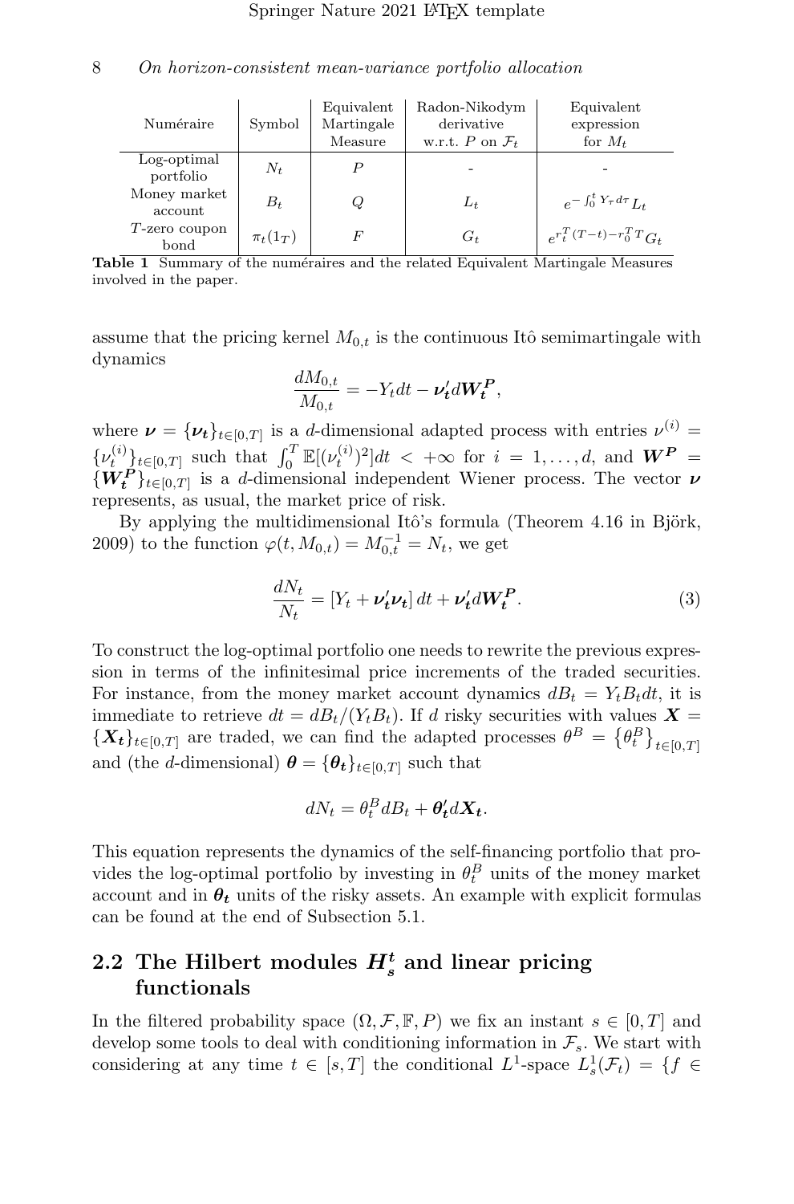| Numéraire | Symbol | Equivalent Martingale Measure | Radon-Nikodym derivative w.r.t. $P$ on $\mathcal{F}_t$ | Equivalent expression for $M_t$ |
|---|---|---|---|---|
| Log-optimal portfolio | $N_t$ | $P$ | - | - |
| Money market account | $B_t$ | $Q$ | $L_t$ | $e^{-\int_0^t Y_\tau d\tau} L_t$ |
| $T$-zero coupon bond | $\pi_t(1_T)$ | $F$ | $G_t$ | $e^{r_t^T (T-t) - r_0^T T} G_t$ |

**Table 1** Summary of the numéraires and the related Equivalent Martingale Measures involved in the paper.

assume that the pricing kernel $M_{0,t}$ is the continuous Itô semimartingale with dynamics

$$\frac{dM_{0,t}}{M_{0,t}} = -Y_t dt - \boldsymbol{\nu}_t' d\boldsymbol{W}_t^{\boldsymbol{P}},$$

where $\boldsymbol{\nu} = \{\boldsymbol{\nu}_t\}_{t\in[0,T]}$ is a $d$-dimensional adapted process with entries $\nu^{(i)} = \{\nu_t^{(i)}\}_{t\in[0,T]}$ such that $\int_0^T \mathbb{E}[(\nu_t^{(i)})^2]dt < +\infty$ for $i = 1, \dots, d$, and $\boldsymbol{W}^{\boldsymbol{P}} = \{\boldsymbol{W}_t^{\boldsymbol{P}}\}_{t\in[0,T]}$ is a $d$-dimensional independent Wiener process. The vector $\boldsymbol{\nu}$ represents, as usual, the market price of risk.

By applying the multidimensional Itô's formula (Theorem 4.16 in Björk, 2009) to the function $\varphi(t, M_{0,t}) = M_{0,t}^{-1} = N_t$, we get

$$\frac{dN_t}{N_t} = [Y_t + \boldsymbol{\nu}_t' \boldsymbol{\nu}_t]\, dt + \boldsymbol{\nu}_t' d\boldsymbol{W}_t^{\boldsymbol{P}}. \tag{3}$$

To construct the log-optimal portfolio one needs to rewrite the previous expression in terms of the infinitesimal price increments of the traded securities. For instance, from the money market account dynamics $dB_t = Y_t B_t dt$, it is immediate to retrieve $dt = dB_t/(Y_t B_t)$. If $d$ risky securities with values $\boldsymbol{X} = \{\boldsymbol{X}_t\}_{t\in[0,T]}$ are traded, we can find the adapted processes $\theta^B = \{\theta_t^B\}_{t\in[0,T]}$ and (the $d$-dimensional) $\boldsymbol{\theta} = \{\boldsymbol{\theta}_t\}_{t\in[0,T]}$ such that

$$dN_t = \theta_t^B dB_t + \boldsymbol{\theta}_t' d\boldsymbol{X}_t.$$

This equation represents the dynamics of the self-financing portfolio that provides the log-optimal portfolio by investing in $\theta_t^B$ units of the money market account and in $\boldsymbol{\theta}_t$ units of the risky assets. An example with explicit formulas can be found at the end of Subsection 5.1.

## 2.2 The Hilbert modules $\boldsymbol{H}_s^t$ and linear pricing functionals

In the filtered probability space $(\Omega, \mathcal{F}, \mathbb{F}, P)$ we fix an instant $s \in [0,T]$ and develop some tools to deal with conditioning information in $\mathcal{F}_s$. We start with considering at any time $t \in [s,T]$ the conditional $L^1$-space $L_s^1(\mathcal{F}_t) = \{f \in$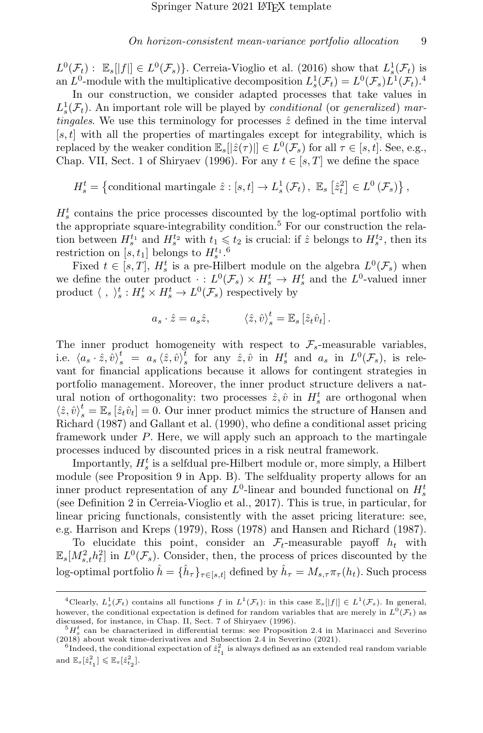$L^0(\mathcal{F}_t) : \mathbb{E}_s[|f|] \in L^0(\mathcal{F}_s)\}$. Cerreia-Vioglio et al. (2016) show that $L^1_s(\mathcal{F}_t)$ is an $L^0$-module with the multiplicative decomposition $L^1_s(\mathcal{F}_t) = L^0(\mathcal{F}_s)L^1(\mathcal{F}_t)$.[4]

In our construction, we consider adapted processes that take values in $L^1_s(\mathcal{F}_t)$. An important role will be played by *conditional* (or *generalized*) *martingales*. We use this terminology for processes $\hat{z}$ defined in the time interval $[s,t]$ with all the properties of martingales except for integrability, which is replaced by the weaker condition $\mathbb{E}_s[|\hat{z}(\tau)|] \in L^0(\mathcal{F}_s)$ for all $\tau \in [s,t]$. See, e.g., Chap. VII, Sect. 1 of Shiryaev (1996). For any $t \in [s,T]$ we define the space

$$H^t_s = \left\{ \text{conditional martingale } \hat{z} : [s,t] \to L^1_s(\mathcal{F}_t),\ \mathbb{E}_s\left[\hat{z}^2_t\right] \in L^0(\mathcal{F}_s) \right\},$$

$H^t_s$ contains the price processes discounted by the log-optimal portfolio with the appropriate square-integrability condition.[5] For our construction the relation between $H^{t_1}_s$ and $H^{t_2}_s$ with $t_1 \leqslant t_2$ is crucial: if $\hat{z}$ belongs to $H^{t_2}_s$, then its restriction on $[s,t_1]$ belongs to $H^{t_1}_s$.[6]

Fixed $t \in [s,T]$, $H^t_s$ is a pre-Hilbert module on the algebra $L^0(\mathcal{F}_s)$ when we define the outer product $\cdot : L^0(\mathcal{F}_s) \times H^t_s \to H^t_s$ and the $L^0$-valued inner product $\langle\ ,\ \rangle^t_s : H^t_s \times H^t_s \to L^0(\mathcal{F}_s)$ respectively by

$$a_s \cdot \hat{z} = a_s \hat{z}, \qquad \langle \hat{z}, \hat{v} \rangle^t_s = \mathbb{E}_s\left[\hat{z}_t \hat{v}_t\right].$$

The inner product homogeneity with respect to $\mathcal{F}_s$-measurable variables, i.e. $\langle a_s \cdot \hat{z}, \hat{v} \rangle^t_s = a_s \langle \hat{z}, \hat{v} \rangle^t_s$ for any $\hat{z}, \hat{v}$ in $H^t_s$ and $a_s$ in $L^0(\mathcal{F}_s)$, is relevant for financial applications because it allows for contingent strategies in portfolio management. Moreover, the inner product structure delivers a natural notion of orthogonality: two processes $\hat{z}, \hat{v}$ in $H^t_s$ are orthogonal when $\langle \hat{z}, \hat{v} \rangle^t_s = \mathbb{E}_s\left[\hat{z}_t \hat{v}_t\right] = 0$. Our inner product mimics the structure of Hansen and Richard (1987) and Gallant et al. (1990), who define a conditional asset pricing framework under $P$. Here, we will apply such an approach to the martingale processes induced by discounted prices in a risk neutral framework.

Importantly, $H^t_s$ is a selfdual pre-Hilbert module or, more simply, a Hilbert module (see Proposition 9 in App. B). The selfduality property allows for an inner product representation of any $L^0$-linear and bounded functional on $H^t_s$ (see Definition 2 in Cerreia-Vioglio et al., 2017). This is true, in particular, for linear pricing functionals, consistently with the asset pricing literature: see, e.g. Harrison and Kreps (1979), Ross (1978) and Hansen and Richard (1987).

To elucidate this point, consider an $\mathcal{F}_t$-measurable payoff $h_t$ with $\mathbb{E}_s[M^2_{s,t} h^2_t]$ in $L^0(\mathcal{F}_s)$. Consider, then, the process of prices discounted by the log-optimal portfolio $\hat{h} = \{\hat{h}_\tau\}_{\tau \in [s,t]}$ defined by $\hat{h}_\tau = M_{s,\tau} \pi_\tau(h_t)$. Such process

---

[4] Clearly, $L^1_s(\mathcal{F}_t)$ contains all functions $f$ in $L^1(\mathcal{F}_t)$: in this case $\mathbb{E}_s[|f|] \in L^1(\mathcal{F}_s)$. In general, however, the conditional expectation is defined for random variables that are merely in $L^0(\mathcal{F}_t)$ as discussed, for instance, in Chap. II, Sect. 7 of Shiryaev (1996).

[5] $H^t_s$ can be characterized in differential terms: see Proposition 2.4 in Marinacci and Severino (2018) about weak time-derivatives and Subsection 2.4 in Severino (2021).

[6] Indeed, the conditional expectation of $\hat{z}^2_{t_1}$ is always defined as an extended real random variable and $\mathbb{E}_s[\hat{z}^2_{t_1}] \leqslant \mathbb{E}_s[\hat{z}^2_{t_2}]$.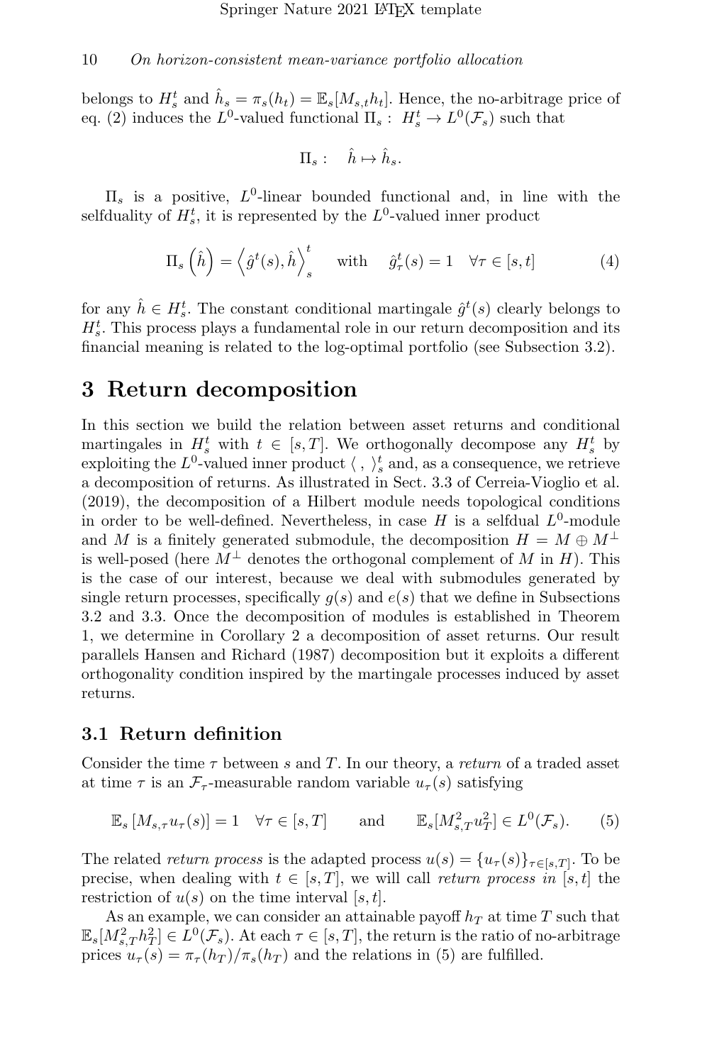belongs to $H_s^t$ and $\hat{h}_s = \pi_s(h_t) = \mathbb{E}_s[M_{s,t}h_t]$. Hence, the no-arbitrage price of eq. (2) induces the $L^0$-valued functional $\Pi_s : \ H_s^t \to L^0(\mathcal{F}_s)$ such that

$$\Pi_s : \quad \hat{h} \mapsto \hat{h}_s.$$

$\Pi_s$ is a positive, $L^0$-linear bounded functional and, in line with the selfduality of $H_s^t$, it is represented by the $L^0$-valued inner product

$$\Pi_s\left(\hat{h}\right) = \left\langle \hat{g}^t(s), \hat{h} \right\rangle_s^t \quad \text{with} \quad \hat{g}^t_\tau(s) = 1 \quad \forall \tau \in [s,t] \tag{4}$$

for any $\hat{h} \in H_s^t$. The constant conditional martingale $\hat{g}^t(s)$ clearly belongs to $H_s^t$. This process plays a fundamental role in our return decomposition and its financial meaning is related to the log-optimal portfolio (see Subsection 3.2).

# 3 Return decomposition

In this section we build the relation between asset returns and conditional martingales in $H_s^t$ with $t \in [s,T]$. We orthogonally decompose any $H_s^t$ by exploiting the $L^0$-valued inner product $\langle \ , \ \rangle_s^t$ and, as a consequence, we retrieve a decomposition of returns. As illustrated in Sect. 3.3 of Cerreia-Vioglio et al. (2019), the decomposition of a Hilbert module needs topological conditions in order to be well-defined. Nevertheless, in case $H$ is a selfdual $L^0$-module and $M$ is a finitely generated submodule, the decomposition $H = M \oplus M^\perp$ is well-posed (here $M^\perp$ denotes the orthogonal complement of $M$ in $H$). This is the case of our interest, because we deal with submodules generated by single return processes, specifically $g(s)$ and $e(s)$ that we define in Subsections 3.2 and 3.3. Once the decomposition of modules is established in Theorem 1, we determine in Corollary 2 a decomposition of asset returns. Our result parallels Hansen and Richard (1987) decomposition but it exploits a different orthogonality condition inspired by the martingale processes induced by asset returns.

## 3.1 Return definition

Consider the time $\tau$ between $s$ and $T$. In our theory, a *return* of a traded asset at time $\tau$ is an $\mathcal{F}_\tau$-measurable random variable $u_\tau(s)$ satisfying

$$\mathbb{E}_s\left[M_{s,\tau}u_\tau(s)\right] = 1 \quad \forall \tau \in [s,T] \qquad \text{and} \qquad \mathbb{E}_s[M_{s,T}^2 u_T^2] \in L^0(\mathcal{F}_s). \tag{5}$$

The related *return process* is the adapted process $u(s) = \{u_\tau(s)\}_{\tau \in [s,T]}$. To be precise, when dealing with $t \in [s,T]$, we will call *return process in* $[s,t]$ the restriction of $u(s)$ on the time interval $[s,t]$.

As an example, we can consider an attainable payoff $h_T$ at time $T$ such that $\mathbb{E}_s[M_{s,T}^2 h_T^2] \in L^0(\mathcal{F}_s)$. At each $\tau \in [s,T]$, the return is the ratio of no-arbitrage prices $u_\tau(s) = \pi_\tau(h_T)/\pi_s(h_T)$ and the relations in (5) are fulfilled.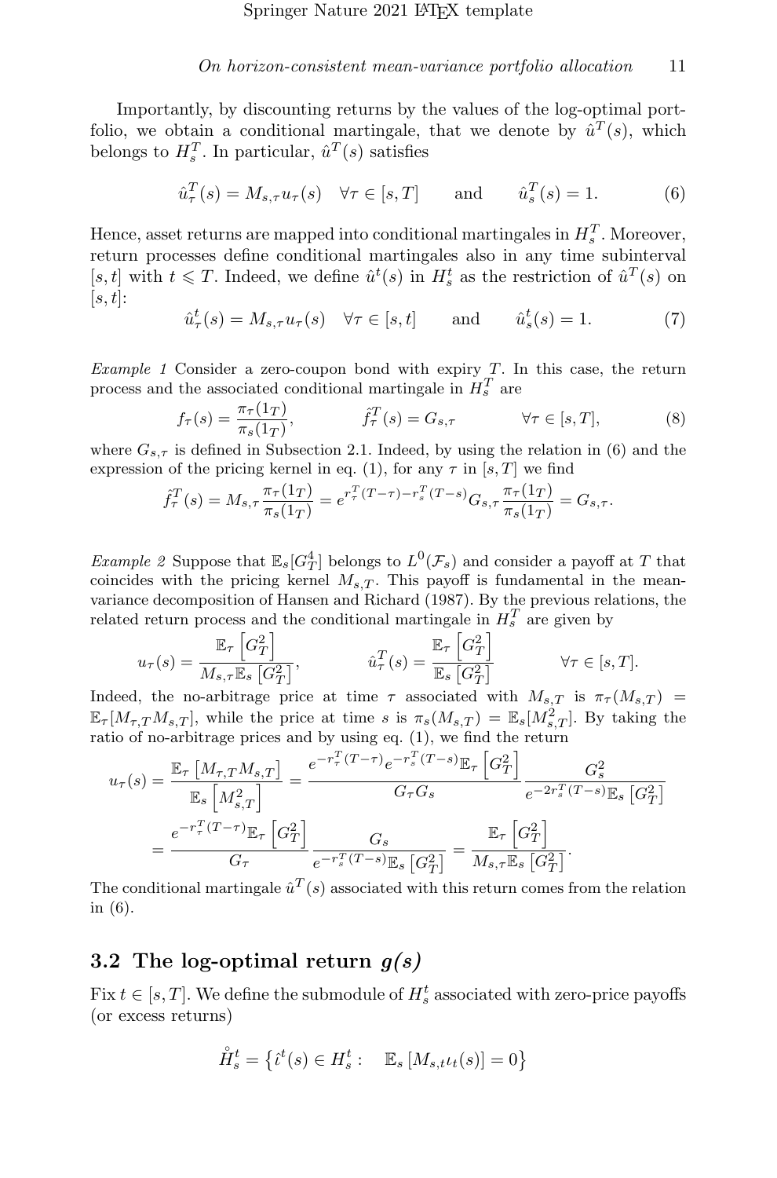Importantly, by discounting returns by the values of the log-optimal portfolio, we obtain a conditional martingale, that we denote by $\hat{u}^T(s)$, which belongs to $H_s^T$. In particular, $\hat{u}^T(s)$ satisfies

$$\hat{u}^T_\tau(s) = M_{s,\tau} u_\tau(s) \quad \forall \tau \in [s,T] \qquad \text{and} \qquad \hat{u}^T_s(s) = 1. \tag{6}$$

Hence, asset returns are mapped into conditional martingales in $H_s^T$. Moreover, return processes define conditional martingales also in any time subinterval $[s,t]$ with $t \leqslant T$. Indeed, we define $\hat{u}^t(s)$ in $H_s^t$ as the restriction of $\hat{u}^T(s)$ on $[s,t]$:

$$\hat{u}^t_\tau(s) = M_{s,\tau} u_\tau(s) \quad \forall \tau \in [s,t] \qquad \text{and} \qquad \hat{u}^t_s(s) = 1. \tag{7}$$

*Example 1* Consider a zero-coupon bond with expiry $T$. In this case, the return process and the associated conditional martingale in $H_s^T$ are

$$f_\tau(s) = \frac{\pi_\tau(1_T)}{\pi_s(1_T)}, \qquad \hat{f}^T_\tau(s) = G_{s,\tau} \qquad \forall \tau \in [s,T], \tag{8}$$

where $G_{s,\tau}$ is defined in Subsection 2.1. Indeed, by using the relation in (6) and the expression of the pricing kernel in eq. (1), for any $\tau$ in $[s,T]$ we find

$$\hat{f}^T_\tau(s) = M_{s,\tau} \frac{\pi_\tau(1_T)}{\pi_s(1_T)} = e^{r^T_\tau (T-\tau) - r^T_s (T-s)} G_{s,\tau} \frac{\pi_\tau(1_T)}{\pi_s(1_T)} = G_{s,\tau}.$$

*Example 2* Suppose that $\mathbb{E}_s[G_T^4]$ belongs to $L^0(\mathcal{F}_s)$ and consider a payoff at $T$ that coincides with the pricing kernel $M_{s,T}$. This payoff is fundamental in the mean-variance decomposition of Hansen and Richard (1987). By the previous relations, the related return process and the conditional martingale in $H_s^T$ are given by

$$u_\tau(s) = \frac{\mathbb{E}_\tau\left[G_T^2\right]}{M_{s,\tau}\mathbb{E}_s\left[G_T^2\right]}, \qquad \hat{u}^T_\tau(s) = \frac{\mathbb{E}_\tau\left[G_T^2\right]}{\mathbb{E}_s\left[G_T^2\right]} \qquad \forall \tau \in [s,T].$$

Indeed, the no-arbitrage price at time $\tau$ associated with $M_{s,T}$ is $\pi_\tau(M_{s,T}) = \mathbb{E}_\tau[M_{\tau,T} M_{s,T}]$, while the price at time $s$ is $\pi_s(M_{s,T}) = \mathbb{E}_s[M^2_{s,T}]$. By taking the ratio of no-arbitrage prices and by using eq. (1), we find the return

$$\begin{aligned}
u_\tau(s) &= \frac{\mathbb{E}_\tau\left[M_{\tau,T} M_{s,T}\right]}{\mathbb{E}_s\left[M^2_{s,T}\right]} = \frac{e^{-r^T_\tau (T-\tau)} e^{-r^T_s (T-s)} \mathbb{E}_\tau\left[G_T^2\right]}{G_\tau G_s} \frac{G_s^2}{e^{-2r^T_s (T-s)} \mathbb{E}_s\left[G_T^2\right]} \\
&= \frac{e^{-r^T_\tau (T-\tau)} \mathbb{E}_\tau\left[G_T^2\right]}{G_\tau} \frac{G_s}{e^{-r^T_s (T-s)} \mathbb{E}_s\left[G_T^2\right]} = \frac{\mathbb{E}_\tau\left[G_T^2\right]}{M_{s,\tau}\mathbb{E}_s\left[G_T^2\right]}.
\end{aligned}$$

The conditional martingale $\hat{u}^T(s)$ associated with this return comes from the relation in (6).

## 3.2 The log-optimal return *g(s)*

Fix $t \in [s,T]$. We define the submodule of $H_s^t$ associated with zero-price payoffs (or excess returns)

$$\mathring{H}^t_s = \left\{ \hat{\iota}^t(s) \in H_s^t : \quad \mathbb{E}_s\left[M_{s,t} \iota_t(s)\right] = 0 \right\}$$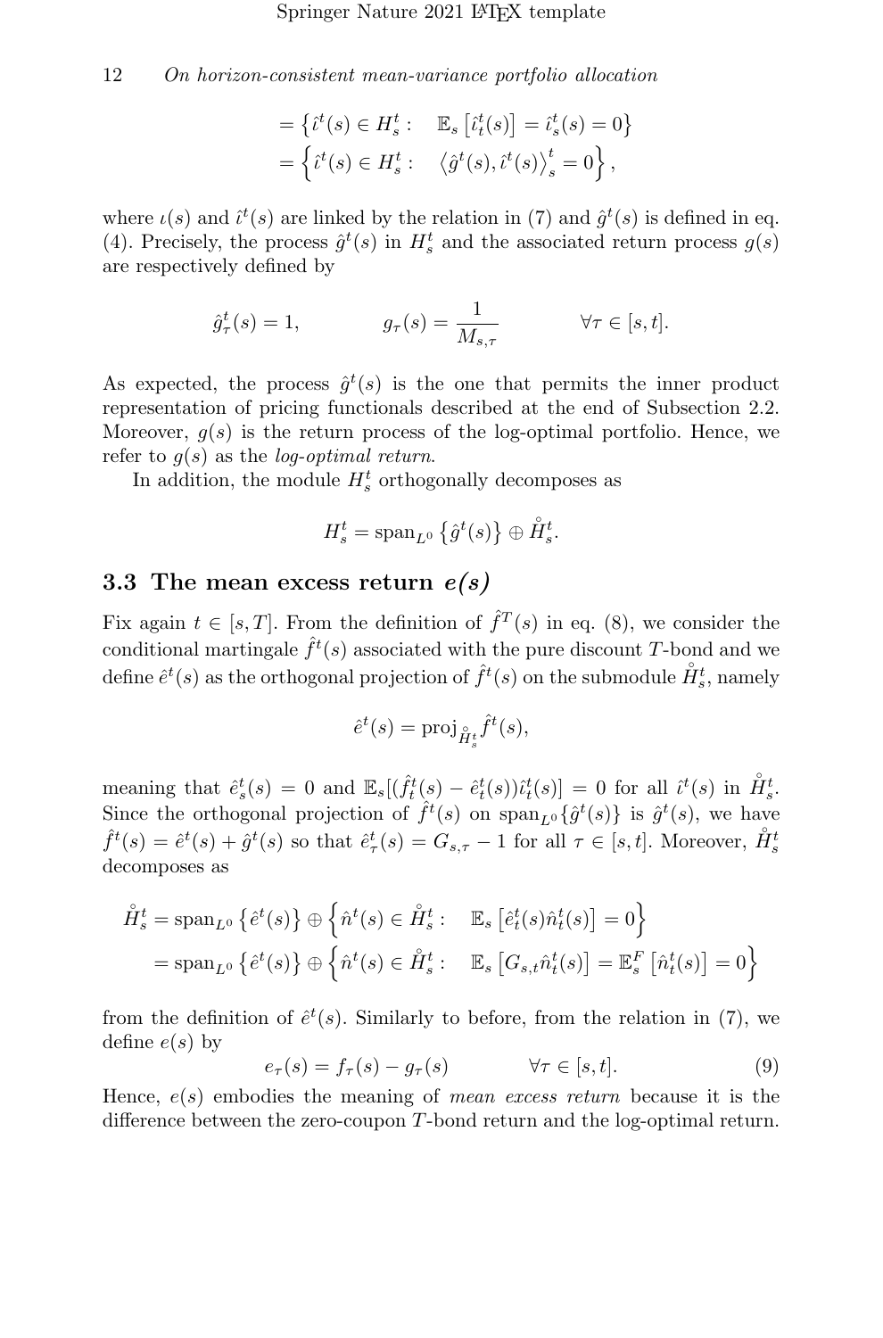$$
\begin{aligned}
&= \left\{ \hat{\iota}^t(s) \in H_s^t : \quad \mathbb{E}_s\left[\hat{\iota}_t^t(s)\right] = \hat{\iota}_s^t(s) = 0 \right\} \\
&= \left\{ \hat{\iota}^t(s) \in H_s^t : \quad \left\langle \hat{g}^t(s), \hat{\iota}^t(s) \right\rangle_s^t = 0 \right\},
\end{aligned}
$$

where $\iota(s)$ and $\hat{\iota}^t(s)$ are linked by the relation in (7) and $\hat{g}^t(s)$ is defined in eq. (4). Precisely, the process $\hat{g}^t(s)$ in $H_s^t$ and the associated return process $g(s)$ are respectively defined by

$$
\hat{g}_\tau^t(s) = 1, \qquad g_\tau(s) = \frac{1}{M_{s,\tau}} \qquad \forall \tau \in [s,t].
$$

As expected, the process $\hat{g}^t(s)$ is the one that permits the inner product representation of pricing functionals described at the end of Subsection 2.2. Moreover, $g(s)$ is the return process of the log-optimal portfolio. Hence, we refer to $g(s)$ as the *log-optimal return*.

In addition, the module $H_s^t$ orthogonally decomposes as

$$
H_s^t = \operatorname{span}_{L^0}\left\{\hat{g}^t(s)\right\} \oplus \mathring{H}_s^t.
$$

## 3.3 The mean excess return *e(s)*

Fix again $t \in [s,T]$. From the definition of $\hat{f}^T(s)$ in eq. (8), we consider the conditional martingale $\hat{f}^t(s)$ associated with the pure discount $T$-bond and we define $\hat{e}^t(s)$ as the orthogonal projection of $\hat{f}^t(s)$ on the submodule $\mathring{H}_s^t$, namely

$$
\hat{e}^t(s) = \operatorname{proj}_{\mathring{H}_s^t} \hat{f}^t(s),
$$

meaning that $\hat{e}_s^t(s) = 0$ and $\mathbb{E}_s[(\hat{f}_t^t(s) - \hat{e}_t^t(s))\hat{\iota}_t^t(s)] = 0$ for all $\hat{\iota}^t(s)$ in $\mathring{H}_s^t$. Since the orthogonal projection of $\hat{f}^t(s)$ on $\operatorname{span}_{L^0}\{\hat{g}^t(s)\}$ is $\hat{g}^t(s)$, we have $\hat{f}^t(s) = \hat{e}^t(s) + \hat{g}^t(s)$ so that $\hat{e}_\tau^t(s) = G_{s,\tau} - 1$ for all $\tau \in [s,t]$. Moreover, $\mathring{H}_s^t$ decomposes as

$$
\begin{aligned}
\mathring{H}_s^t &= \operatorname{span}_{L^0}\left\{\hat{e}^t(s)\right\} \oplus \left\{ \hat{n}^t(s) \in \mathring{H}_s^t : \quad \mathbb{E}_s\left[\hat{e}_t^t(s)\hat{n}_t^t(s)\right] = 0 \right\} \\
&= \operatorname{span}_{L^0}\left\{\hat{e}^t(s)\right\} \oplus \left\{ \hat{n}^t(s) \in \mathring{H}_s^t : \quad \mathbb{E}_s\left[G_{s,t}\hat{n}_t^t(s)\right] = \mathbb{E}_s^F\left[\hat{n}_t^t(s)\right] = 0 \right\}
\end{aligned}
$$

from the definition of $\hat{e}^t(s)$. Similarly to before, from the relation in (7), we define $e(s)$ by

$$
e_\tau(s) = f_\tau(s) - g_\tau(s) \qquad \forall \tau \in [s,t]. \tag{9}
$$

Hence, $e(s)$ embodies the meaning of *mean excess return* because it is the difference between the zero-coupon $T$-bond return and the log-optimal return.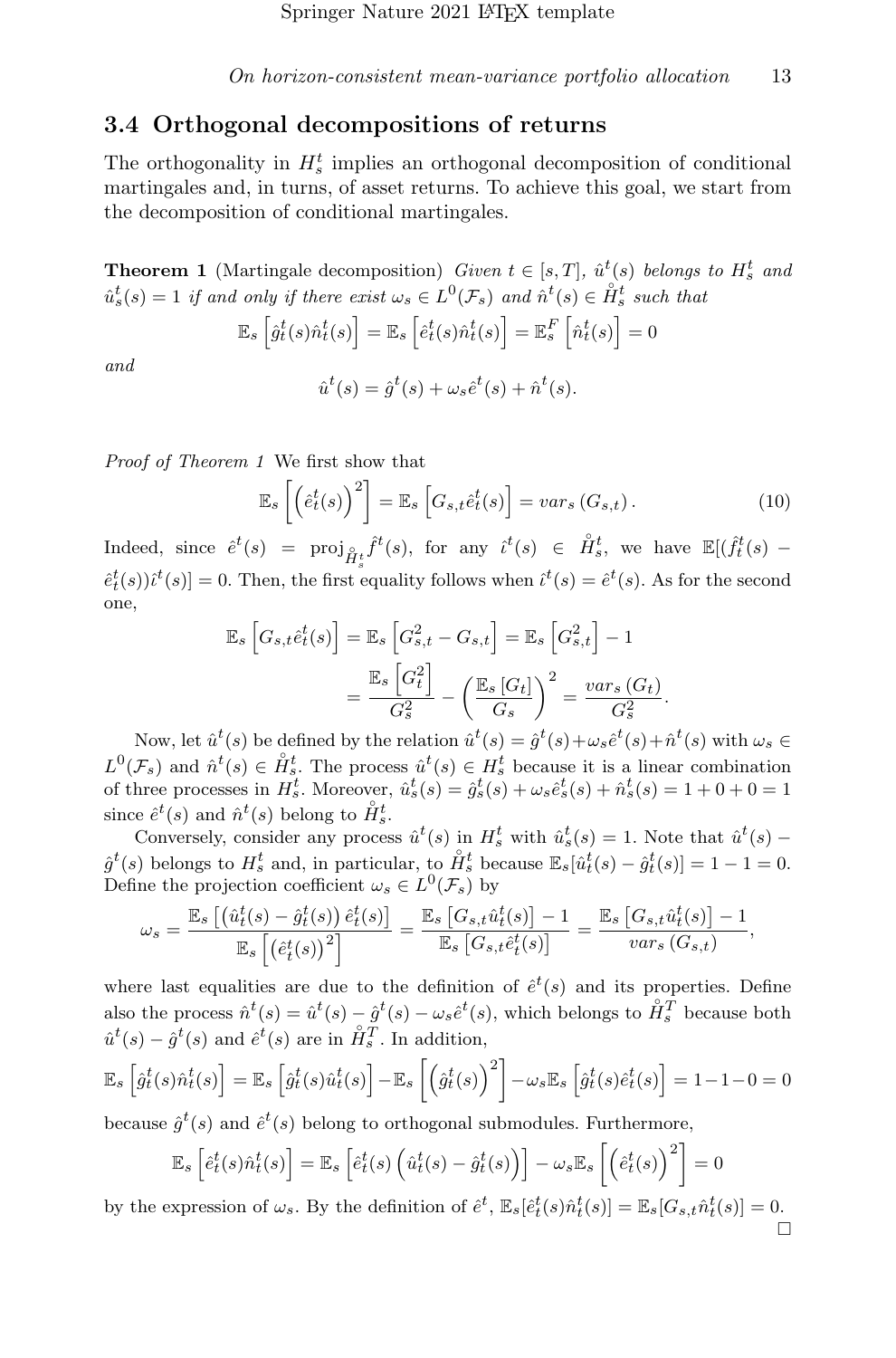### 3.4 Orthogonal decompositions of returns

The orthogonality in $H_s^t$ implies an orthogonal decomposition of conditional martingales and, in turns, of asset returns. To achieve this goal, we start from the decomposition of conditional martingales.

**Theorem 1** (Martingale decomposition) *Given $t \in [s,T]$, $\hat{u}^t(s)$ belongs to $H_s^t$ and $\hat{u}_s^t(s) = 1$ if and only if there exist $\omega_s \in L^0(\mathcal{F}_s)$ and $\hat{n}^t(s) \in \mathring{H}_s^t$ such that*

$$\mathbb{E}_s\left[\hat{g}_t^t(s)\hat{n}_t^t(s)\right] = \mathbb{E}_s\left[\hat{e}_t^t(s)\hat{n}_t^t(s)\right] = \mathbb{E}_s^F\left[\hat{n}_t^t(s)\right] = 0$$

*and*

$$\hat{u}^t(s) = \hat{g}^t(s) + \omega_s \hat{e}^t(s) + \hat{n}^t(s).$$

*Proof of Theorem 1* We first show that

$$\mathbb{E}_s\left[\left(\hat{e}_t^t(s)\right)^2\right] = \mathbb{E}_s\left[G_{s,t}\hat{e}_t^t(s)\right] = var_s\left(G_{s,t}\right). \tag{10}$$

Indeed, since $\hat{e}^t(s) = \text{proj}_{\mathring{H}_s^t}\hat{f}^t(s)$, for any $\hat{\imath}^t(s) \in \mathring{H}_s^t$, we have $\mathbb{E}[(\hat{f}_t^t(s) - \hat{e}_t^t(s))\hat{\imath}^t(s)] = 0$. Then, the first equality follows when $\hat{\imath}^t(s) = \hat{e}^t(s)$. As for the second one,

$$\begin{aligned}
\mathbb{E}_s\left[G_{s,t}\hat{e}_t^t(s)\right] &= \mathbb{E}_s\left[G_{s,t}^2 - G_{s,t}\right] = \mathbb{E}_s\left[G_{s,t}^2\right] - 1 \\
&= \frac{\mathbb{E}_s\left[G_t^2\right]}{G_s^2} - \left(\frac{\mathbb{E}_s\left[G_t\right]}{G_s}\right)^2 = \frac{var_s\left(G_t\right)}{G_s^2}.
\end{aligned}$$

Now, let $\hat{u}^t(s)$ be defined by the relation $\hat{u}^t(s) = \hat{g}^t(s) + \omega_s\hat{e}^t(s) + \hat{n}^t(s)$ with $\omega_s \in L^0(\mathcal{F}_s)$ and $\hat{n}^t(s) \in \mathring{H}_s^t$. The process $\hat{u}^t(s) \in H_s^t$ because it is a linear combination of three processes in $H_s^t$. Moreover, $\hat{u}_s^t(s) = \hat{g}_s^t(s) + \omega_s\hat{e}_s^t(s) + \hat{n}_s^t(s) = 1 + 0 + 0 = 1$ since $\hat{e}^t(s)$ and $\hat{n}^t(s)$ belong to $\mathring{H}_s^t$.

Conversely, consider any process $\hat{u}^t(s)$ in $H_s^t$ with $\hat{u}_s^t(s) = 1$. Note that $\hat{u}^t(s) - \hat{g}^t(s)$ belongs to $H_s^t$ and, in particular, to $\mathring{H}_s^t$ because $\mathbb{E}_s[\hat{u}_t^t(s) - \hat{g}_t^t(s)] = 1 - 1 = 0$. Define the projection coefficient $\omega_s \in L^0(\mathcal{F}_s)$ by

$$\omega_s = \frac{\mathbb{E}_s\left[\left(\hat{u}_t^t(s) - \hat{g}_t^t(s)\right)\hat{e}_t^t(s)\right]}{\mathbb{E}_s\left[\left(\hat{e}_t^t(s)\right)^2\right]} = \frac{\mathbb{E}_s\left[G_{s,t}\hat{u}_t^t(s)\right] - 1}{\mathbb{E}_s\left[G_{s,t}\hat{e}_t^t(s)\right]} = \frac{\mathbb{E}_s\left[G_{s,t}\hat{u}_t^t(s)\right] - 1}{var_s\left(G_{s,t}\right)},$$

where last equalities are due to the definition of $\hat{e}^t(s)$ and its properties. Define also the process $\hat{n}^t(s) = \hat{u}^t(s) - \hat{g}^t(s) - \omega_s\hat{e}^t(s)$, which belongs to $\mathring{H}_s^T$ because both $\hat{u}^t(s) - \hat{g}^t(s)$ and $\hat{e}^t(s)$ are in $\mathring{H}_s^T$. In addition,

$$\mathbb{E}_s\left[\hat{g}_t^t(s)\hat{n}_t^t(s)\right] = \mathbb{E}_s\left[\hat{g}_t^t(s)\hat{u}_t^t(s)\right] - \mathbb{E}_s\left[\left(\hat{g}_t^t(s)\right)^2\right] - \omega_s\mathbb{E}_s\left[\hat{g}_t^t(s)\hat{e}_t^t(s)\right] = 1 - 1 - 0 = 0$$

because $\hat{g}^t(s)$ and $\hat{e}^t(s)$ belong to orthogonal submodules. Furthermore,

$$\mathbb{E}_s\left[\hat{e}_t^t(s)\hat{n}_t^t(s)\right] = \mathbb{E}_s\left[\hat{e}_t^t(s)\left(\hat{u}_t^t(s) - \hat{g}_t^t(s)\right)\right] - \omega_s\mathbb{E}_s\left[\left(\hat{e}_t^t(s)\right)^2\right] = 0$$

by the expression of $\omega_s$. By the definition of $\hat{e}^t$, $\mathbb{E}_s[\hat{e}_t^t(s)\hat{n}_t^t(s)] = \mathbb{E}_s[G_{s,t}\hat{n}_t^t(s)] = 0$. □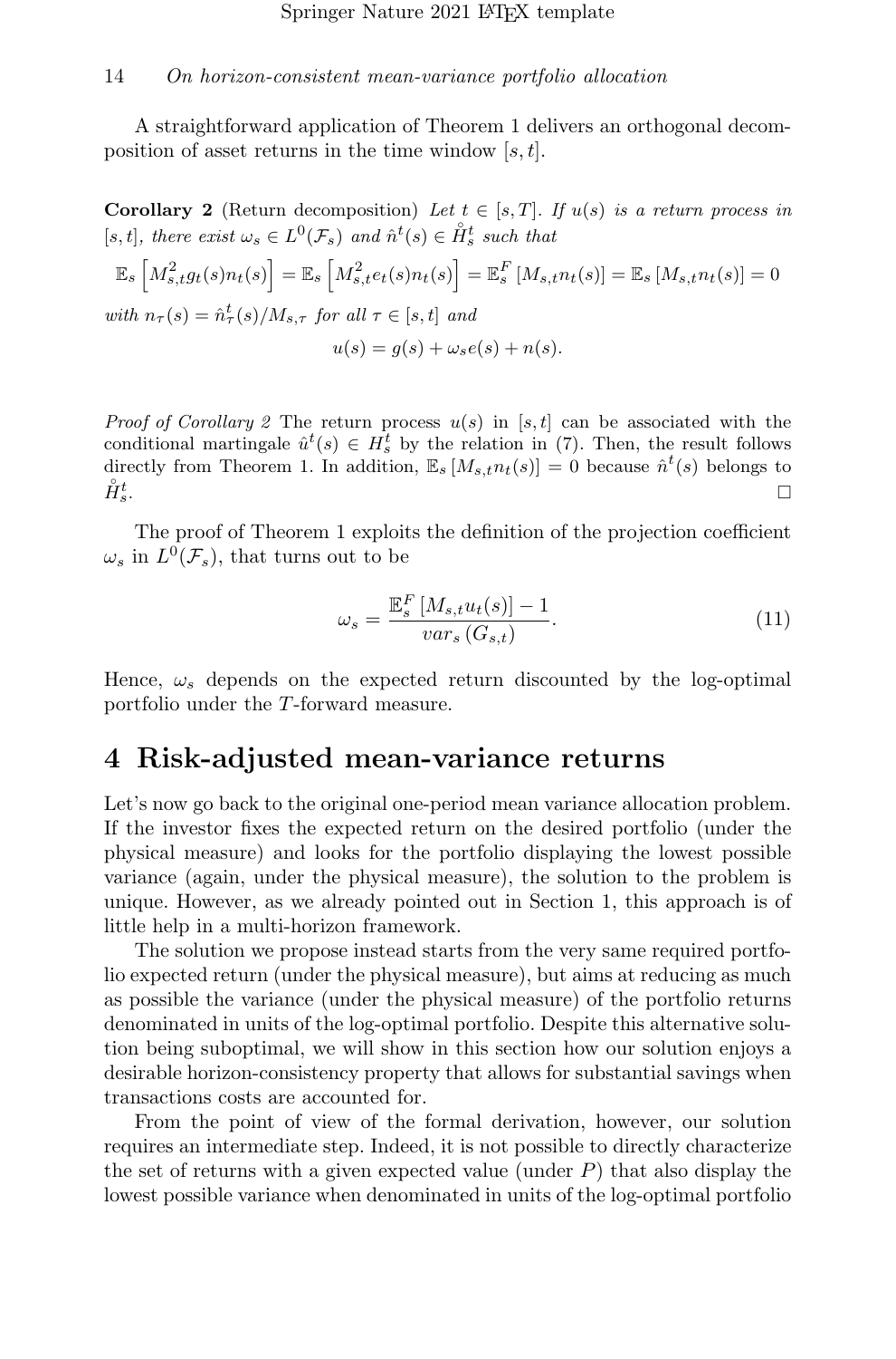A straightforward application of Theorem 1 delivers an orthogonal decomposition of asset returns in the time window $[s, t]$.

**Corollary 2** (Return decomposition) *Let $t \in [s, T]$. If $u(s)$ is a return process in $[s, t]$, there exist $\omega_s \in L^0(\mathcal{F}_s)$ and $\hat{n}^t(s) \in \mathring{H}_s^t$ such that*

$$\mathbb{E}_s\left[M_{s,t}^2 g_t(s) n_t(s)\right] = \mathbb{E}_s\left[M_{s,t}^2 e_t(s) n_t(s)\right] = \mathbb{E}_s^F\left[M_{s,t} n_t(s)\right] = \mathbb{E}_s\left[M_{s,t} n_t(s)\right] = 0$$

*with $n_\tau(s) = \hat{n}_\tau^t(s)/M_{s,\tau}$ for all $\tau \in [s, t]$ and*

$$u(s) = g(s) + \omega_s e(s) + n(s).$$

*Proof of Corollary 2* The return process $u(s)$ in $[s, t]$ can be associated with the conditional martingale $\hat{u}^t(s) \in H_s^t$ by the relation in (7). Then, the result follows directly from Theorem 1. In addition, $\mathbb{E}_s\left[M_{s,t} n_t(s)\right] = 0$ because $\hat{n}^t(s)$ belongs to $\mathring{H}_s^t$. □

The proof of Theorem 1 exploits the definition of the projection coefficient $\omega_s$ in $L^0(\mathcal{F}_s)$, that turns out to be

$$\omega_s = \frac{\mathbb{E}_s^F\left[M_{s,t} u_t(s)\right] - 1}{var_s\left(G_{s,t}\right)}. \tag{11}$$

Hence, $\omega_s$ depends on the expected return discounted by the log-optimal portfolio under the $T$-forward measure.

# 4 Risk-adjusted mean-variance returns

Let's now go back to the original one-period mean variance allocation problem. If the investor fixes the expected return on the desired portfolio (under the physical measure) and looks for the portfolio displaying the lowest possible variance (again, under the physical measure), the solution to the problem is unique. However, as we already pointed out in Section 1, this approach is of little help in a multi-horizon framework.

The solution we propose instead starts from the very same required portfolio expected return (under the physical measure), but aims at reducing as much as possible the variance (under the physical measure) of the portfolio returns denominated in units of the log-optimal portfolio. Despite this alternative solution being suboptimal, we will show in this section how our solution enjoys a desirable horizon-consistency property that allows for substantial savings when transactions costs are accounted for.

From the point of view of the formal derivation, however, our solution requires an intermediate step. Indeed, it is not possible to directly characterize the set of returns with a given expected value (under $P$) that also display the lowest possible variance when denominated in units of the log-optimal portfolio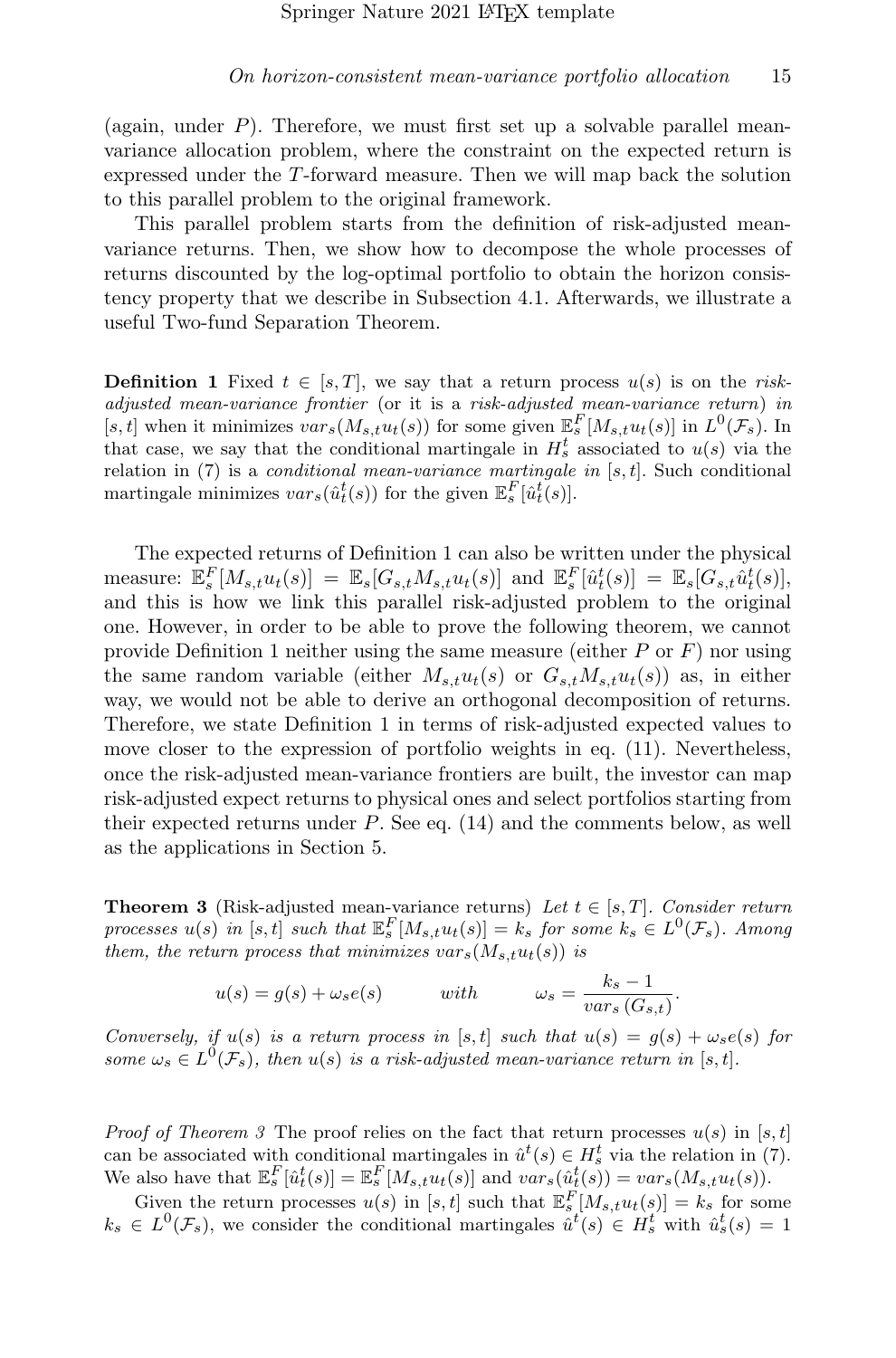(again, under $P$). Therefore, we must first set up a solvable parallel mean-variance allocation problem, where the constraint on the expected return is expressed under the $T$-forward measure. Then we will map back the solution to this parallel problem to the original framework.

This parallel problem starts from the definition of risk-adjusted mean-variance returns. Then, we show how to decompose the whole processes of returns discounted by the log-optimal portfolio to obtain the horizon consistency property that we describe in Subsection 4.1. Afterwards, we illustrate a useful Two-fund Separation Theorem.

**Definition 1** *Fixed $t \in [s, T]$, we say that a return process $u(s)$ is on the risk-adjusted mean-variance frontier (or it is a risk-adjusted mean-variance return) in $[s, t]$ when it minimizes $var_s(M_{s,t}u_t(s))$ for some given $\mathbb{E}_s^F[M_{s,t}u_t(s)]$ in $L^0(\mathcal{F}_s)$. In that case, we say that the conditional martingale in $H_s^t$ associated to $u(s)$ via the relation in (7) is a conditional mean-variance martingale in $[s, t]$. Such conditional martingale minimizes $var_s(\hat{u}_t^t(s))$ for the given $\mathbb{E}_s^F[\hat{u}_t^t(s)]$.*

The expected returns of Definition 1 can also be written under the physical measure: $\mathbb{E}_s^F[M_{s,t}u_t(s)] = \mathbb{E}_s[G_{s,t}M_{s,t}u_t(s)]$ and $\mathbb{E}_s^F[\hat{u}_t^t(s)] = \mathbb{E}_s[G_{s,t}\hat{u}_t^t(s)]$, and this is how we link this parallel risk-adjusted problem to the original one. However, in order to be able to prove the following theorem, we cannot provide Definition 1 neither using the same measure (either $P$ or $F$) nor using the same random variable (either $M_{s,t}u_t(s)$ or $G_{s,t}M_{s,t}u_t(s)$) as, in either way, we would not be able to derive an orthogonal decomposition of returns. Therefore, we state Definition 1 in terms of risk-adjusted expected values to move closer to the expression of portfolio weights in eq. (11). Nevertheless, once the risk-adjusted mean-variance frontiers are built, the investor can map risk-adjusted expect returns to physical ones and select portfolios starting from their expected returns under $P$. See eq. (14) and the comments below, as well as the applications in Section 5.

**Theorem 3** (Risk-adjusted mean-variance returns) *Let $t \in [s, T]$. Consider return processes $u(s)$ in $[s, t]$ such that $\mathbb{E}_s^F[M_{s,t}u_t(s)] = k_s$ for some $k_s \in L^0(\mathcal{F}_s)$. Among them, the return process that minimizes $var_s(M_{s,t}u_t(s))$ is*

$$u(s) = g(s) + \omega_s e(s) \qquad \text{with} \qquad \omega_s = \frac{k_s - 1}{var_s\,(G_{s,t})}.$$

*Conversely, if $u(s)$ is a return process in $[s, t]$ such that $u(s) = g(s) + \omega_s e(s)$ for some $\omega_s \in L^0(\mathcal{F}_s)$, then $u(s)$ is a risk-adjusted mean-variance return in $[s, t]$.*

*Proof of Theorem 3* The proof relies on the fact that return processes $u(s)$ in $[s, t]$ can be associated with conditional martingales in $\hat{u}^t(s) \in H_s^t$ via the relation in (7). We also have that $\mathbb{E}_s^F[\hat{u}_t^t(s)] = \mathbb{E}_s^F[M_{s,t}u_t(s)]$ and $var_s(\hat{u}_t^t(s)) = var_s(M_{s,t}u_t(s))$.

Given the return processes $u(s)$ in $[s, t]$ such that $\mathbb{E}_s^F[M_{s,t}u_t(s)] = k_s$ for some $k_s \in L^0(\mathcal{F}_s)$, we consider the conditional martingales $\hat{u}^t(s) \in H_s^t$ with $\hat{u}_s^t(s) = 1$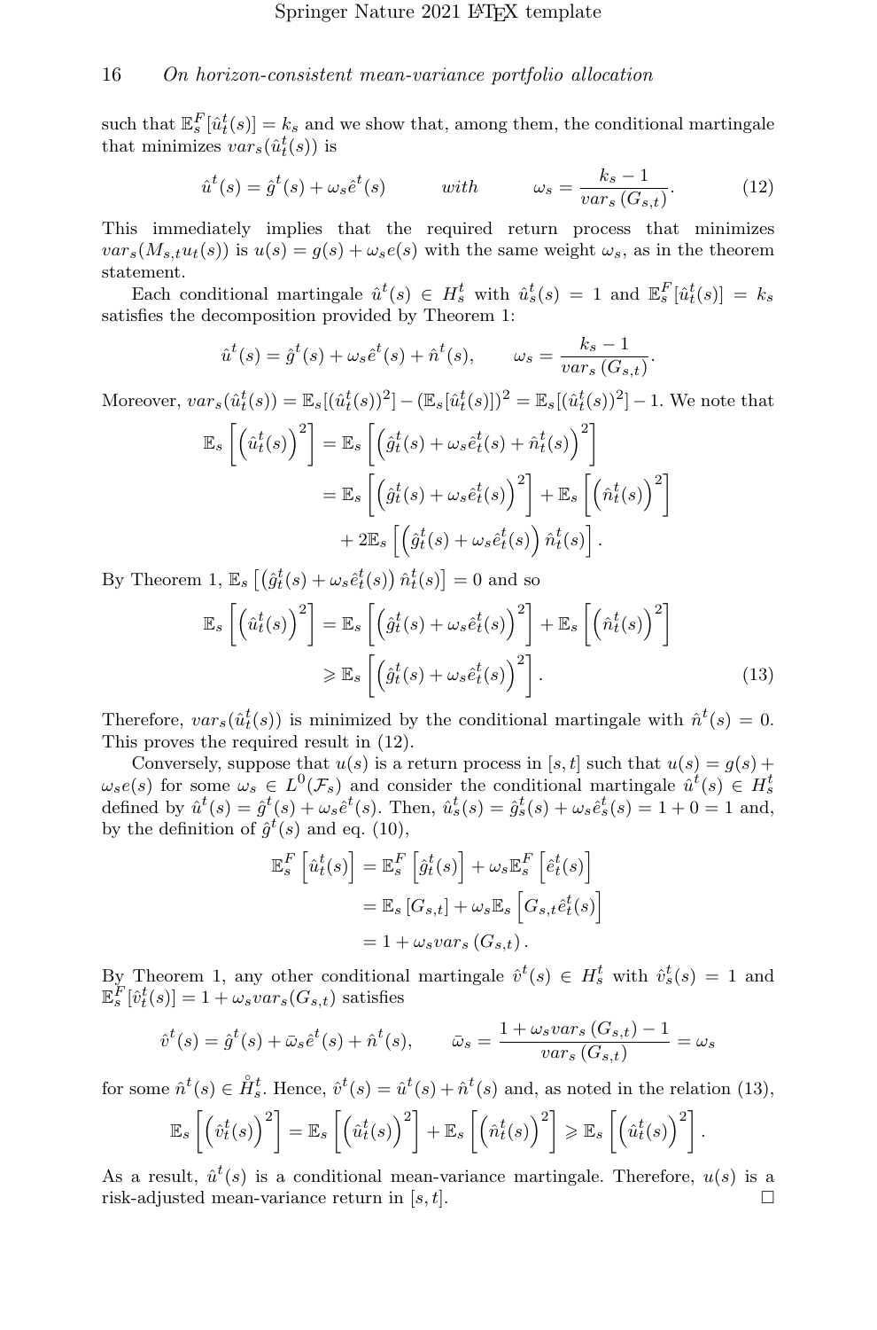such that $\mathbb{E}_s^F[\hat{u}_t^t(s)] = k_s$ and we show that, among them, the conditional martingale that minimizes $var_s(\hat{u}_t^t(s))$ is

$$\hat{u}^t(s) = \hat{g}^t(s) + \omega_s \hat{e}^t(s) \qquad with \qquad \omega_s = \frac{k_s - 1}{var_s\left(G_{s,t}\right)}. \tag{12}$$

This immediately implies that the required return process that minimizes $var_s(M_{s,t}u_t(s))$ is $u(s) = g(s) + \omega_s e(s)$ with the same weight $\omega_s$, as in the theorem statement.

Each conditional martingale $\hat{u}^t(s) \in H_s^t$ with $\hat{u}_s^t(s) = 1$ and $\mathbb{E}_s^F[\hat{u}_t^t(s)] = k_s$ satisfies the decomposition provided by Theorem 1:

$$\hat{u}^t(s) = \hat{g}^t(s) + \omega_s \hat{e}^t(s) + \hat{n}^t(s), \qquad \omega_s = \frac{k_s - 1}{var_s\left(G_{s,t}\right)}.$$

Moreover, $var_s(\hat{u}_t^t(s)) = \mathbb{E}_s[(\hat{u}_t^t(s))^2] - (\mathbb{E}_s[\hat{u}_t^t(s)])^2 = \mathbb{E}_s[(\hat{u}_t^t(s))^2] - 1$. We note that

$$\begin{aligned}
\mathbb{E}_s\left[\left(\hat{u}_t^t(s)\right)^2\right] &= \mathbb{E}_s\left[\left(\hat{g}_t^t(s) + \omega_s \hat{e}_t^t(s) + \hat{n}_t^t(s)\right)^2\right] \\
&= \mathbb{E}_s\left[\left(\hat{g}_t^t(s) + \omega_s \hat{e}_t^t(s)\right)^2\right] + \mathbb{E}_s\left[\left(\hat{n}_t^t(s)\right)^2\right] \\
&\quad + 2\mathbb{E}_s\left[\left(\hat{g}_t^t(s) + \omega_s \hat{e}_t^t(s)\right)\hat{n}_t^t(s)\right].
\end{aligned}$$

By Theorem 1, $\mathbb{E}_s\left[\left(\hat{g}_t^t(s) + \omega_s \hat{e}_t^t(s)\right)\hat{n}_t^t(s)\right] = 0$ and so

$$\begin{aligned}
\mathbb{E}_s\left[\left(\hat{u}_t^t(s)\right)^2\right] &= \mathbb{E}_s\left[\left(\hat{g}_t^t(s) + \omega_s \hat{e}_t^t(s)\right)^2\right] + \mathbb{E}_s\left[\left(\hat{n}_t^t(s)\right)^2\right] \\
&\geqslant \mathbb{E}_s\left[\left(\hat{g}_t^t(s) + \omega_s \hat{e}_t^t(s)\right)^2\right].
\end{aligned} \tag{13}$$

Therefore, $var_s(\hat{u}_t^t(s))$ is minimized by the conditional martingale with $\hat{n}^t(s) = 0$. This proves the required result in (12).

Conversely, suppose that $u(s)$ is a return process in $[s,t]$ such that $u(s) = g(s) + \omega_s e(s)$ for some $\omega_s \in L^0(\mathcal{F}_s)$ and consider the conditional martingale $\hat{u}^t(s) \in H_s^t$ defined by $\hat{u}^t(s) = \hat{g}^t(s) + \omega_s \hat{e}^t(s)$. Then, $\hat{u}_s^t(s) = \hat{g}_s^t(s) + \omega_s \hat{e}_s^t(s) = 1 + 0 = 1$ and, by the definition of $\hat{g}^t(s)$ and eq. (10),

$$\begin{aligned}
\mathbb{E}_s^F\left[\hat{u}_t^t(s)\right] &= \mathbb{E}_s^F\left[\hat{g}_t^t(s)\right] + \omega_s \mathbb{E}_s^F\left[\hat{e}_t^t(s)\right] \\
&= \mathbb{E}_s\left[G_{s,t}\right] + \omega_s \mathbb{E}_s\left[G_{s,t}\hat{e}_t^t(s)\right] \\
&= 1 + \omega_s var_s\left(G_{s,t}\right).
\end{aligned}$$

By Theorem 1, any other conditional martingale $\hat{v}^t(s) \in H_s^t$ with $\hat{v}_s^t(s) = 1$ and $\mathbb{E}_s^F[\hat{v}_t^t(s)] = 1 + \omega_s var_s(G_{s,t})$ satisfies

$$\hat{v}^t(s) = \hat{g}^t(s) + \bar{\omega}_s \hat{e}^t(s) + \hat{n}^t(s), \qquad \bar{\omega}_s = \frac{1 + \omega_s var_s\left(G_{s,t}\right) - 1}{var_s\left(G_{s,t}\right)} = \omega_s$$

for some $\hat{n}^t(s) \in \mathring{H}_s^t$. Hence, $\hat{v}^t(s) = \hat{u}^t(s) + \hat{n}^t(s)$ and, as noted in the relation (13),

$$\mathbb{E}_s\left[\left(\hat{v}_t^t(s)\right)^2\right] = \mathbb{E}_s\left[\left(\hat{u}_t^t(s)\right)^2\right] + \mathbb{E}_s\left[\left(\hat{n}_t^t(s)\right)^2\right] \geqslant \mathbb{E}_s\left[\left(\hat{u}_t^t(s)\right)^2\right].$$

As a result, $\hat{u}^t(s)$ is a conditional mean-variance martingale. Therefore, $u(s)$ is a risk-adjusted mean-variance return in $[s,t]$. □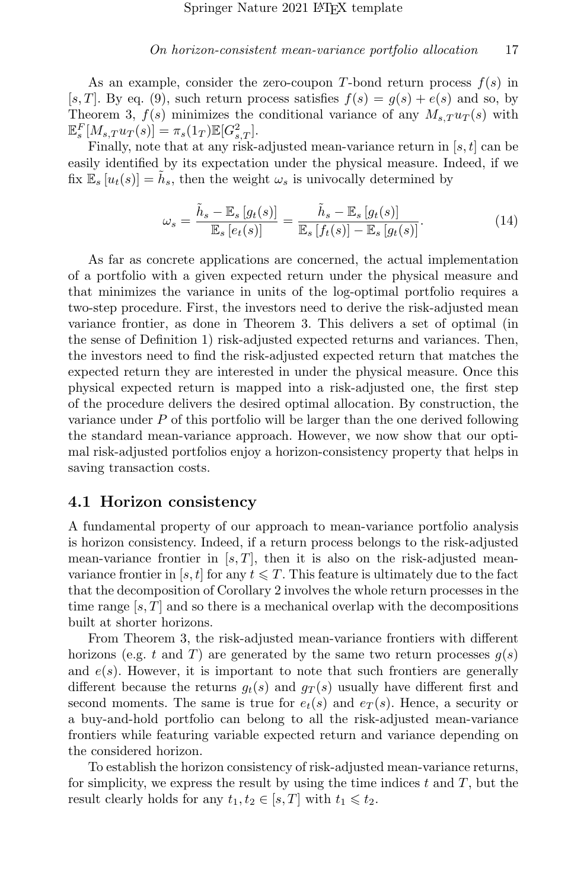As an example, consider the zero-coupon $T$-bond return process $f(s)$ in $[s,T]$. By eq. (9), such return process satisfies $f(s) = g(s) + e(s)$ and so, by Theorem 3, $f(s)$ minimizes the conditional variance of any $M_{s,T}u_T(s)$ with $\mathbb{E}_s^F[M_{s,T}u_T(s)] = \pi_s(1_T)\mathbb{E}[G_{s,T}^2]$.

Finally, note that at any risk-adjusted mean-variance return in $[s,t]$ can be easily identified by its expectation under the physical measure. Indeed, if we fix $\mathbb{E}_s[u_t(s)] = \tilde{h}_s$, then the weight $\omega_s$ is univocally determined by

$$\omega_s = \frac{\tilde{h}_s - \mathbb{E}_s[g_t(s)]}{\mathbb{E}_s[e_t(s)]} = \frac{\tilde{h}_s - \mathbb{E}_s[g_t(s)]}{\mathbb{E}_s[f_t(s)] - \mathbb{E}_s[g_t(s)]}. \tag{14}$$

As far as concrete applications are concerned, the actual implementation of a portfolio with a given expected return under the physical measure and that minimizes the variance in units of the log-optimal portfolio requires a two-step procedure. First, the investors need to derive the risk-adjusted mean variance frontier, as done in Theorem 3. This delivers a set of optimal (in the sense of Definition 1) risk-adjusted expected returns and variances. Then, the investors need to find the risk-adjusted expected return that matches the expected return they are interested in under the physical measure. Once this physical expected return is mapped into a risk-adjusted one, the first step of the procedure delivers the desired optimal allocation. By construction, the variance under $P$ of this portfolio will be larger than the one derived following the standard mean-variance approach. However, we now show that our optimal risk-adjusted portfolios enjoy a horizon-consistency property that helps in saving transaction costs.

## 4.1 Horizon consistency

A fundamental property of our approach to mean-variance portfolio analysis is horizon consistency. Indeed, if a return process belongs to the risk-adjusted mean-variance frontier in $[s,T]$, then it is also on the risk-adjusted mean-variance frontier in $[s,t]$ for any $t \leqslant T$. This feature is ultimately due to the fact that the decomposition of Corollary 2 involves the whole return processes in the time range $[s,T]$ and so there is a mechanical overlap with the decompositions built at shorter horizons.

From Theorem 3, the risk-adjusted mean-variance frontiers with different horizons (e.g. $t$ and $T$) are generated by the same two return processes $g(s)$ and $e(s)$. However, it is important to note that such frontiers are generally different because the returns $g_t(s)$ and $g_T(s)$ usually have different first and second moments. The same is true for $e_t(s)$ and $e_T(s)$. Hence, a security or a buy-and-hold portfolio can belong to all the risk-adjusted mean-variance frontiers while featuring variable expected return and variance depending on the considered horizon.

To establish the horizon consistency of risk-adjusted mean-variance returns, for simplicity, we express the result by using the time indices $t$ and $T$, but the result clearly holds for any $t_1, t_2 \in [s,T]$ with $t_1 \leqslant t_2$.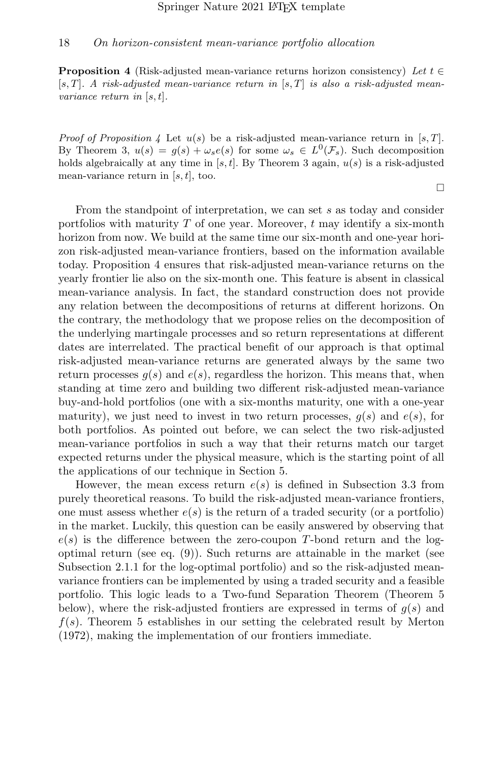**Proposition 4** (Risk-adjusted mean-variance returns horizon consistency) *Let $t \in [s, T]$. A risk-adjusted mean-variance return in $[s, T]$ is also a risk-adjusted mean-variance return in $[s, t]$.*

*Proof of Proposition 4* Let $u(s)$ be a risk-adjusted mean-variance return in $[s, T]$. By Theorem 3, $u(s) = g(s) + \omega_s e(s)$ for some $\omega_s \in L^0(\mathcal{F}_s)$. Such decomposition holds algebraically at any time in $[s, t]$. By Theorem 3 again, $u(s)$ is a risk-adjusted mean-variance return in $[s, t]$, too.

□

From the standpoint of interpretation, we can set $s$ as today and consider portfolios with maturity $T$ of one year. Moreover, $t$ may identify a six-month horizon from now. We build at the same time our six-month and one-year horizon risk-adjusted mean-variance frontiers, based on the information available today. Proposition 4 ensures that risk-adjusted mean-variance returns on the yearly frontier lie also on the six-month one. This feature is absent in classical mean-variance analysis. In fact, the standard construction does not provide any relation between the decompositions of returns at different horizons. On the contrary, the methodology that we propose relies on the decomposition of the underlying martingale processes and so return representations at different dates are interrelated. The practical benefit of our approach is that optimal risk-adjusted mean-variance returns are generated always by the same two return processes $g(s)$ and $e(s)$, regardless the horizon. This means that, when standing at time zero and building two different risk-adjusted mean-variance buy-and-hold portfolios (one with a six-months maturity, one with a one-year maturity), we just need to invest in two return processes, $g(s)$ and $e(s)$, for both portfolios. As pointed out before, we can select the two risk-adjusted mean-variance portfolios in such a way that their returns match our target expected returns under the physical measure, which is the starting point of all the applications of our technique in Section 5.

However, the mean excess return $e(s)$ is defined in Subsection 3.3 from purely theoretical reasons. To build the risk-adjusted mean-variance frontiers, one must assess whether $e(s)$ is the return of a traded security (or a portfolio) in the market. Luckily, this question can be easily answered by observing that $e(s)$ is the difference between the zero-coupon $T$-bond return and the log-optimal return (see eq. (9)). Such returns are attainable in the market (see Subsection 2.1.1 for the log-optimal portfolio) and so the risk-adjusted mean-variance frontiers can be implemented by using a traded security and a feasible portfolio. This logic leads to a Two-fund Separation Theorem (Theorem 5 below), where the risk-adjusted frontiers are expressed in terms of $g(s)$ and $f(s)$. Theorem 5 establishes in our setting the celebrated result by Merton (1972), making the implementation of our frontiers immediate.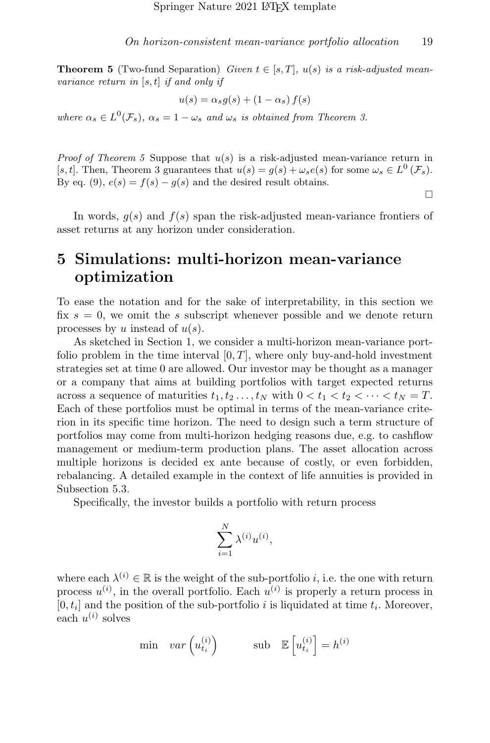**Theorem 5** (Two-fund Separation) *Given $t \in [s,T]$, $u(s)$ is a risk-adjusted mean-variance return in $[s,t]$ if and only if*

$$u(s) = \alpha_s g(s) + (1-\alpha_s)\, f(s)$$

*where $\alpha_s \in L^0(\mathcal{F}_s)$, $\alpha_s = 1-\omega_s$ and $\omega_s$ is obtained from Theorem 3.*

*Proof of Theorem 5* Suppose that $u(s)$ is a risk-adjusted mean-variance return in $[s,t]$. Then, Theorem 3 guarantees that $u(s) = g(s) + \omega_s e(s)$ for some $\omega_s \in L^0(\mathcal{F}_s)$. By eq. (9), $e(s) = f(s) - g(s)$ and the desired result obtains. □

In words, $g(s)$ and $f(s)$ span the risk-adjusted mean-variance frontiers of asset returns at any horizon under consideration.

# 5 Simulations: multi-horizon mean-variance optimization

To ease the notation and for the sake of interpretability, in this section we fix $s=0$, we omit the $s$ subscript whenever possible and we denote return processes by $u$ instead of $u(s)$.

As sketched in Section 1, we consider a multi-horizon mean-variance portfolio problem in the time interval $[0,T]$, where only buy-and-hold investment strategies set at time 0 are allowed. Our investor may be thought as a manager or a company that aims at building portfolios with target expected returns across a sequence of maturities $t_1, t_2 \ldots, t_N$ with $0 < t_1 < t_2 < \cdots < t_N = T$. Each of these portfolios must be optimal in terms of the mean-variance criterion in its specific time horizon. The need to design such a term structure of portfolios may come from multi-horizon hedging reasons due, e.g. to cashflow management or medium-term production plans. The asset allocation across multiple horizons is decided ex ante because of costly, or even forbidden, rebalancing. A detailed example in the context of life annuities is provided in Subsection 5.3.

Specifically, the investor builds a portfolio with return process

$$\sum_{i=1}^{N} \lambda^{(i)} u^{(i)},$$

where each $\lambda^{(i)} \in \mathbb{R}$ is the weight of the sub-portfolio $i$, i.e. the one with return process $u^{(i)}$, in the overall portfolio. Each $u^{(i)}$ is properly a return process in $[0,t_i]$ and the position of the sub-portfolio $i$ is liquidated at time $t_i$. Moreover, each $u^{(i)}$ solves

$$\min \quad var\left(u^{(i)}_{t_i}\right) \qquad \text{sub} \quad \mathbb{E}\left[u^{(i)}_{t_i}\right] = h^{(i)}$$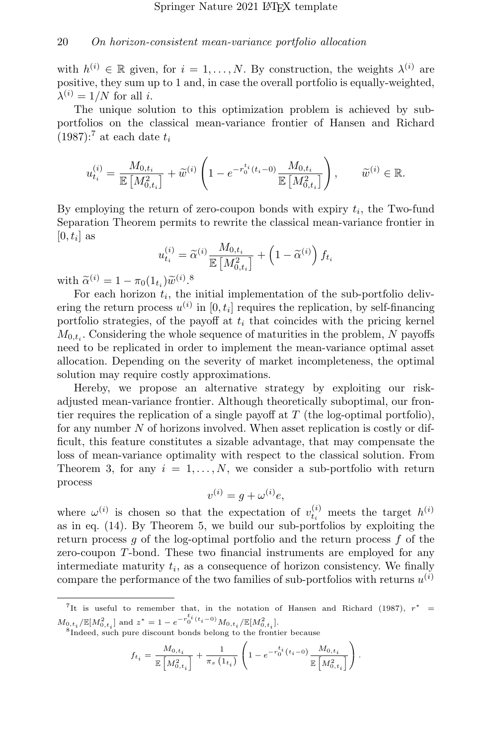with $h^{(i)} \in \mathbb{R}$ given, for $i = 1, \ldots, N$. By construction, the weights $\lambda^{(i)}$ are positive, they sum up to 1 and, in case the overall portfolio is equally-weighted, $\lambda^{(i)} = 1/N$ for all $i$.

The unique solution to this optimization problem is achieved by sub-portfolios on the classical mean-variance frontier of Hansen and Richard (1987):[7] at each date $t_i$

$$u_{t_i}^{(i)} = \frac{M_{0,t_i}}{\mathbb{E}\left[M_{0,t_i}^2\right]} + \widetilde{w}^{(i)} \left(1 - e^{-r_0^{t_i}(t_i - 0)} \frac{M_{0,t_i}}{\mathbb{E}\left[M_{0,t_i}^2\right]}\right), \qquad \widetilde{w}^{(i)} \in \mathbb{R}.$$

By employing the return of zero-coupon bonds with expiry $t_i$, the Two-fund Separation Theorem permits to rewrite the classical mean-variance frontier in $[0, t_i]$ as

$$u_{t_i}^{(i)} = \widetilde{\alpha}^{(i)} \frac{M_{0,t_i}}{\mathbb{E}\left[M_{0,t_i}^2\right]} + \left(1 - \widetilde{\alpha}^{(i)}\right) f_{t_i}$$

with $\widetilde{\alpha}^{(i)} = 1 - \pi_0(1_{t_i})\widetilde{w}^{(i)}$.[8]

For each horizon $t_i$, the initial implementation of the sub-portfolio delivering the return process $u^{(i)}$ in $[0, t_i]$ requires the replication, by self-financing portfolio strategies, of the payoff at $t_i$ that coincides with the pricing kernel $M_{0,t_i}$. Considering the whole sequence of maturities in the problem, $N$ payoffs need to be replicated in order to implement the mean-variance optimal asset allocation. Depending on the severity of market incompleteness, the optimal solution may require costly approximations.

Hereby, we propose an alternative strategy by exploiting our risk-adjusted mean-variance frontier. Although theoretically suboptimal, our frontier requires the replication of a single payoff at $T$ (the log-optimal portfolio), for any number $N$ of horizons involved. When asset replication is costly or difficult, this feature constitutes a sizable advantage, that may compensate the loss of mean-variance optimality with respect to the classical solution. From Theorem 3, for any $i = 1, \ldots, N$, we consider a sub-portfolio with return process

$$v^{(i)} = g + \omega^{(i)} e,$$

where $\omega^{(i)}$ is chosen so that the expectation of $v_{t_i}^{(i)}$ meets the target $h^{(i)}$ as in eq. (14). By Theorem 5, we build our sub-portfolios by exploiting the return process $g$ of the log-optimal portfolio and the return process $f$ of the zero-coupon $T$-bond. These two financial instruments are employed for any intermediate maturity $t_i$, as a consequence of horizon consistency. We finally compare the performance of the two families of sub-portfolios with returns $u^{(i)}$

---

[7] It is useful to remember that, in the notation of Hansen and Richard (1987), $r^* = M_{0,t_i}/\mathbb{E}[M_{0,t_i}^2]$ and $z^* = 1 - e^{-r_0^{t_i}(t_i - 0)} M_{0,t_i}/\mathbb{E}[M_{0,t_i}^2]$.

[8] Indeed, such pure discount bonds belong to the frontier because

$$f_{t_i} = \frac{M_{0,t_i}}{\mathbb{E}\left[M_{0,t_i}^2\right]} + \frac{1}{\pi_s\left(1_{t_i}\right)} \left(1 - e^{-r_0^{t_i}(t_i - 0)} \frac{M_{0,t_i}}{\mathbb{E}\left[M_{0,t_i}^2\right]}\right).$$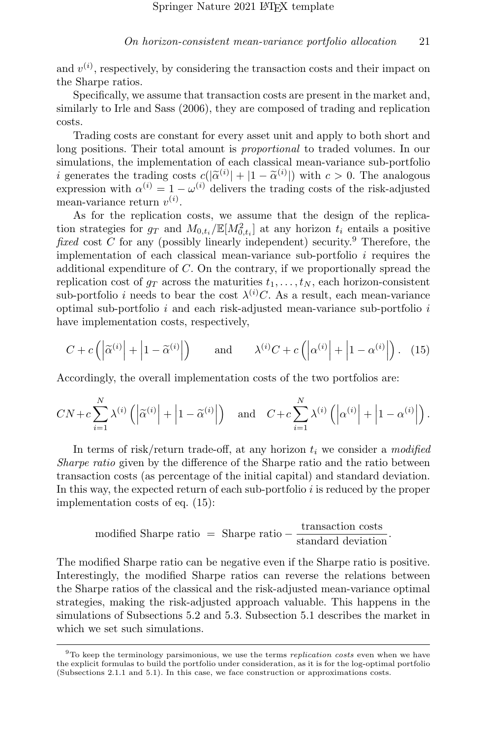and $v^{(i)}$, respectively, by considering the transaction costs and their impact on the Sharpe ratios.

Specifically, we assume that transaction costs are present in the market and, similarly to Irle and Sass (2006), they are composed of trading and replication costs.

Trading costs are constant for every asset unit and apply to both short and long positions. Their total amount is *proportional* to traded volumes. In our simulations, the implementation of each classical mean-variance sub-portfolio $i$ generates the trading costs $c(|\widetilde{\alpha}^{(i)}| + |1 - \widetilde{\alpha}^{(i)}|)$ with $c > 0$. The analogous expression with $\alpha^{(i)} = 1 - \omega^{(i)}$ delivers the trading costs of the risk-adjusted mean-variance return $v^{(i)}$.

As for the replication costs, we assume that the design of the replication strategies for $g_T$ and $M_{0,t_i}/\mathbb{E}[M_{0,t_i}^2]$ at any horizon $t_i$ entails a positive *fixed* cost $C$ for any (possibly linearly independent) security.[9] Therefore, the implementation of each classical mean-variance sub-portfolio $i$ requires the additional expenditure of $C$. On the contrary, if we proportionally spread the replication cost of $g_T$ across the maturities $t_1, \ldots, t_N$, each horizon-consistent sub-portfolio $i$ needs to bear the cost $\lambda^{(i)}C$. As a result, each mean-variance optimal sub-portfolio $i$ and each risk-adjusted mean-variance sub-portfolio $i$ have implementation costs, respectively,

$$C + c\left(\left|\widetilde{\alpha}^{(i)}\right| + \left|1 - \widetilde{\alpha}^{(i)}\right|\right) \qquad \text{and} \qquad \lambda^{(i)}C + c\left(\left|\alpha^{(i)}\right| + \left|1 - \alpha^{(i)}\right|\right). \quad (15)$$

Accordingly, the overall implementation costs of the two portfolios are:

$$CN + c\sum_{i=1}^{N} \lambda^{(i)}\left(\left|\widetilde{\alpha}^{(i)}\right| + \left|1 - \widetilde{\alpha}^{(i)}\right|\right) \quad \text{and} \quad C + c\sum_{i=1}^{N} \lambda^{(i)}\left(\left|\alpha^{(i)}\right| + \left|1 - \alpha^{(i)}\right|\right).$$

In terms of risk/return trade-off, at any horizon $t_i$ we consider a *modified Sharpe ratio* given by the difference of the Sharpe ratio and the ratio between transaction costs (as percentage of the initial capital) and standard deviation. In this way, the expected return of each sub-portfolio $i$ is reduced by the proper implementation costs of eq. (15):

$$\text{modified Sharpe ratio} \;=\; \text{Sharpe ratio} - \frac{\text{transaction costs}}{\text{standard deviation}}.$$

The modified Sharpe ratio can be negative even if the Sharpe ratio is positive. Interestingly, the modified Sharpe ratios can reverse the relations between the Sharpe ratios of the classical and the risk-adjusted mean-variance optimal strategies, making the risk-adjusted approach valuable. This happens in the simulations of Subsections 5.2 and 5.3. Subsection 5.1 describes the market in which we set such simulations.

[9] To keep the terminology parsimonious, we use the terms *replication costs* even when we have the explicit formulas to build the portfolio under consideration, as it is for the log-optimal portfolio (Subsections 2.1.1 and 5.1). In this case, we face construction or approximations costs.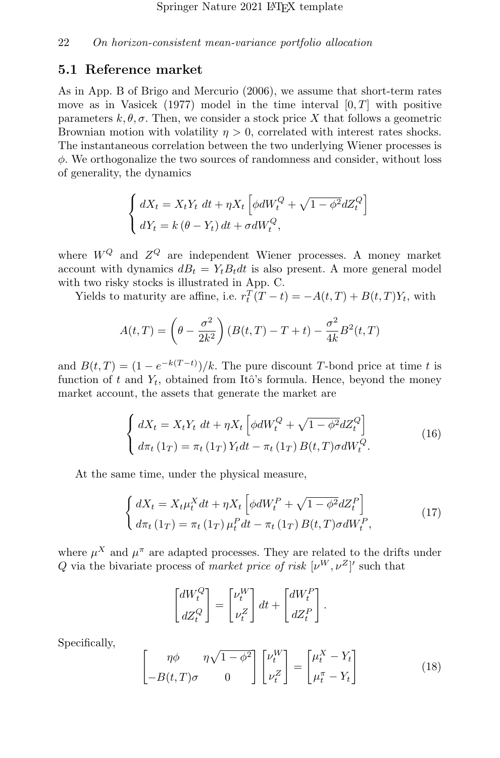### 5.1 Reference market

As in App. B of Brigo and Mercurio (2006), we assume that short-term rates move as in Vasicek (1977) model in the time interval $[0, T]$ with positive parameters $k, \theta, \sigma$. Then, we consider a stock price $X$ that follows a geometric Brownian motion with volatility $\eta > 0$, correlated with interest rates shocks. The instantaneous correlation between the two underlying Wiener processes is $\phi$. We orthogonalize the two sources of randomness and consider, without loss of generality, the dynamics

$$\begin{cases} dX_t = X_t Y_t \, dt + \eta X_t \left[ \phi dW_t^Q + \sqrt{1-\phi^2} dZ_t^Q \right] \\ dY_t = k\left(\theta - Y_t\right) dt + \sigma dW_t^Q, \end{cases}$$

where $W^Q$ and $Z^Q$ are independent Wiener processes. A money market account with dynamics $dB_t = Y_t B_t dt$ is also present. A more general model with two risky stocks is illustrated in App. C.

Yields to maturity are affine, i.e. $r_t^T(T-t) = -A(t,T) + B(t,T)Y_t$, with

$$A(t,T) = \left(\theta - \frac{\sigma^2}{2k^2}\right)\left(B(t,T) - T + t\right) - \frac{\sigma^2}{4k} B^2(t,T)$$

and $B(t,T) = (1 - e^{-k(T-t)})/k$. The pure discount $T$-bond price at time $t$ is function of $t$ and $Y_t$, obtained from Itô's formula. Hence, beyond the money market account, the assets that generate the market are

$$\begin{cases} dX_t = X_t Y_t \, dt + \eta X_t \left[ \phi dW_t^Q + \sqrt{1-\phi^2} dZ_t^Q \right] \\ d\pi_t\left(1_T\right) = \pi_t\left(1_T\right) Y_t dt - \pi_t\left(1_T\right) B(t,T) \sigma dW_t^Q. \end{cases} \tag{16}$$

At the same time, under the physical measure,

$$\begin{cases} dX_t = X_t \mu_t^X dt + \eta X_t \left[ \phi dW_t^P + \sqrt{1-\phi^2} dZ_t^P \right] \\ d\pi_t\left(1_T\right) = \pi_t\left(1_T\right) \mu_t^P dt - \pi_t\left(1_T\right) B(t,T) \sigma dW_t^P, \end{cases} \tag{17}$$

where $\mu^X$ and $\mu^\pi$ are adapted processes. They are related to the drifts under $Q$ via the bivariate process of *market price of risk* $[\nu^W, \nu^Z]'$ such that

$$\begin{bmatrix} dW_t^Q \\ dZ_t^Q \end{bmatrix} = \begin{bmatrix} \nu_t^W \\ \nu_t^Z \end{bmatrix} dt + \begin{bmatrix} dW_t^P \\ dZ_t^P \end{bmatrix}.$$

Specifically,

$$\begin{bmatrix} \eta\phi & \eta\sqrt{1-\phi^2} \\ -B(t,T)\sigma & 0 \end{bmatrix} \begin{bmatrix} \nu_t^W \\ \nu_t^Z \end{bmatrix} = \begin{bmatrix} \mu_t^X - Y_t \\ \mu_t^\pi - Y_t \end{bmatrix} \tag{18}$$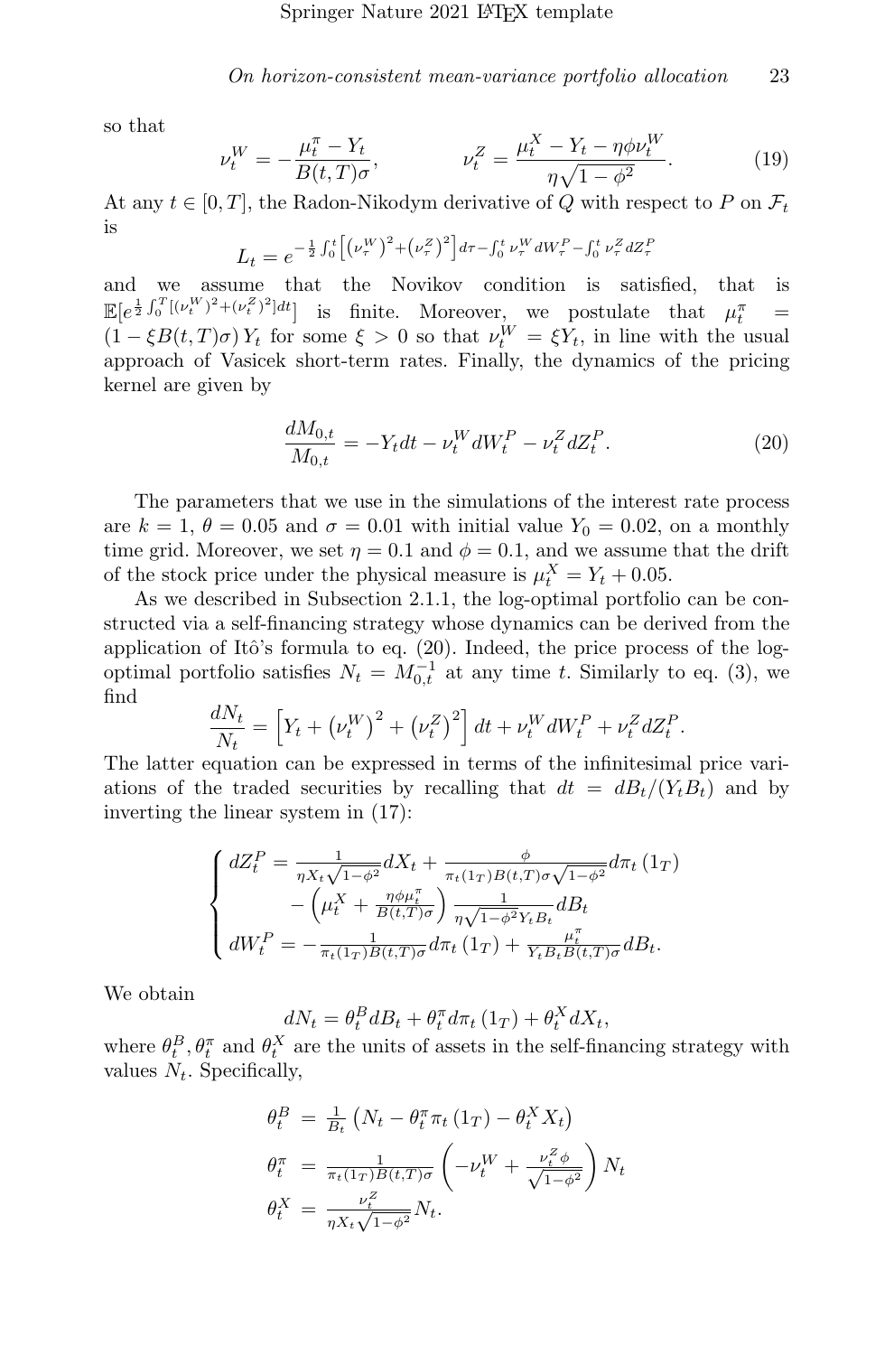so that

$$\nu_t^W = -\frac{\mu_t^\pi - Y_t}{B(t,T)\sigma}, \qquad \nu_t^Z = \frac{\mu_t^X - Y_t - \eta\phi\nu_t^W}{\eta\sqrt{1-\phi^2}}. \tag{19}$$

At any $t \in [0,T]$, the Radon-Nikodym derivative of $Q$ with respect to $P$ on $\mathcal{F}_t$ is

$$L_t = e^{-\frac{1}{2}\int_0^t \left[\left(\nu_\tau^W\right)^2 + \left(\nu_\tau^Z\right)^2\right]d\tau - \int_0^t \nu_\tau^W dW_\tau^P - \int_0^t \nu_\tau^Z dZ_\tau^P}$$

and we assume that the Novikov condition is satisfied, that is $\mathbb{E}[e^{\frac{1}{2}\int_0^T [(\nu_t^W)^2 + (\nu_t^Z)^2]dt}]$ is finite. Moreover, we postulate that $\mu_t^\pi = (1 - \xi B(t,T)\sigma)\, Y_t$ for some $\xi > 0$ so that $\nu_t^W = \xi Y_t$, in line with the usual approach of Vasicek short-term rates. Finally, the dynamics of the pricing kernel are given by

$$\frac{dM_{0,t}}{M_{0,t}} = -Y_t dt - \nu_t^W dW_t^P - \nu_t^Z dZ_t^P. \tag{20}$$

The parameters that we use in the simulations of the interest rate process are $k = 1$, $\theta = 0.05$ and $\sigma = 0.01$ with initial value $Y_0 = 0.02$, on a monthly time grid. Moreover, we set $\eta = 0.1$ and $\phi = 0.1$, and we assume that the drift of the stock price under the physical measure is $\mu_t^X = Y_t + 0.05$.

As we described in Subsection 2.1.1, the log-optimal portfolio can be constructed via a self-financing strategy whose dynamics can be derived from the application of Itô's formula to eq. (20). Indeed, the price process of the log-optimal portfolio satisfies $N_t = M_{0,t}^{-1}$ at any time $t$. Similarly to eq. (3), we find

$$\frac{dN_t}{N_t} = \left[Y_t + \left(\nu_t^W\right)^2 + \left(\nu_t^Z\right)^2\right]dt + \nu_t^W dW_t^P + \nu_t^Z dZ_t^P.$$

The latter equation can be expressed in terms of the infinitesimal price variations of the traded securities by recalling that $dt = dB_t/(Y_t B_t)$ and by inverting the linear system in (17):

$$\begin{cases} dZ_t^P = \frac{1}{\eta X_t\sqrt{1-\phi^2}}dX_t + \frac{\phi}{\pi_t(1_T)B(t,T)\sigma\sqrt{1-\phi^2}}d\pi_t\left(1_T\right) \\ \qquad\quad - \left(\mu_t^X + \frac{\eta\phi\mu_t^\pi}{B(t,T)\sigma}\right)\frac{1}{\eta\sqrt{1-\phi^2}Y_t B_t}dB_t \\ dW_t^P = -\frac{1}{\pi_t(1_T)B(t,T)\sigma}d\pi_t\left(1_T\right) + \frac{\mu_t^\pi}{Y_t B_t B(t,T)\sigma}dB_t. \end{cases}$$

We obtain

$$dN_t = \theta_t^B dB_t + \theta_t^\pi d\pi_t\left(1_T\right) + \theta_t^X dX_t,$$

where $\theta_t^B, \theta_t^\pi$ and $\theta_t^X$ are the units of assets in the self-financing strategy with values $N_t$. Specifically,

$$\begin{aligned} \theta_t^B &= \tfrac{1}{B_t}\left(N_t - \theta_t^\pi \pi_t\left(1_T\right) - \theta_t^X X_t\right) \\ \theta_t^\pi &= \tfrac{1}{\pi_t(1_T)B(t,T)\sigma}\left(-\nu_t^W + \tfrac{\nu_t^Z\phi}{\sqrt{1-\phi^2}}\right)N_t \\ \theta_t^X &= \tfrac{\nu_t^Z}{\eta X_t\sqrt{1-\phi^2}}N_t. \end{aligned}$$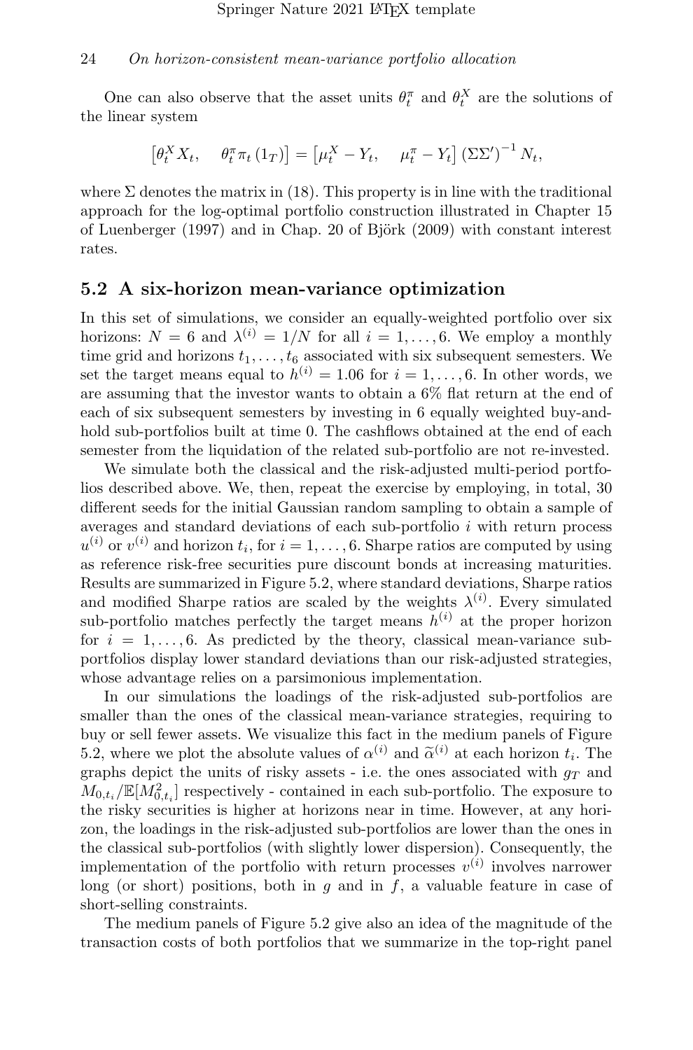One can also observe that the asset units $\theta_t^\pi$ and $\theta_t^X$ are the solutions of the linear system

$$\left[\theta_t^X X_t, \quad \theta_t^\pi \pi_t\left(1_T\right)\right] = \left[\mu_t^X - Y_t, \quad \mu_t^\pi - Y_t\right]\left(\Sigma\Sigma'\right)^{-1} N_t,$$

where $\Sigma$ denotes the matrix in (18). This property is in line with the traditional approach for the log-optimal portfolio construction illustrated in Chapter 15 of Luenberger (1997) and in Chap. 20 of Björk (2009) with constant interest rates.

## 5.2 A six-horizon mean-variance optimization

In this set of simulations, we consider an equally-weighted portfolio over six horizons: $N = 6$ and $\lambda^{(i)} = 1/N$ for all $i = 1, \ldots, 6$. We employ a monthly time grid and horizons $t_1, \ldots, t_6$ associated with six subsequent semesters. We set the target means equal to $h^{(i)} = 1.06$ for $i = 1, \ldots, 6$. In other words, we are assuming that the investor wants to obtain a 6% flat return at the end of each of six subsequent semesters by investing in 6 equally weighted buy-and-hold sub-portfolios built at time 0. The cashflows obtained at the end of each semester from the liquidation of the related sub-portfolio are not re-invested.

We simulate both the classical and the risk-adjusted multi-period portfolios described above. We, then, repeat the exercise by employing, in total, 30 different seeds for the initial Gaussian random sampling to obtain a sample of averages and standard deviations of each sub-portfolio $i$ with return process $u^{(i)}$ or $v^{(i)}$ and horizon $t_i$, for $i = 1, \ldots, 6$. Sharpe ratios are computed by using as reference risk-free securities pure discount bonds at increasing maturities. Results are summarized in Figure 5.2, where standard deviations, Sharpe ratios and modified Sharpe ratios are scaled by the weights $\lambda^{(i)}$. Every simulated sub-portfolio matches perfectly the target means $h^{(i)}$ at the proper horizon for $i = 1, \ldots, 6$. As predicted by the theory, classical mean-variance sub-portfolios display lower standard deviations than our risk-adjusted strategies, whose advantage relies on a parsimonious implementation.

In our simulations the loadings of the risk-adjusted sub-portfolios are smaller than the ones of the classical mean-variance strategies, requiring to buy or sell fewer assets. We visualize this fact in the medium panels of Figure 5.2, where we plot the absolute values of $\alpha^{(i)}$ and $\widetilde{\alpha}^{(i)}$ at each horizon $t_i$. The graphs depict the units of risky assets - i.e. the ones associated with $g_T$ and $M_{0,t_i}/\mathbb{E}[M_{0,t_i}^2]$ respectively - contained in each sub-portfolio. The exposure to the risky securities is higher at horizons near in time. However, at any horizon, the loadings in the risk-adjusted sub-portfolios are lower than the ones in the classical sub-portfolios (with slightly lower dispersion). Consequently, the implementation of the portfolio with return processes $v^{(i)}$ involves narrower long (or short) positions, both in $g$ and in $f$, a valuable feature in case of short-selling constraints.

The medium panels of Figure 5.2 give also an idea of the magnitude of the transaction costs of both portfolios that we summarize in the top-right panel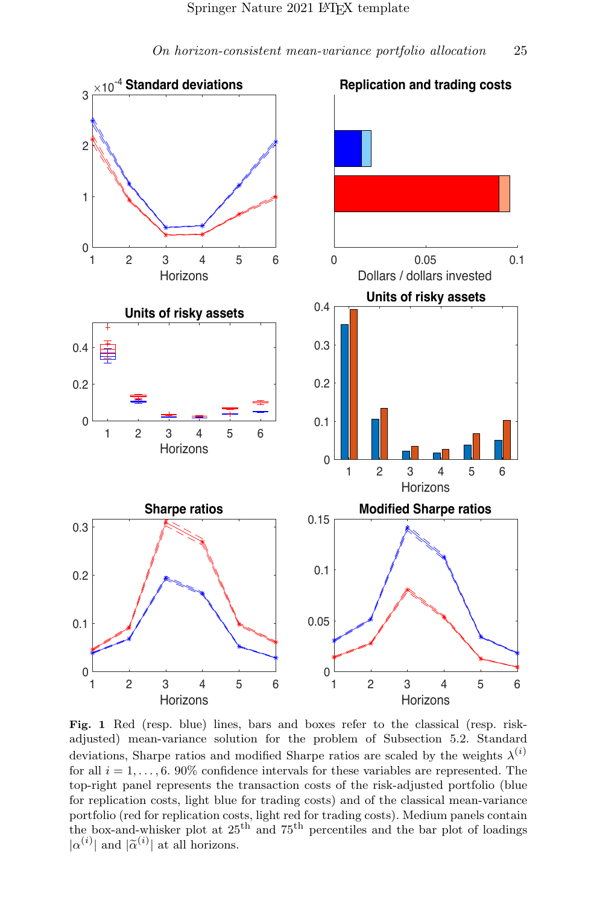**Fig. 1** Red (resp. blue) lines, bars and boxes refer to the classical (resp. risk-adjusted) mean-variance solution for the problem of Subsection 5.2. Standard deviations, Sharpe ratios and modified Sharpe ratios are scaled by the weights $\lambda^{(i)}$ for all $i = 1, \ldots, 6$. 90% confidence intervals for these variables are represented. The top-right panel represents the transaction costs of the risk-adjusted portfolio (blue for replication costs, light blue for trading costs) and of the classical mean-variance portfolio (red for replication costs, light red for trading costs). Medium panels contain the box-and-whisker plot at $25^{\text{th}}$ and $75^{\text{th}}$ percentiles and the bar plot of loadings $|\alpha^{(i)}|$ and $|\widetilde{\alpha}^{(i)}|$ at all horizons.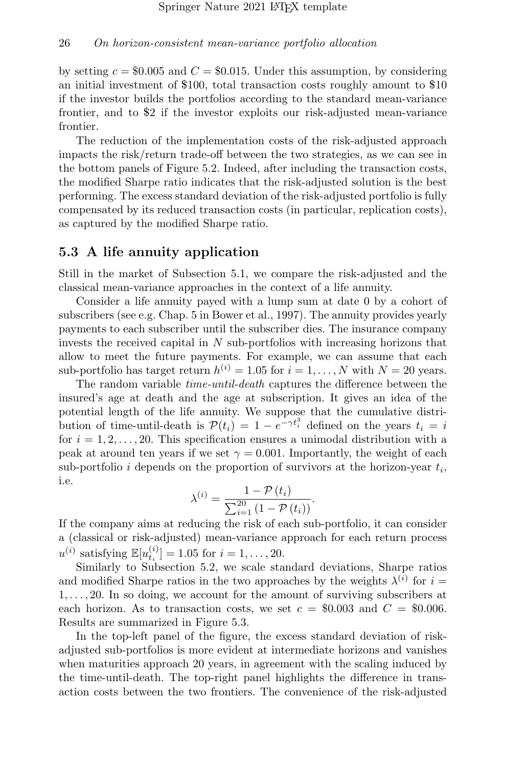by setting $c = \$0.005$ and $C = \$0.015$. Under this assumption, by considering an initial investment of \$100, total transaction costs roughly amount to \$10 if the investor builds the portfolios according to the standard mean-variance frontier, and to \$2 if the investor exploits our risk-adjusted mean-variance frontier.

The reduction of the implementation costs of the risk-adjusted approach impacts the risk/return trade-off between the two strategies, as we can see in the bottom panels of Figure 5.2. Indeed, after including the transaction costs, the modified Sharpe ratio indicates that the risk-adjusted solution is the best performing. The excess standard deviation of the risk-adjusted portfolio is fully compensated by its reduced transaction costs (in particular, replication costs), as captured by the modified Sharpe ratio.

## 5.3 A life annuity application

Still in the market of Subsection 5.1, we compare the risk-adjusted and the classical mean-variance approaches in the context of a life annuity.

Consider a life annuity payed with a lump sum at date 0 by a cohort of subscribers (see e.g. Chap. 5 in Bower et al., 1997). The annuity provides yearly payments to each subscriber until the subscriber dies. The insurance company invests the received capital in $N$ sub-portfolios with increasing horizons that allow to meet the future payments. For example, we can assume that each sub-portfolio has target return $h^{(i)} = 1.05$ for $i = 1, \dots, N$ with $N = 20$ years.

The random variable *time-until-death* captures the difference between the insured's age at death and the age at subscription. It gives an idea of the potential length of the life annuity. We suppose that the cumulative distribution of time-until-death is $\mathcal{P}(t_i) = 1 - e^{-\gamma t_i^3}$ defined on the years $t_i = i$ for $i = 1, 2, \dots, 20$. This specification ensures a unimodal distribution with a peak at around ten years if we set $\gamma = 0.001$. Importantly, the weight of each sub-portfolio $i$ depends on the proportion of survivors at the horizon-year $t_i$, i.e.

$$\lambda^{(i)} = \frac{1 - \mathcal{P}(t_i)}{\sum_{i=1}^{20} (1 - \mathcal{P}(t_i))}.$$

If the company aims at reducing the risk of each sub-portfolio, it can consider a (classical or risk-adjusted) mean-variance approach for each return process $u^{(i)}$ satisfying $\mathbb{E}[u_{t_i}^{(i)}] = 1.05$ for $i = 1, \dots, 20$.

Similarly to Subsection 5.2, we scale standard deviations, Sharpe ratios and modified Sharpe ratios in the two approaches by the weights $\lambda^{(i)}$ for $i = 1, \dots, 20$. In so doing, we account for the amount of surviving subscribers at each horizon. As to transaction costs, we set $c = \$0.003$ and $C = \$0.006$. Results are summarized in Figure 5.3.

In the top-left panel of the figure, the excess standard deviation of risk-adjusted sub-portfolios is more evident at intermediate horizons and vanishes when maturities approach 20 years, in agreement with the scaling induced by the time-until-death. The top-right panel highlights the difference in transaction costs between the two frontiers. The convenience of the risk-adjusted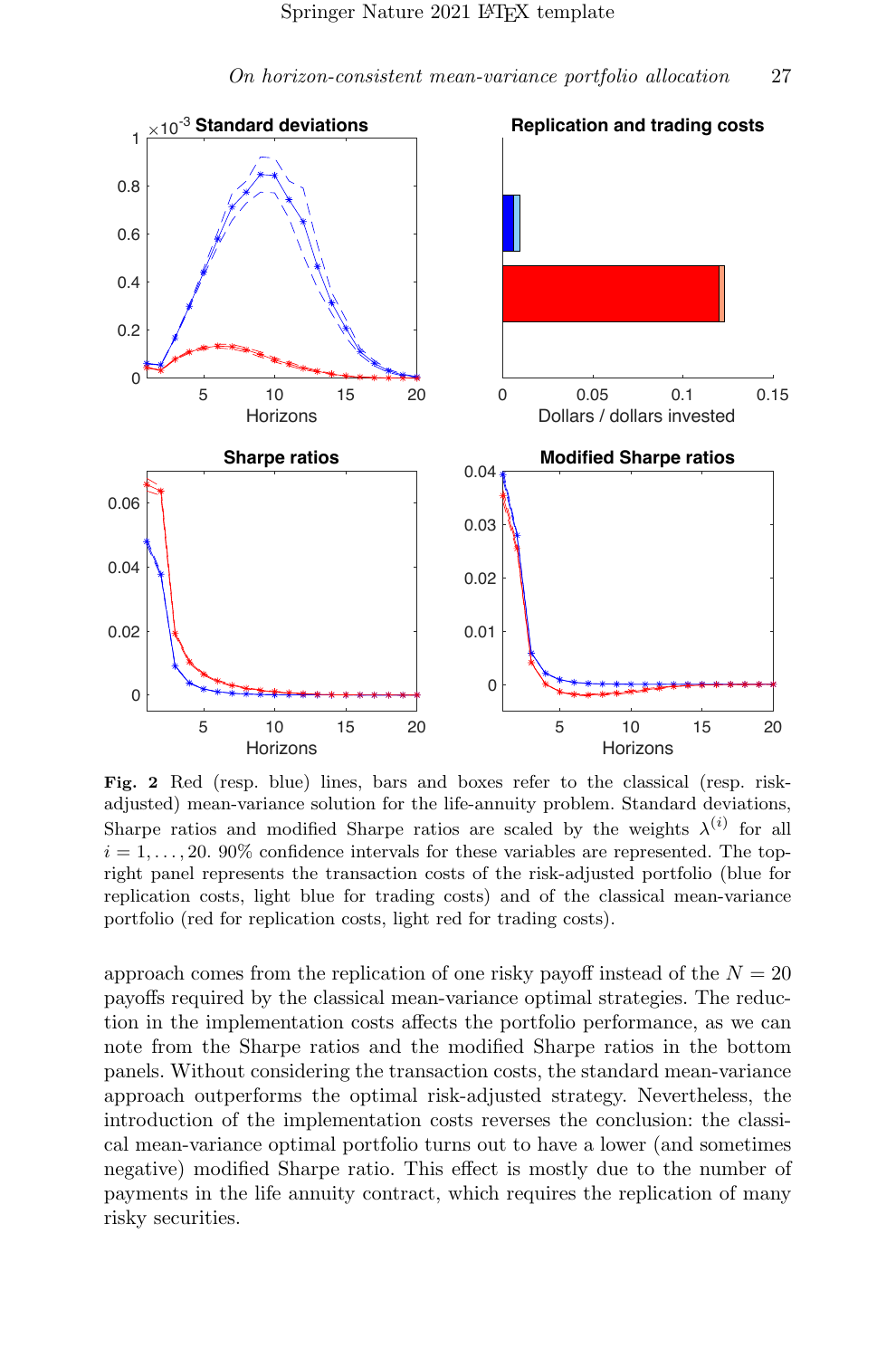**Fig. 2** Red (resp. blue) lines, bars and boxes refer to the classical (resp. risk-adjusted) mean-variance solution for the life-annuity problem. Standard deviations, Sharpe ratios and modified Sharpe ratios are scaled by the weights $\lambda^{(i)}$ for all $i = 1, \ldots, 20$. 90% confidence intervals for these variables are represented. The top-right panel represents the transaction costs of the risk-adjusted portfolio (blue for replication costs, light blue for trading costs) and of the classical mean-variance portfolio (red for replication costs, light red for trading costs).

approach comes from the replication of one risky payoff instead of the $N = 20$ payoffs required by the classical mean-variance optimal strategies. The reduction in the implementation costs affects the portfolio performance, as we can note from the Sharpe ratios and the modified Sharpe ratios in the bottom panels. Without considering the transaction costs, the standard mean-variance approach outperforms the optimal risk-adjusted strategy. Nevertheless, the introduction of the implementation costs reverses the conclusion: the classical mean-variance optimal portfolio turns out to have a lower (and sometimes negative) modified Sharpe ratio. This effect is mostly due to the number of payments in the life annuity contract, which requires the replication of many risky securities.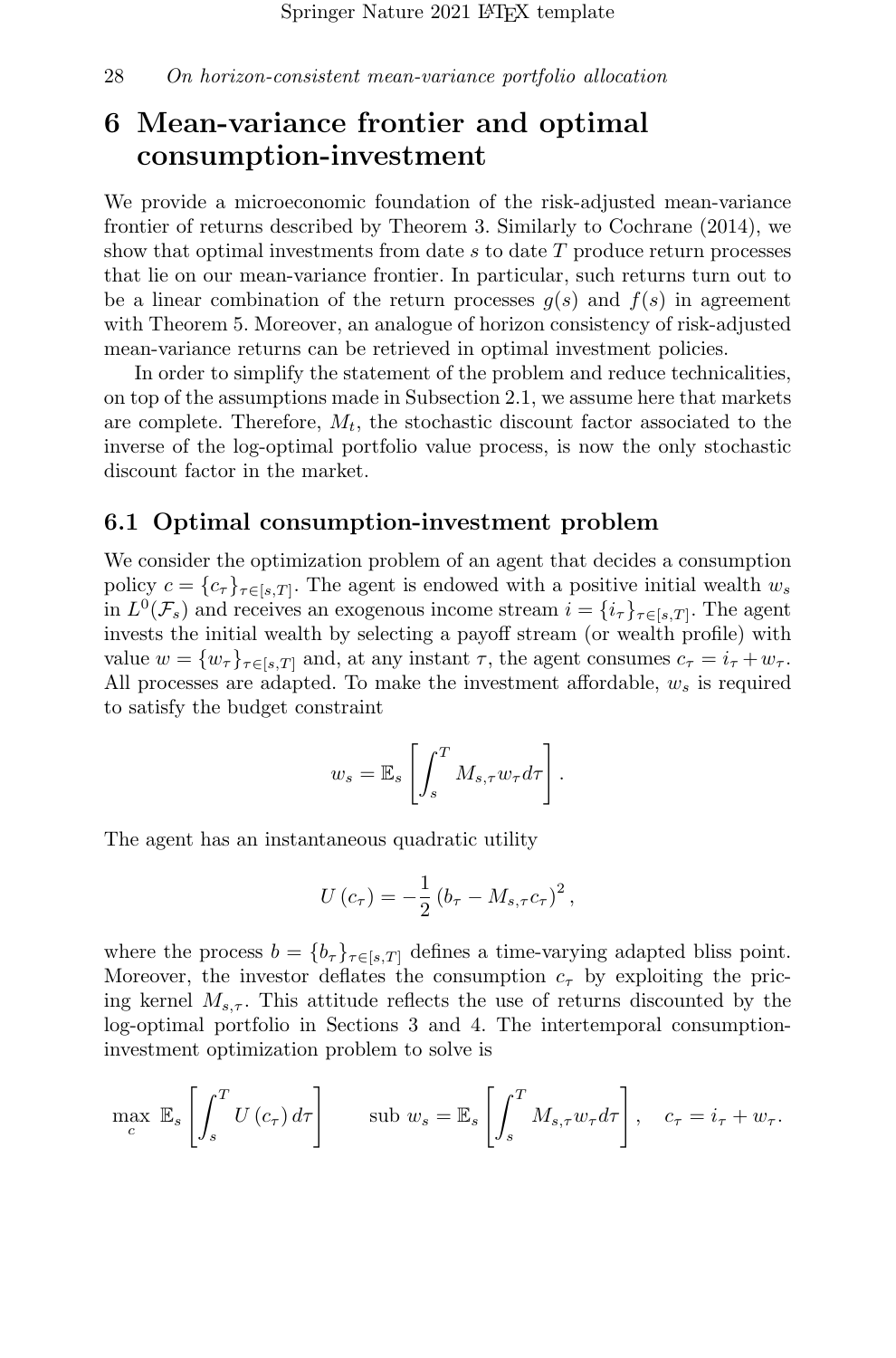# 6 Mean-variance frontier and optimal consumption-investment

We provide a microeconomic foundation of the risk-adjusted mean-variance frontier of returns described by Theorem 3. Similarly to Cochrane (2014), we show that optimal investments from date $s$ to date $T$ produce return processes that lie on our mean-variance frontier. In particular, such returns turn out to be a linear combination of the return processes $g(s)$ and $f(s)$ in agreement with Theorem 5. Moreover, an analogue of horizon consistency of risk-adjusted mean-variance returns can be retrieved in optimal investment policies.

In order to simplify the statement of the problem and reduce technicalities, on top of the assumptions made in Subsection 2.1, we assume here that markets are complete. Therefore, $M_t$, the stochastic discount factor associated to the inverse of the log-optimal portfolio value process, is now the only stochastic discount factor in the market.

## 6.1 Optimal consumption-investment problem

We consider the optimization problem of an agent that decides a consumption policy $c = \{c_\tau\}_{\tau \in [s,T]}$. The agent is endowed with a positive initial wealth $w_s$ in $L^0(\mathcal{F}_s)$ and receives an exogenous income stream $i = \{i_\tau\}_{\tau \in [s,T]}$. The agent invests the initial wealth by selecting a payoff stream (or wealth profile) with value $w = \{w_\tau\}_{\tau \in [s,T]}$ and, at any instant $\tau$, the agent consumes $c_\tau = i_\tau + w_\tau$. All processes are adapted. To make the investment affordable, $w_s$ is required to satisfy the budget constraint

$$w_s = \mathbb{E}_s \left[ \int_s^T M_{s,\tau} w_\tau d\tau \right].$$

The agent has an instantaneous quadratic utility

$$U(c_\tau) = -\frac{1}{2} \left( b_\tau - M_{s,\tau} c_\tau \right)^2,$$

where the process $b = \{b_\tau\}_{\tau \in [s,T]}$ defines a time-varying adapted bliss point. Moreover, the investor deflates the consumption $c_\tau$ by exploiting the pricing kernel $M_{s,\tau}$. This attitude reflects the use of returns discounted by the log-optimal portfolio in Sections 3 and 4. The intertemporal consumption-investment optimization problem to solve is

$$\max_c \ \mathbb{E}_s \left[ \int_s^T U(c_\tau) \, d\tau \right] \qquad \text{sub } w_s = \mathbb{E}_s \left[ \int_s^T M_{s,\tau} w_\tau d\tau \right], \quad c_\tau = i_\tau + w_\tau.$$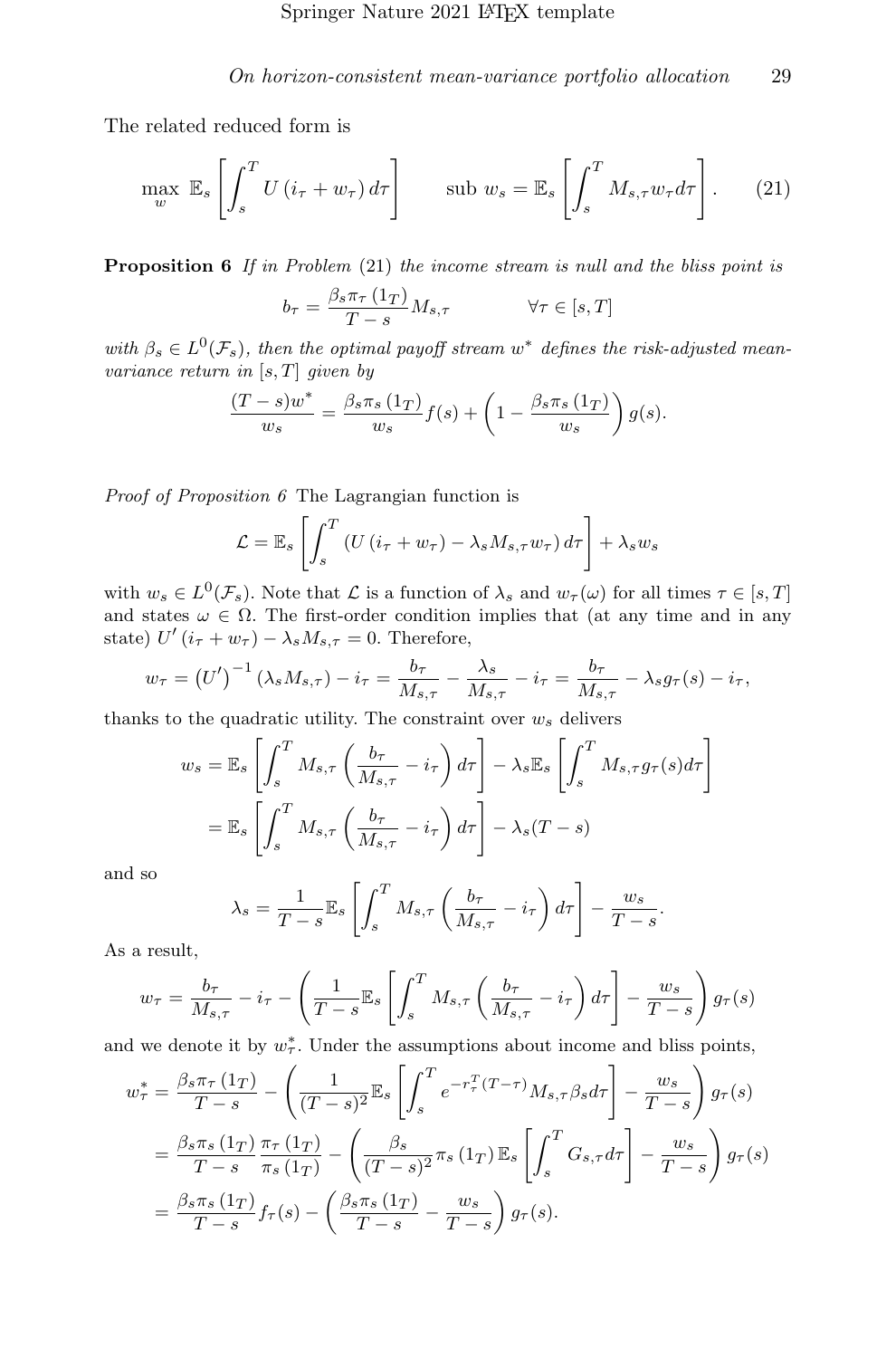The related reduced form is

$$\max_{w} \ \mathbb{E}_s \left[ \int_s^T U\left(i_\tau + w_\tau\right) d\tau \right] \qquad \text{sub } w_s = \mathbb{E}_s \left[ \int_s^T M_{s,\tau} w_\tau d\tau \right]. \tag{21}$$

**Proposition 6** *If in Problem* (21) *the income stream is null and the bliss point is*

$$b_\tau = \frac{\beta_s \pi_\tau \left(1_T\right)}{T-s} M_{s,\tau} \qquad\qquad \forall \tau \in [s, T]$$

*with $\beta_s \in L^0(\mathcal{F}_s)$, then the optimal payoff stream $w^*$ defines the risk-adjusted mean-variance return in $[s, T]$ given by*

$$\frac{(T-s)w^*}{w_s} = \frac{\beta_s \pi_s \left(1_T\right)}{w_s} f(s) + \left(1 - \frac{\beta_s \pi_s \left(1_T\right)}{w_s}\right) g(s).$$

*Proof of Proposition 6* The Lagrangian function is

$$\mathcal{L} = \mathbb{E}_s \left[ \int_s^T \left(U\left(i_\tau + w_\tau\right) - \lambda_s M_{s,\tau} w_\tau\right) d\tau \right] + \lambda_s w_s$$

with $w_s \in L^0(\mathcal{F}_s)$. Note that $\mathcal{L}$ is a function of $\lambda_s$ and $w_\tau(\omega)$ for all times $\tau \in [s, T]$ and states $\omega \in \Omega$. The first-order condition implies that (at any time and in any state) $U'\left(i_\tau + w_\tau\right) - \lambda_s M_{s,\tau} = 0$. Therefore,

$$w_\tau = \left(U'\right)^{-1}\left(\lambda_s M_{s,\tau}\right) - i_\tau = \frac{b_\tau}{M_{s,\tau}} - \frac{\lambda_s}{M_{s,\tau}} - i_\tau = \frac{b_\tau}{M_{s,\tau}} - \lambda_s g_\tau(s) - i_\tau,$$

thanks to the quadratic utility. The constraint over $w_s$ delivers

$$\begin{aligned}
w_s &= \mathbb{E}_s \left[ \int_s^T M_{s,\tau} \left( \frac{b_\tau}{M_{s,\tau}} - i_\tau \right) d\tau \right] - \lambda_s \mathbb{E}_s \left[ \int_s^T M_{s,\tau} g_\tau(s) d\tau \right] \\
&= \mathbb{E}_s \left[ \int_s^T M_{s,\tau} \left( \frac{b_\tau}{M_{s,\tau}} - i_\tau \right) d\tau \right] - \lambda_s (T-s)
\end{aligned}$$

and so

$$\lambda_s = \frac{1}{T-s} \mathbb{E}_s \left[ \int_s^T M_{s,\tau} \left( \frac{b_\tau}{M_{s,\tau}} - i_\tau \right) d\tau \right] - \frac{w_s}{T-s}.$$

As a result,

$$w_\tau = \frac{b_\tau}{M_{s,\tau}} - i_\tau - \left( \frac{1}{T-s} \mathbb{E}_s \left[ \int_s^T M_{s,\tau} \left( \frac{b_\tau}{M_{s,\tau}} - i_\tau \right) d\tau \right] - \frac{w_s}{T-s} \right) g_\tau(s)$$

and we denote it by $w_\tau^*$. Under the assumptions about income and bliss points,

$$\begin{aligned}
w_\tau^* &= \frac{\beta_s \pi_\tau \left(1_T\right)}{T-s} - \left( \frac{1}{(T-s)^2} \mathbb{E}_s \left[ \int_s^T e^{-r_\tau^T (T-\tau)} M_{s,\tau} \beta_s d\tau \right] - \frac{w_s}{T-s} \right) g_\tau(s) \\
&= \frac{\beta_s \pi_s \left(1_T\right)}{T-s} \frac{\pi_\tau \left(1_T\right)}{\pi_s \left(1_T\right)} - \left( \frac{\beta_s}{(T-s)^2} \pi_s \left(1_T\right) \mathbb{E}_s \left[ \int_s^T G_{s,\tau} d\tau \right] - \frac{w_s}{T-s} \right) g_\tau(s) \\
&= \frac{\beta_s \pi_s \left(1_T\right)}{T-s} f_\tau(s) - \left( \frac{\beta_s \pi_s \left(1_T\right)}{T-s} - \frac{w_s}{T-s} \right) g_\tau(s).
\end{aligned}$$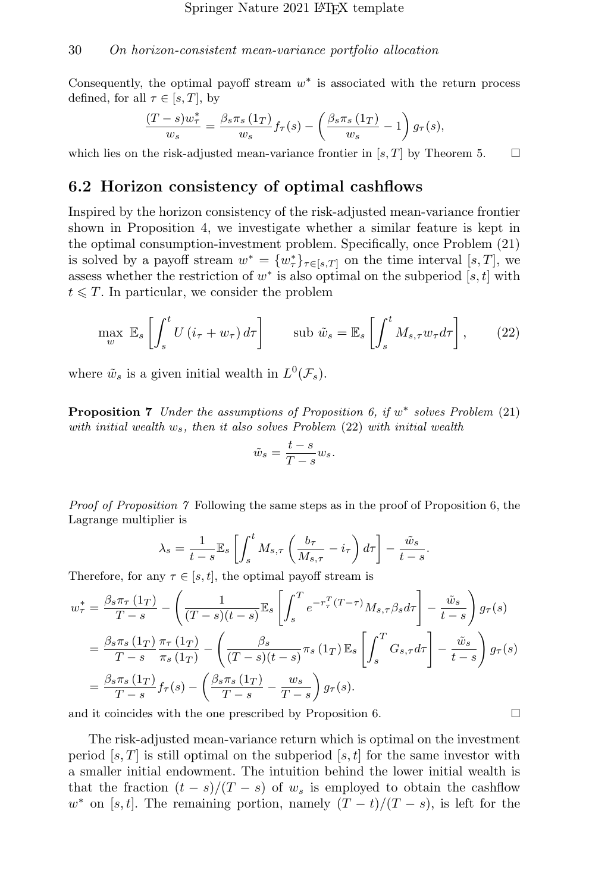Consequently, the optimal payoff stream $w^*$ is associated with the return process defined, for all $\tau \in [s, T]$, by

$$\frac{(T-s)w_\tau^*}{w_s} = \frac{\beta_s \pi_s(1_T)}{w_s} f_\tau(s) - \left(\frac{\beta_s \pi_s(1_T)}{w_s} - 1\right) g_\tau(s),$$

which lies on the risk-adjusted mean-variance frontier in $[s, T]$ by Theorem 5. $\square$

## 6.2 Horizon consistency of optimal cashflows

Inspired by the horizon consistency of the risk-adjusted mean-variance frontier shown in Proposition 4, we investigate whether a similar feature is kept in the optimal consumption-investment problem. Specifically, once Problem (21) is solved by a payoff stream $w^* = \{w_\tau^*\}_{\tau \in [s,T]}$ on the time interval $[s, T]$, we assess whether the restriction of $w^*$ is also optimal on the subperiod $[s, t]$ with $t \leqslant T$. In particular, we consider the problem

$$\max_w \ \mathbb{E}_s\left[\int_s^t U(i_\tau + w_\tau)\, d\tau\right] \qquad \text{sub } \tilde{w}_s = \mathbb{E}_s\left[\int_s^t M_{s,\tau} w_\tau d\tau\right], \tag{22}$$

where $\tilde{w}_s$ is a given initial wealth in $L^0(\mathcal{F}_s)$.

**Proposition 7** *Under the assumptions of Proposition 6, if $w^*$ solves Problem* (21) *with initial wealth $w_s$, then it also solves Problem* (22) *with initial wealth*

$$\tilde{w}_s = \frac{t-s}{T-s} w_s.$$

*Proof of Proposition 7* Following the same steps as in the proof of Proposition 6, the Lagrange multiplier is

$$\lambda_s = \frac{1}{t-s}\mathbb{E}_s\left[\int_s^t M_{s,\tau}\left(\frac{b_\tau}{M_{s,\tau}} - i_\tau\right) d\tau\right] - \frac{\tilde{w}_s}{t-s}.$$

Therefore, for any $\tau \in [s, t]$, the optimal payoff stream is

$$\begin{aligned}
w_\tau^* &= \frac{\beta_s \pi_\tau(1_T)}{T-s} - \left(\frac{1}{(T-s)(t-s)}\mathbb{E}_s\left[\int_s^T e^{-r_\tau^T(T-\tau)} M_{s,\tau}\beta_s d\tau\right] - \frac{\tilde{w}_s}{t-s}\right) g_\tau(s) \\
&= \frac{\beta_s \pi_s(1_T)}{T-s}\frac{\pi_\tau(1_T)}{\pi_s(1_T)} - \left(\frac{\beta_s}{(T-s)(t-s)}\pi_s(1_T)\,\mathbb{E}_s\left[\int_s^T G_{s,\tau} d\tau\right] - \frac{\tilde{w}_s}{t-s}\right) g_\tau(s) \\
&= \frac{\beta_s \pi_s(1_T)}{T-s} f_\tau(s) - \left(\frac{\beta_s \pi_s(1_T)}{T-s} - \frac{w_s}{T-s}\right) g_\tau(s).
\end{aligned}$$

and it coincides with the one prescribed by Proposition 6. $\square$

The risk-adjusted mean-variance return which is optimal on the investment period $[s, T]$ is still optimal on the subperiod $[s, t]$ for the same investor with a smaller initial endowment. The intuition behind the lower initial wealth is that the fraction $(t-s)/(T-s)$ of $w_s$ is employed to obtain the cashflow $w^*$ on $[s, t]$. The remaining portion, namely $(T-t)/(T-s)$, is left for the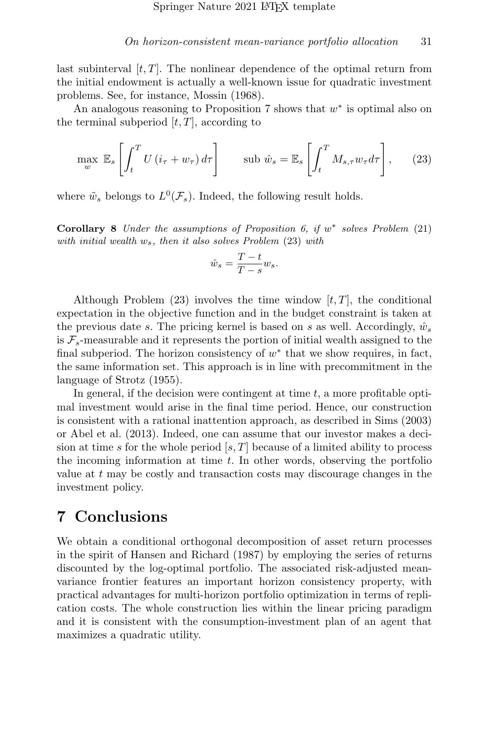last subinterval $[t, T]$. The nonlinear dependence of the optimal return from the initial endowment is actually a well-known issue for quadratic investment problems. See, for instance, Mossin (1968).

An analogous reasoning to Proposition 7 shows that $w^*$ is optimal also on the terminal subperiod $[t, T]$, according to

$$\max_{w} \ \mathbb{E}_s \left[ \int_t^T U\left(i_\tau + w_\tau\right) d\tau \right] \qquad \text{sub } \hat{w}_s = \mathbb{E}_s \left[ \int_t^T M_{s,\tau} w_\tau d\tau \right], \tag{23}$$

where $\tilde{w}_s$ belongs to $L^0(\mathcal{F}_s)$. Indeed, the following result holds.

**Corollary 8** *Under the assumptions of Proposition 6, if $w^*$ solves Problem (21) with initial wealth $w_s$, then it also solves Problem (23) with*

$$\hat{w}_s = \frac{T-t}{T-s} w_s.$$

Although Problem (23) involves the time window $[t, T]$, the conditional expectation in the objective function and in the budget constraint is taken at the previous date $s$. The pricing kernel is based on $s$ as well. Accordingly, $\hat{w}_s$ is $\mathcal{F}_s$-measurable and it represents the portion of initial wealth assigned to the final subperiod. The horizon consistency of $w^*$ that we show requires, in fact, the same information set. This approach is in line with precommitment in the language of Strotz (1955).

In general, if the decision were contingent at time $t$, a more profitable optimal investment would arise in the final time period. Hence, our construction is consistent with a rational inattention approach, as described in Sims (2003) or Abel et al. (2013). Indeed, one can assume that our investor makes a decision at time $s$ for the whole period $[s, T]$ because of a limited ability to process the incoming information at time $t$. In other words, observing the portfolio value at $t$ may be costly and transaction costs may discourage changes in the investment policy.

# 7 Conclusions

We obtain a conditional orthogonal decomposition of asset return processes in the spirit of Hansen and Richard (1987) by employing the series of returns discounted by the log-optimal portfolio. The associated risk-adjusted mean-variance frontier features an important horizon consistency property, with practical advantages for multi-horizon portfolio optimization in terms of replication costs. The whole construction lies within the linear pricing paradigm and it is consistent with the consumption-investment plan of an agent that maximizes a quadratic utility.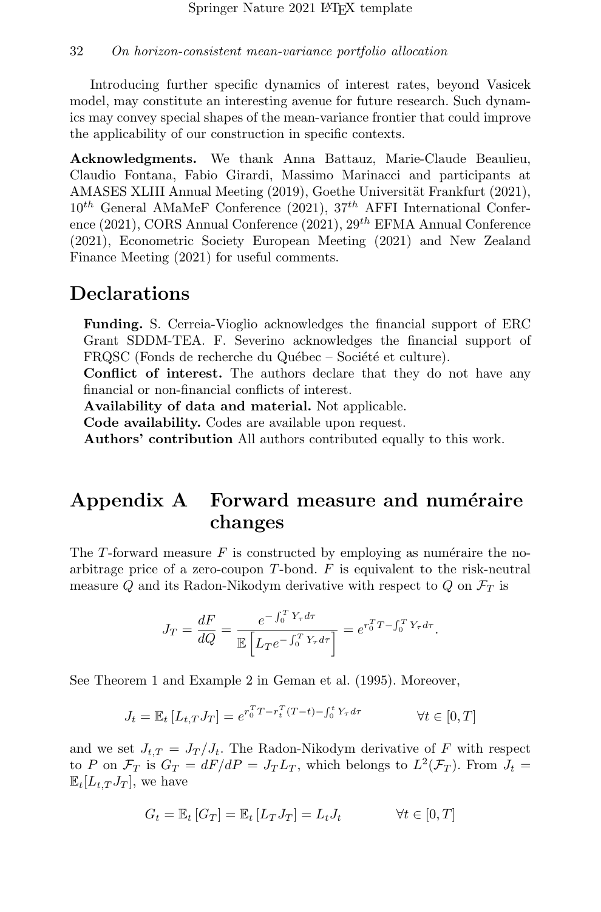Introducing further specific dynamics of interest rates, beyond Vasicek model, may constitute an interesting avenue for future research. Such dynamics may convey special shapes of the mean-variance frontier that could improve the applicability of our construction in specific contexts.

**Acknowledgments.** We thank Anna Battauz, Marie-Claude Beaulieu, Claudio Fontana, Fabio Girardi, Massimo Marinacci and participants at AMASES XLIII Annual Meeting (2019), Goethe Universität Frankfurt (2021), $10^{th}$ General AMaMeF Conference (2021), $37^{th}$ AFFI International Conference (2021), CORS Annual Conference (2021), $29^{th}$ EFMA Annual Conference (2021), Econometric Society European Meeting (2021) and New Zealand Finance Meeting (2021) for useful comments.

# Declarations

**Funding.** S. Cerreia-Vioglio acknowledges the financial support of ERC Grant SDDM-TEA. F. Severino acknowledges the financial support of FRQSC (Fonds de recherche du Québec – Société et culture).
**Conflict of interest.** The authors declare that they do not have any financial or non-financial conflicts of interest.
**Availability of data and material.** Not applicable.
**Code availability.** Codes are available upon request.
**Authors' contribution** All authors contributed equally to this work.

# Appendix A Forward measure and numéraire changes

The $T$-forward measure $F$ is constructed by employing as numéraire the no-arbitrage price of a zero-coupon $T$-bond. $F$ is equivalent to the risk-neutral measure $Q$ and its Radon-Nikodym derivative with respect to $Q$ on $\mathcal{F}_T$ is

$$J_T = \frac{dF}{dQ} = \frac{e^{-\int_0^T Y_\tau d\tau}}{\mathbb{E}\left[L_T e^{-\int_0^T Y_\tau d\tau}\right]} = e^{r_0^T T - \int_0^T Y_\tau d\tau}.$$

See Theorem 1 and Example 2 in Geman et al. (1995). Moreover,

$$J_t = \mathbb{E}_t\left[L_{t,T} J_T\right] = e^{r_0^T T - r_t^T (T-t) - \int_0^t Y_\tau d\tau} \qquad \forall t \in [0,T]$$

and we set $J_{t,T} = J_T / J_t$. The Radon-Nikodym derivative of $F$ with respect to $P$ on $\mathcal{F}_T$ is $G_T = dF/dP = J_T L_T$, which belongs to $L^2(\mathcal{F}_T)$. From $J_t = \mathbb{E}_t[L_{t,T} J_T]$, we have

$$G_t = \mathbb{E}_t\left[G_T\right] = \mathbb{E}_t\left[L_T J_T\right] = L_t J_t \qquad \forall t \in [0,T]$$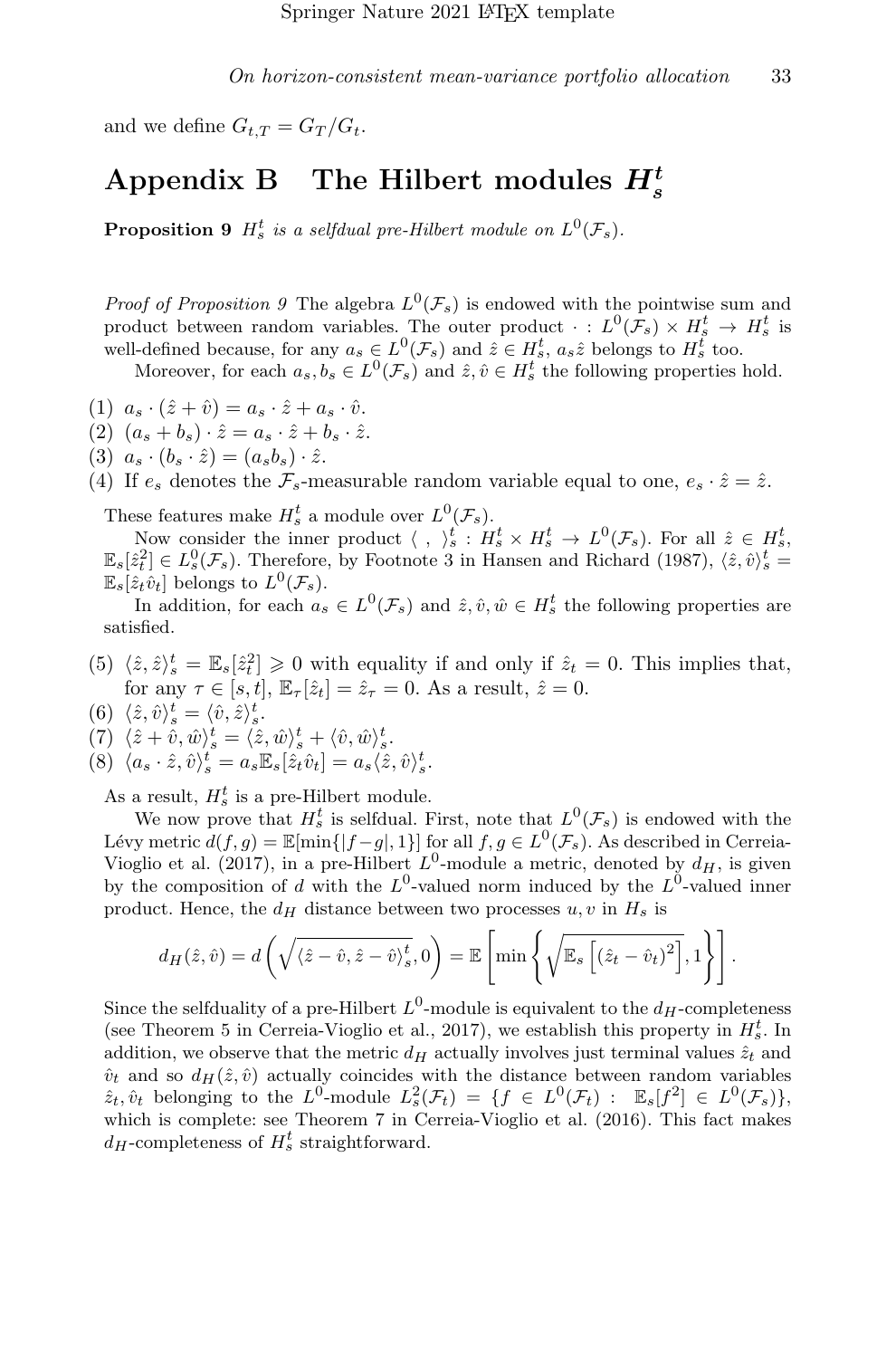and we define $G_{t,T} = G_T/G_t$.

# Appendix B The Hilbert modules $H_s^t$

**Proposition 9** *$H_s^t$ is a selfdual pre-Hilbert module on $L^0(\mathcal{F}_s)$.*

*Proof of Proposition 9* The algebra $L^0(\mathcal{F}_s)$ is endowed with the pointwise sum and product between random variables. The outer product $\cdot : L^0(\mathcal{F}_s) \times H_s^t \to H_s^t$ is well-defined because, for any $a_s \in L^0(\mathcal{F}_s)$ and $\hat{z} \in H_s^t$, $a_s\hat{z}$ belongs to $H_s^t$ too.

Moreover, for each $a_s, b_s \in L^0(\mathcal{F}_s)$ and $\hat{z}, \hat{v} \in H_s^t$ the following properties hold.

(1) $a_s \cdot (\hat{z} + \hat{v}) = a_s \cdot \hat{z} + a_s \cdot \hat{v}$.
(2) $(a_s + b_s) \cdot \hat{z} = a_s \cdot \hat{z} + b_s \cdot \hat{z}$.
(3) $a_s \cdot (b_s \cdot \hat{z}) = (a_s b_s) \cdot \hat{z}$.
(4) If $e_s$ denotes the $\mathcal{F}_s$-measurable random variable equal to one, $e_s \cdot \hat{z} = \hat{z}$.

These features make $H_s^t$ a module over $L^0(\mathcal{F}_s)$.

Now consider the inner product $\langle \ , \ \rangle_s^t : H_s^t \times H_s^t \to L^0(\mathcal{F}_s)$. For all $\hat{z} \in H_s^t$, $\mathbb{E}_s[\hat{z}_t^2] \in L_s^0(\mathcal{F}_s)$. Therefore, by Footnote 3 in Hansen and Richard (1987), $\langle \hat{z}, \hat{v} \rangle_s^t = \mathbb{E}_s[\hat{z}_t \hat{v}_t]$ belongs to $L^0(\mathcal{F}_s)$.

In addition, for each $a_s \in L^0(\mathcal{F}_s)$ and $\hat{z}, \hat{v}, \hat{w} \in H_s^t$ the following properties are satisfied.

(5) $\langle \hat{z}, \hat{z} \rangle_s^t = \mathbb{E}_s[\hat{z}_t^2] \geqslant 0$ with equality if and only if $\hat{z}_t = 0$. This implies that, for any $\tau \in [s, t]$, $\mathbb{E}_\tau[\hat{z}_t] = \hat{z}_\tau = 0$. As a result, $\hat{z} = 0$.
(6) $\langle \hat{z}, \hat{v} \rangle_s^t = \langle \hat{v}, \hat{z} \rangle_s^t$.
(7) $\langle \hat{z} + \hat{v}, \hat{w} \rangle_s^t = \langle \hat{z}, \hat{w} \rangle_s^t + \langle \hat{v}, \hat{w} \rangle_s^t$.
(8) $\langle a_s \cdot \hat{z}, \hat{v} \rangle_s^t = a_s \mathbb{E}_s[\hat{z}_t \hat{v}_t] = a_s \langle \hat{z}, \hat{v} \rangle_s^t$.

As a result, $H_s^t$ is a pre-Hilbert module.

We now prove that $H_s^t$ is selfdual. First, note that $L^0(\mathcal{F}_s)$ is endowed with the Lévy metric $d(f, g) = \mathbb{E}[\min\{|f - g|, 1\}]$ for all $f, g \in L^0(\mathcal{F}_s)$. As described in Cerreia-Vioglio et al. (2017), in a pre-Hilbert $L^0$-module a metric, denoted by $d_H$, is given by the composition of $d$ with the $L^0$-valued norm induced by the $L^0$-valued inner product. Hence, the $d_H$ distance between two processes $u, v$ in $H_s$ is

$$d_H(\hat{z}, \hat{v}) = d\left(\sqrt{\langle \hat{z} - \hat{v}, \hat{z} - \hat{v} \rangle_s^t}, 0\right) = \mathbb{E}\left[\min\left\{\sqrt{\mathbb{E}_s\left[(\hat{z}_t - \hat{v}_t)^2\right]}, 1\right\}\right].$$

Since the selfduality of a pre-Hilbert $L^0$-module is equivalent to the $d_H$-completeness (see Theorem 5 in Cerreia-Vioglio et al., 2017), we establish this property in $H_s^t$. In addition, we observe that the metric $d_H$ actually involves just terminal values $\hat{z}_t$ and $\hat{v}_t$ and so $d_H(\hat{z}, \hat{v})$ actually coincides with the distance between random variables $\hat{z}_t, \hat{v}_t$ belonging to the $L^0$-module $L_s^2(\mathcal{F}_t) = \{f \in L^0(\mathcal{F}_t) : \mathbb{E}_s[f^2] \in L^0(\mathcal{F}_s)\}$, which is complete: see Theorem 7 in Cerreia-Vioglio et al. (2016). This fact makes $d_H$-completeness of $H_s^t$ straightforward.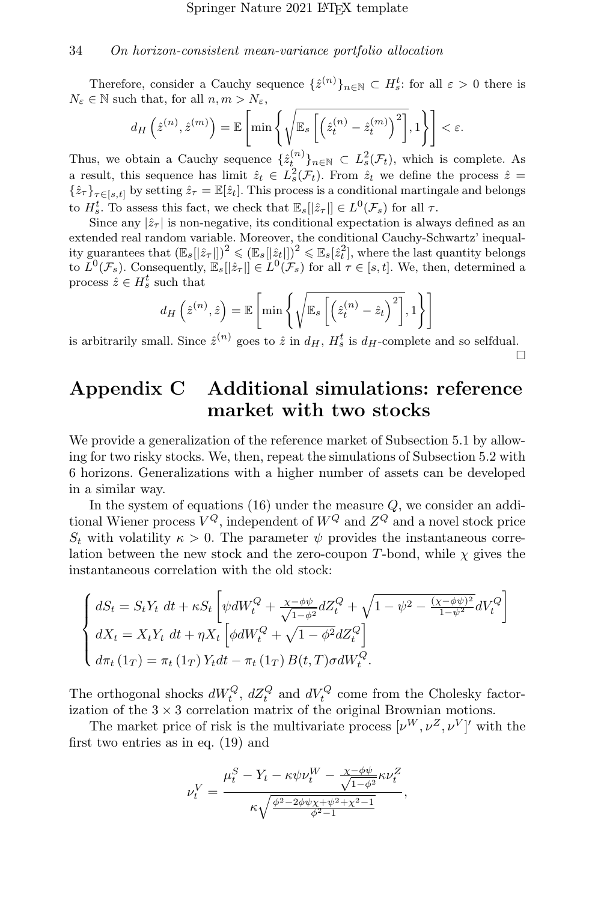Therefore, consider a Cauchy sequence $\{\hat{z}^{(n)}\}_{n\in\mathbb{N}} \subset H_s^t$: for all $\varepsilon > 0$ there is $N_\varepsilon \in \mathbb{N}$ such that, for all $n, m > N_\varepsilon$,

$$d_H\left(\hat{z}^{(n)}, \hat{z}^{(m)}\right) = \mathbb{E}\left[\min\left\{\sqrt{\mathbb{E}_s\left[\left(\hat{z}_t^{(n)} - \hat{z}_t^{(m)}\right)^2\right]}, 1\right\}\right] < \varepsilon.$$

Thus, we obtain a Cauchy sequence $\{\hat{z}_t^{(n)}\}_{n\in\mathbb{N}} \subset L_s^2(\mathcal{F}_t)$, which is complete. As a result, this sequence has limit $\hat{z}_t \in L_s^2(\mathcal{F}_t)$. From $\hat{z}_t$ we define the process $\hat{z} = \{\hat{z}_\tau\}_{\tau\in[s,t]}$ by setting $\hat{z}_\tau = \mathbb{E}[\hat{z}_t]$. This process is a conditional martingale and belongs to $H_s^t$. To assess this fact, we check that $\mathbb{E}_s[|\hat{z}_\tau|] \in L^0(\mathcal{F}_s)$ for all $\tau$.

Since any $|\hat{z}_\tau|$ is non-negative, its conditional expectation is always defined as an extended real random variable. Moreover, the conditional Cauchy-Schwartz' inequality guarantees that $(\mathbb{E}_s[|\hat{z}_\tau|])^2 \leqslant (\mathbb{E}_s[|\hat{z}_t|])^2 \leqslant \mathbb{E}_s[\hat{z}_t^2]$, where the last quantity belongs to $L^0(\mathcal{F}_s)$. Consequently, $\mathbb{E}_s[|\hat{z}_\tau|] \in L^0(\mathcal{F}_s)$ for all $\tau \in [s,t]$. We, then, determined a process $\hat{z} \in H_s^t$ such that

$$d_H\left(\hat{z}^{(n)}, \hat{z}\right) = \mathbb{E}\left[\min\left\{\sqrt{\mathbb{E}_s\left[\left(\hat{z}_t^{(n)} - \hat{z}_t\right)^2\right]}, 1\right\}\right]$$

is arbitrarily small. Since $\hat{z}^{(n)}$ goes to $\hat{z}$ in $d_H$, $H_s^t$ is $d_H$-complete and so selfdual. □

# Appendix C Additional simulations: reference market with two stocks

We provide a generalization of the reference market of Subsection 5.1 by allowing for two risky stocks. We, then, repeat the simulations of Subsection 5.2 with 6 horizons. Generalizations with a higher number of assets can be developed in a similar way.

In the system of equations (16) under the measure $Q$, we consider an additional Wiener process $V^Q$, independent of $W^Q$ and $Z^Q$ and a novel stock price $S_t$ with volatility $\kappa > 0$. The parameter $\psi$ provides the instantaneous correlation between the new stock and the zero-coupon $T$-bond, while $\chi$ gives the instantaneous correlation with the old stock:

$$\begin{cases} dS_t = S_t Y_t\, dt + \kappa S_t \left[\psi dW_t^Q + \frac{\chi - \phi\psi}{\sqrt{1-\phi^2}} dZ_t^Q + \sqrt{1 - \psi^2 - \frac{(\chi-\phi\psi)^2}{1-\psi^2}} dV_t^Q\right] \\ dX_t = X_t Y_t\, dt + \eta X_t \left[\phi dW_t^Q + \sqrt{1-\phi^2} dZ_t^Q\right] \\ d\pi_t(1_T) = \pi_t(1_T) Y_t dt - \pi_t(1_T) B(t,T)\sigma dW_t^Q. \end{cases}$$

The orthogonal shocks $dW_t^Q$, $dZ_t^Q$ and $dV_t^Q$ come from the Cholesky factorization of the $3 \times 3$ correlation matrix of the original Brownian motions.

The market price of risk is the multivariate process $[\nu^W, \nu^Z, \nu^V]'$ with the first two entries as in eq. (19) and

$$\nu_t^V = \frac{\mu_t^S - Y_t - \kappa\psi\nu_t^W - \frac{\chi-\phi\psi}{\sqrt{1-\phi^2}}\kappa\nu_t^Z}{\kappa\sqrt{\frac{\phi^2 - 2\phi\psi\chi + \psi^2 + \chi^2 - 1}{\phi^2 - 1}}},$$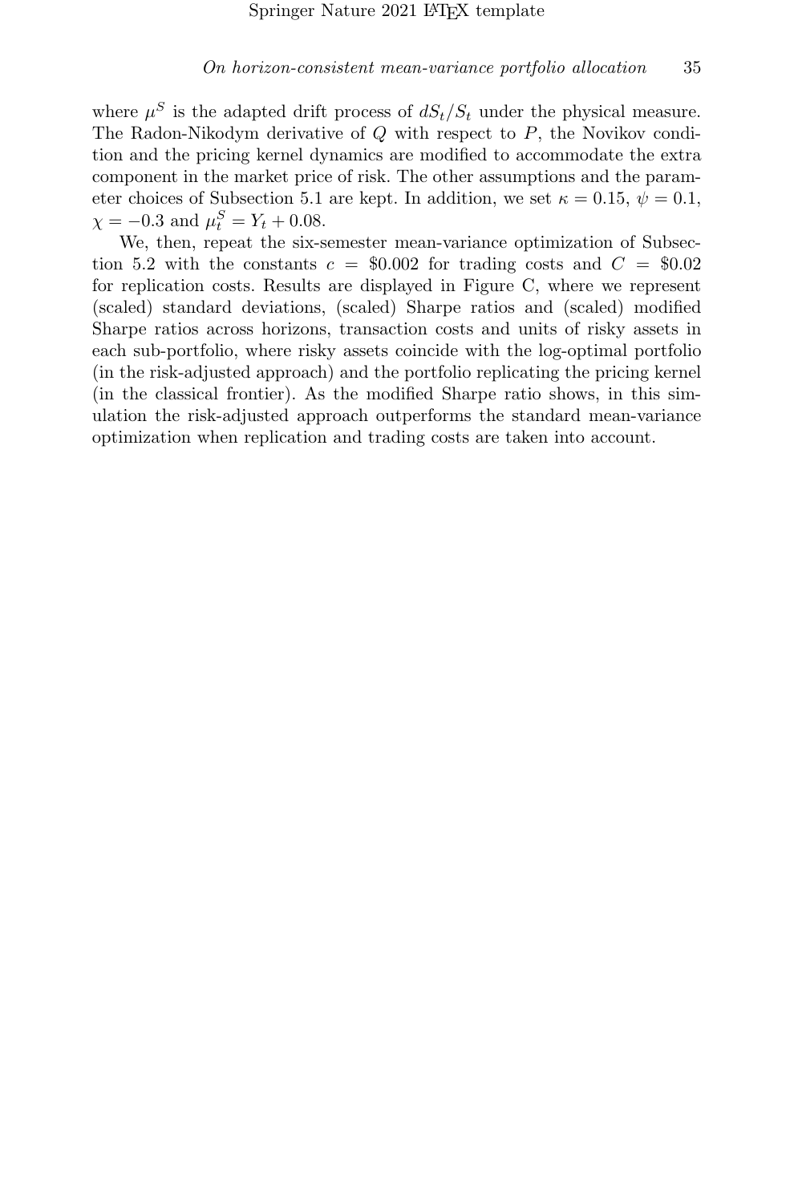where $\mu^S$ is the adapted drift process of $dS_t/S_t$ under the physical measure. The Radon-Nikodym derivative of $Q$ with respect to $P$, the Novikov condition and the pricing kernel dynamics are modified to accommodate the extra component in the market price of risk. The other assumptions and the parameter choices of Subsection 5.1 are kept. In addition, we set $\kappa = 0.15$, $\psi = 0.1$, $\chi = -0.3$ and $\mu_t^S = Y_t + 0.08$.

We, then, repeat the six-semester mean-variance optimization of Subsection 5.2 with the constants $c = \$0.002$ for trading costs and $C = \$0.02$ for replication costs. Results are displayed in Figure C, where we represent (scaled) standard deviations, (scaled) Sharpe ratios and (scaled) modified Sharpe ratios across horizons, transaction costs and units of risky assets in each sub-portfolio, where risky assets coincide with the log-optimal portfolio (in the risk-adjusted approach) and the portfolio replicating the pricing kernel (in the classical frontier). As the modified Sharpe ratio shows, in this simulation the risk-adjusted approach outperforms the standard mean-variance optimization when replication and trading costs are taken into account.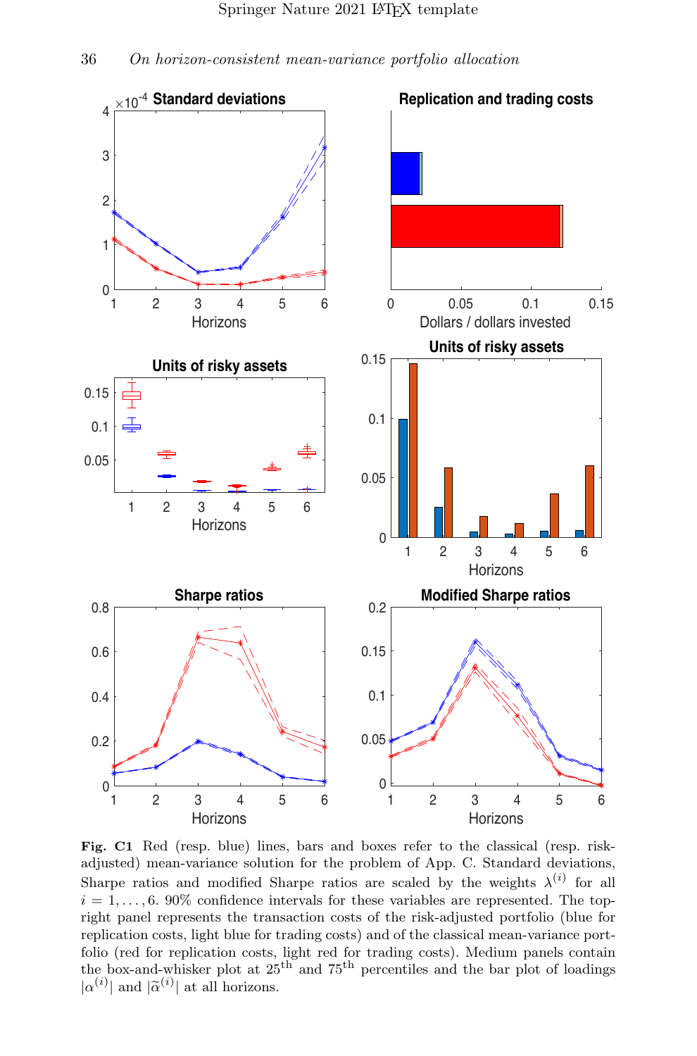**Fig. C1** Red (resp. blue) lines, bars and boxes refer to the classical (resp. risk-adjusted) mean-variance solution for the problem of App. C. Standard deviations, Sharpe ratios and modified Sharpe ratios are scaled by the weights $\lambda^{(i)}$ for all $i = 1, \ldots, 6$. 90% confidence intervals for these variables are represented. The top-right panel represents the transaction costs of the risk-adjusted portfolio (blue for replication costs, light blue for trading costs) and of the classical mean-variance portfolio (red for replication costs, light red for trading costs). Medium panels contain the box-and-whisker plot at $25^{\text{th}}$ and $75^{\text{th}}$ percentiles and the bar plot of loadings $|\alpha^{(i)}|$ and $|\widetilde{\alpha}^{(i)}|$ at all horizons.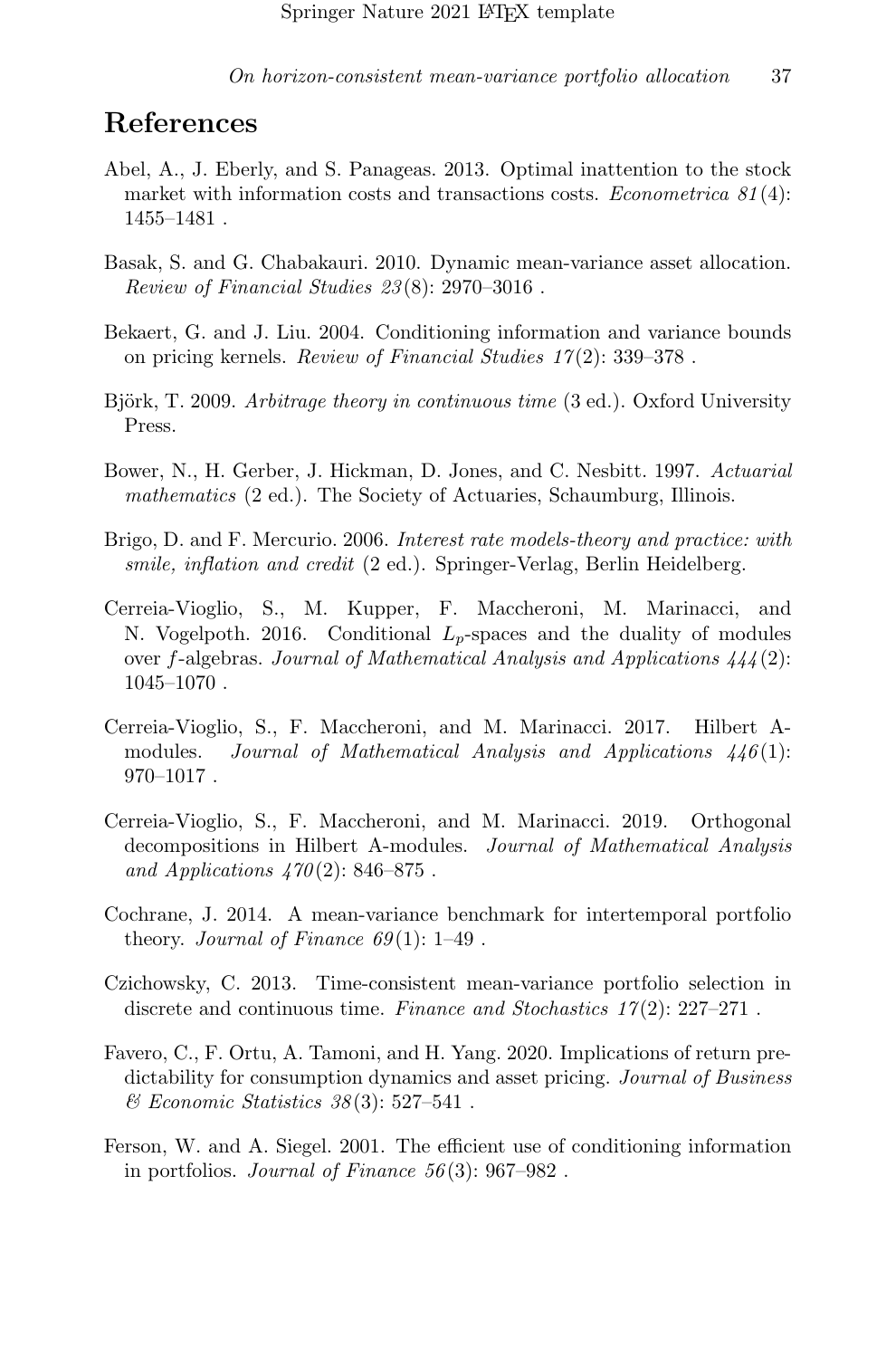# References

Abel, A., J. Eberly, and S. Panageas. 2013. Optimal inattention to the stock market with information costs and transactions costs. *Econometrica 81*(4): 1455–1481 .

Basak, S. and G. Chabakauri. 2010. Dynamic mean-variance asset allocation. *Review of Financial Studies 23*(8): 2970–3016 .

Bekaert, G. and J. Liu. 2004. Conditioning information and variance bounds on pricing kernels. *Review of Financial Studies 17*(2): 339–378 .

Björk, T. 2009. *Arbitrage theory in continuous time* (3 ed.). Oxford University Press.

Bower, N., H. Gerber, J. Hickman, D. Jones, and C. Nesbitt. 1997. *Actuarial mathematics* (2 ed.). The Society of Actuaries, Schaumburg, Illinois.

Brigo, D. and F. Mercurio. 2006. *Interest rate models-theory and practice: with smile, inflation and credit* (2 ed.). Springer-Verlag, Berlin Heidelberg.

Cerreia-Vioglio, S., M. Kupper, F. Maccheroni, M. Marinacci, and N. Vogelpoth. 2016. Conditional $L_p$-spaces and the duality of modules over $f$-algebras. *Journal of Mathematical Analysis and Applications 444*(2): 1045–1070 .

Cerreia-Vioglio, S., F. Maccheroni, and M. Marinacci. 2017. Hilbert A-modules. *Journal of Mathematical Analysis and Applications 446*(1): 970–1017 .

Cerreia-Vioglio, S., F. Maccheroni, and M. Marinacci. 2019. Orthogonal decompositions in Hilbert A-modules. *Journal of Mathematical Analysis and Applications 470*(2): 846–875 .

Cochrane, J. 2014. A mean-variance benchmark for intertemporal portfolio theory. *Journal of Finance 69*(1): 1–49 .

Czichowsky, C. 2013. Time-consistent mean-variance portfolio selection in discrete and continuous time. *Finance and Stochastics 17*(2): 227–271 .

Favero, C., F. Ortu, A. Tamoni, and H. Yang. 2020. Implications of return predictability for consumption dynamics and asset pricing. *Journal of Business & Economic Statistics 38*(3): 527–541 .

Ferson, W. and A. Siegel. 2001. The efficient use of conditioning information in portfolios. *Journal of Finance 56*(3): 967–982 .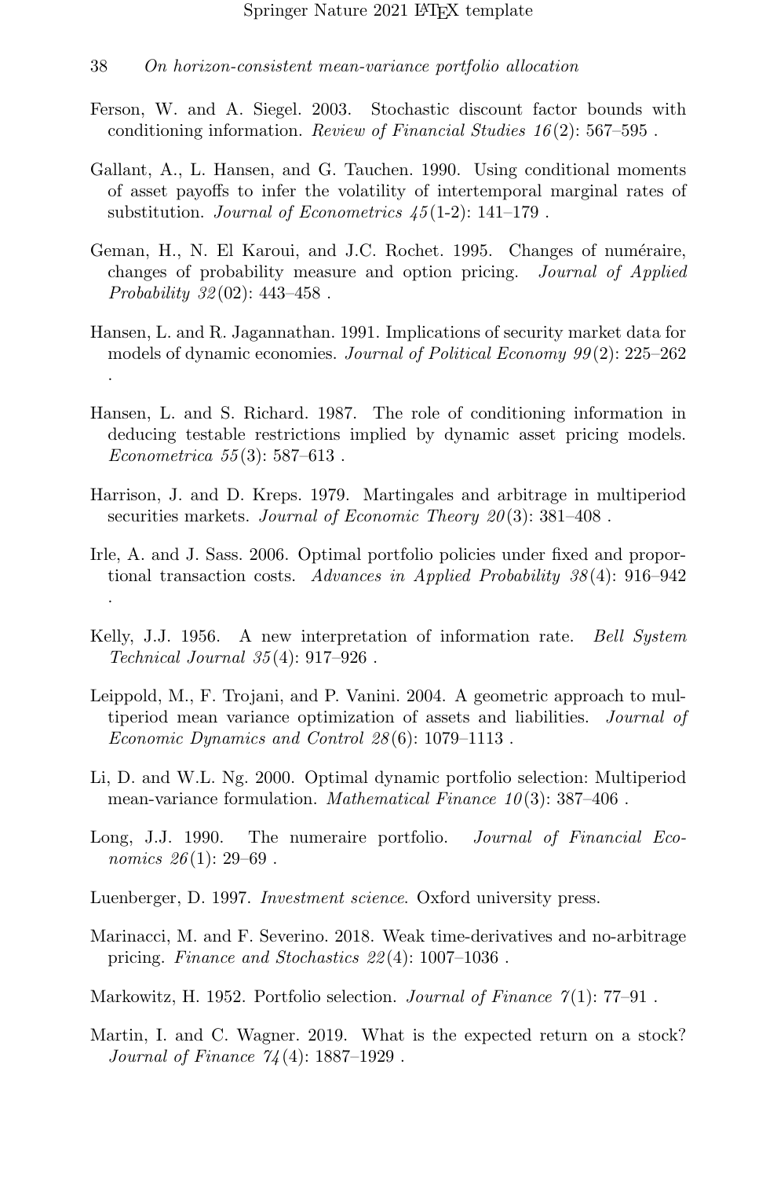Ferson, W. and A. Siegel. 2003. Stochastic discount factor bounds with conditioning information. *Review of Financial Studies 16*(2): 567–595 .

Gallant, A., L. Hansen, and G. Tauchen. 1990. Using conditional moments of asset payoffs to infer the volatility of intertemporal marginal rates of substitution. *Journal of Econometrics 45*(1-2): 141–179 .

Geman, H., N. El Karoui, and J.C. Rochet. 1995. Changes of numéraire, changes of probability measure and option pricing. *Journal of Applied Probability 32*(02): 443–458 .

Hansen, L. and R. Jagannathan. 1991. Implications of security market data for models of dynamic economies. *Journal of Political Economy 99*(2): 225–262 .

Hansen, L. and S. Richard. 1987. The role of conditioning information in deducing testable restrictions implied by dynamic asset pricing models. *Econometrica 55*(3): 587–613 .

Harrison, J. and D. Kreps. 1979. Martingales and arbitrage in multiperiod securities markets. *Journal of Economic Theory 20*(3): 381–408 .

Irle, A. and J. Sass. 2006. Optimal portfolio policies under fixed and proportional transaction costs. *Advances in Applied Probability 38*(4): 916–942 .

Kelly, J.J. 1956. A new interpretation of information rate. *Bell System Technical Journal 35*(4): 917–926 .

Leippold, M., F. Trojani, and P. Vanini. 2004. A geometric approach to multiperiod mean variance optimization of assets and liabilities. *Journal of Economic Dynamics and Control 28*(6): 1079–1113 .

Li, D. and W.L. Ng. 2000. Optimal dynamic portfolio selection: Multiperiod mean-variance formulation. *Mathematical Finance 10*(3): 387–406 .

Long, J.J. 1990. The numeraire portfolio. *Journal of Financial Economics 26*(1): 29–69 .

Luenberger, D. 1997. *Investment science*. Oxford university press.

Marinacci, M. and F. Severino. 2018. Weak time-derivatives and no-arbitrage pricing. *Finance and Stochastics 22*(4): 1007–1036 .

Markowitz, H. 1952. Portfolio selection. *Journal of Finance 7*(1): 77–91 .

Martin, I. and C. Wagner. 2019. What is the expected return on a stock? *Journal of Finance 74*(4): 1887–1929 .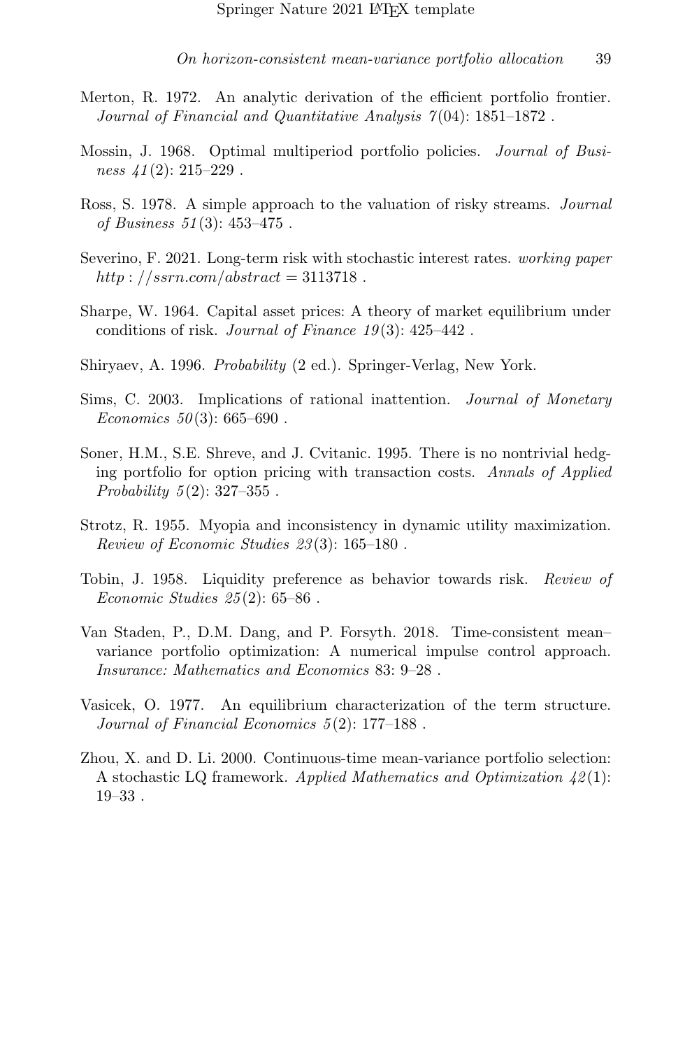Merton, R. 1972. An analytic derivation of the efficient portfolio frontier. *Journal of Financial and Quantitative Analysis 7*(04): 1851–1872 .

Mossin, J. 1968. Optimal multiperiod portfolio policies. *Journal of Business 41*(2): 215–229 .

Ross, S. 1978. A simple approach to the valuation of risky streams. *Journal of Business 51*(3): 453–475 .

Severino, F. 2021. Long-term risk with stochastic interest rates. *working paper* $http://ssrn.com/abstract = 3113718$ .

Sharpe, W. 1964. Capital asset prices: A theory of market equilibrium under conditions of risk. *Journal of Finance 19*(3): 425–442 .

Shiryaev, A. 1996. *Probability* (2 ed.). Springer-Verlag, New York.

Sims, C. 2003. Implications of rational inattention. *Journal of Monetary Economics 50*(3): 665–690 .

Soner, H.M., S.E. Shreve, and J. Cvitanic. 1995. There is no nontrivial hedging portfolio for option pricing with transaction costs. *Annals of Applied Probability 5*(2): 327–355 .

Strotz, R. 1955. Myopia and inconsistency in dynamic utility maximization. *Review of Economic Studies 23*(3): 165–180 .

Tobin, J. 1958. Liquidity preference as behavior towards risk. *Review of Economic Studies 25*(2): 65–86 .

Van Staden, P., D.M. Dang, and P. Forsyth. 2018. Time-consistent mean–variance portfolio optimization: A numerical impulse control approach. *Insurance: Mathematics and Economics* 83: 9–28 .

Vasicek, O. 1977. An equilibrium characterization of the term structure. *Journal of Financial Economics 5*(2): 177–188 .

Zhou, X. and D. Li. 2000. Continuous-time mean-variance portfolio selection: A stochastic LQ framework. *Applied Mathematics and Optimization 42*(1): 19–33 .